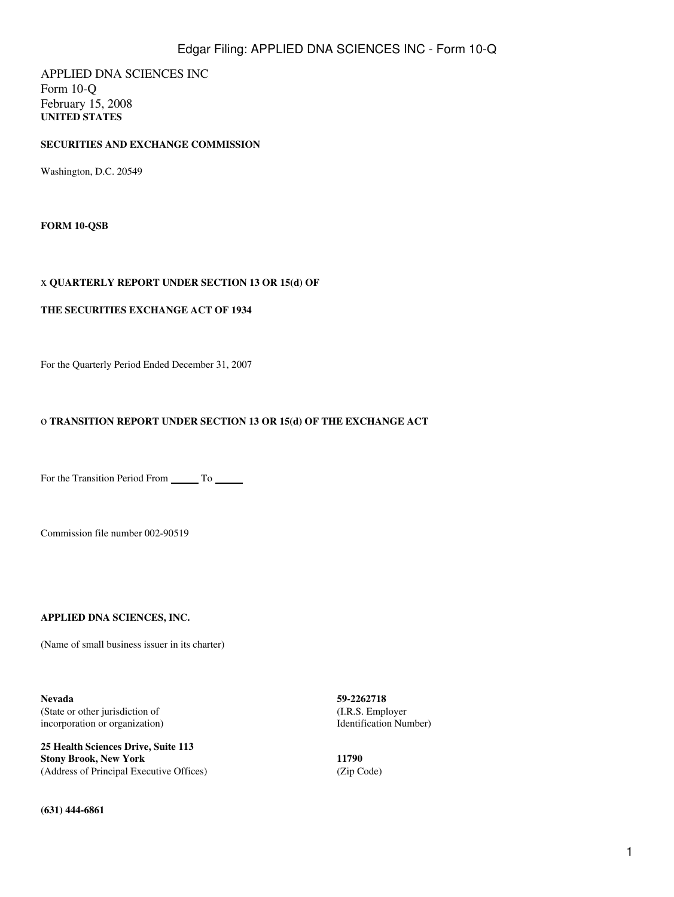APPLIED DNA SCIENCES INC
Form 10-Q
February 15, 2008

**UNITED STATES**

**SECURITIES AND EXCHANGE COMMISSION**

Washington, D.C. 20549

**FORM 10-QSB**

x **QUARTERLY REPORT UNDER SECTION 13 OR 15(d) OF**

**THE SECURITIES EXCHANGE ACT OF 1934**

For the Quarterly Period Ended December 31, 2007

o **TRANSITION REPORT UNDER SECTION 13 OR 15(d) OF THE EXCHANGE ACT**

For the Transition Period From _____ To _____

Commission file number 002-90519

**APPLIED DNA SCIENCES, INC.**

(Name of small business issuer in its charter)

| | |
|---|---|
| **Nevada**<br>(State or other jurisdiction of incorporation or organization) | **59-2262718**<br>(I.R.S. Employer Identification Number) |
| **25 Health Sciences Drive, Suite 113**<br>**Stony Brook, New York**<br>(Address of Principal Executive Offices) | **11790**<br>(Zip Code) |

**(631) 444-6861**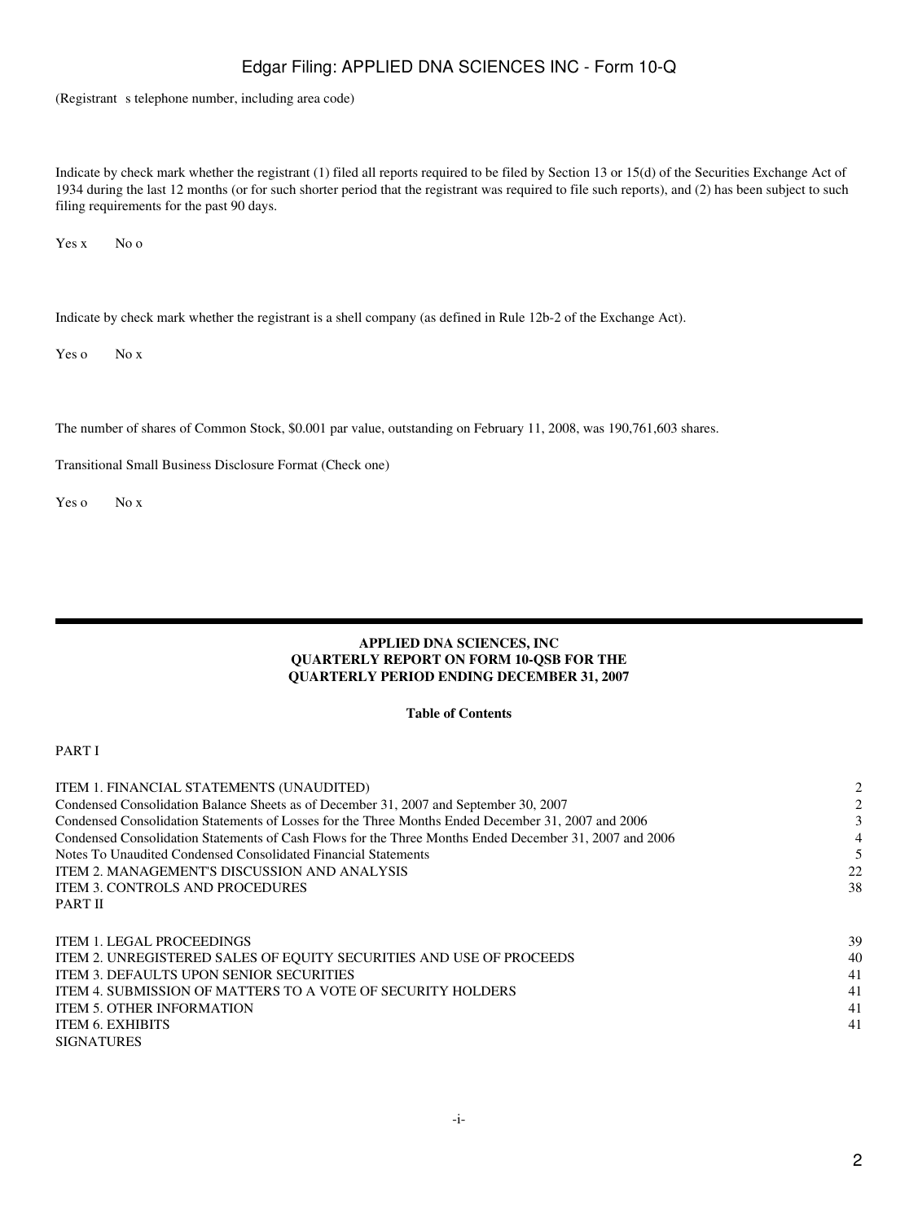(Registrant s telephone number, including area code)

Indicate by check mark whether the registrant (1) filed all reports required to be filed by Section 13 or 15(d) of the Securities Exchange Act of 1934 during the last 12 months (or for such shorter period that the registrant was required to file such reports), and (2) has been subject to such filing requirements for the past 90 days.

Yes x     No o

Indicate by check mark whether the registrant is a shell company (as defined in Rule 12b-2 of the Exchange Act).

Yes o     No x

The number of shares of Common Stock, $0.001 par value, outstanding on February 11, 2008, was 190,761,603 shares.

Transitional Small Business Disclosure Format (Check one)

Yes o     No x

---

**APPLIED DNA SCIENCES, INC**
**QUARTERLY REPORT ON FORM 10-QSB FOR THE**
**QUARTERLY PERIOD ENDING DECEMBER 31, 2007**

**Table of Contents**

PART I

| | |
|---|---|
| ITEM 1. FINANCIAL STATEMENTS (UNAUDITED) | 2 |
| Condensed Consolidation Balance Sheets as of December 31, 2007 and September 30, 2007 | 2 |
| Condensed Consolidation Statements of Losses for the Three Months Ended December 31, 2007 and 2006 | 3 |
| Condensed Consolidation Statements of Cash Flows for the Three Months Ended December 31, 2007 and 2006 | 4 |
| Notes To Unaudited Condensed Consolidated Financial Statements | 5 |
| ITEM 2. MANAGEMENT'S DISCUSSION AND ANALYSIS | 22 |
| ITEM 3. CONTROLS AND PROCEDURES | 38 |

PART II

| | |
|---|---|
| ITEM 1. LEGAL PROCEEDINGS | 39 |
| ITEM 2. UNREGISTERED SALES OF EQUITY SECURITIES AND USE OF PROCEEDS | 40 |
| ITEM 3. DEFAULTS UPON SENIOR SECURITIES | 41 |
| ITEM 4. SUBMISSION OF MATTERS TO A VOTE OF SECURITY HOLDERS | 41 |
| ITEM 5. OTHER INFORMATION | 41 |
| ITEM 6. EXHIBITS | 41 |
| SIGNATURES | |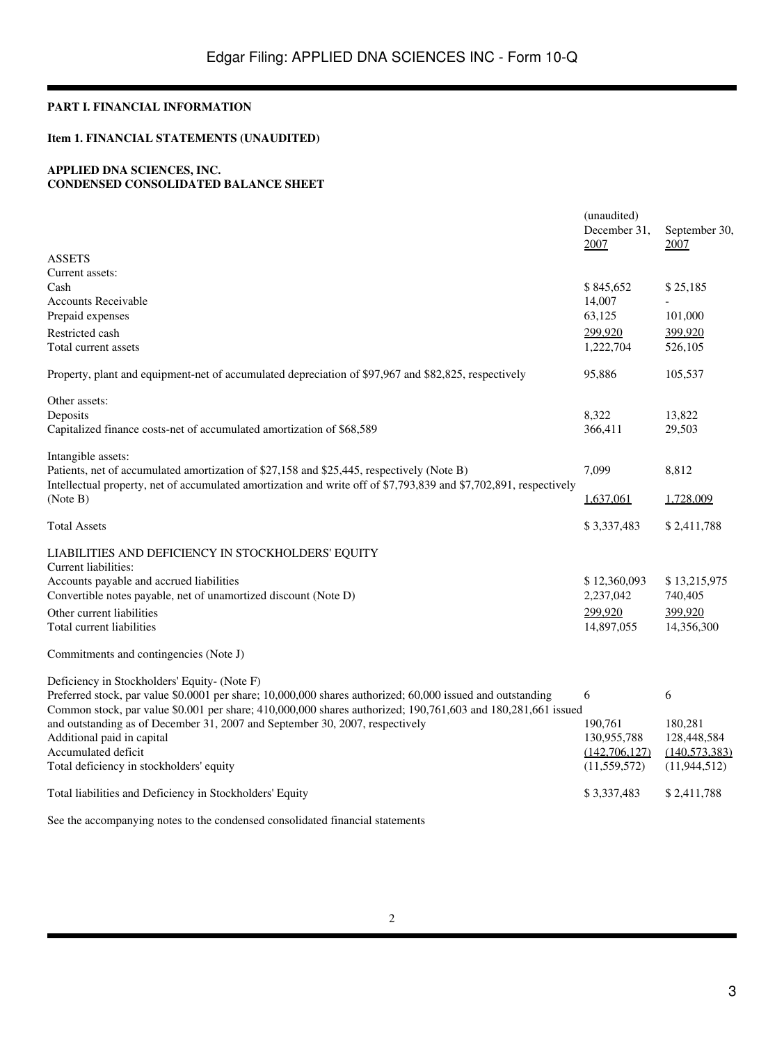## PART I. FINANCIAL INFORMATION

### Item 1. FINANCIAL STATEMENTS (UNAUDITED)

**APPLIED DNA SCIENCES, INC.**
**CONDENSED CONSOLIDATED BALANCE SHEET**

| | (unaudited) December 31, 2007 | September 30, 2007 |
|---|---|---|
| ASSETS | | |
| Current assets: | | |
| Cash | $ 845,652 | $ 25,185 |
| Accounts Receivable | 14,007 | - |
| Prepaid expenses | 63,125 | 101,000 |
| Restricted cash | 299,920 | 399,920 |
| Total current assets | 1,222,704 | 526,105 |
| Property, plant and equipment-net of accumulated depreciation of $97,967 and $82,825, respectively | 95,886 | 105,537 |
| Other assets: | | |
| Deposits | 8,322 | 13,822 |
| Capitalized finance costs-net of accumulated amortization of $68,589 | 366,411 | 29,503 |
| Intangible assets: | | |
| Patients, net of accumulated amortization of $27,158 and $25,445, respectively (Note B) | 7,099 | 8,812 |
| Intellectual property, net of accumulated amortization and write off of $7,793,839 and $7,702,891, respectively (Note B) | 1,637,061 | 1,728,009 |
| Total Assets | $ 3,337,483 | $ 2,411,788 |
| LIABILITIES AND DEFICIENCY IN STOCKHOLDERS' EQUITY | | |
| Current liabilities: | | |
| Accounts payable and accrued liabilities | $ 12,360,093 | $ 13,215,975 |
| Convertible notes payable, net of unamortized discount (Note D) | 2,237,042 | 740,405 |
| Other current liabilities | 299,920 | 399,920 |
| Total current liabilities | 14,897,055 | 14,356,300 |
| Commitments and contingencies (Note J) | | |
| Deficiency in Stockholders' Equity- (Note F) | | |
| Preferred stock, par value $0.0001 per share; 10,000,000 shares authorized; 60,000 issued and outstanding | 6 | 6 |
| Common stock, par value $0.001 per share; 410,000,000 shares authorized; 190,761,603 and 180,281,661 issued and outstanding as of December 31, 2007 and September 30, 2007, respectively | 190,761 | 180,281 |
| Additional paid in capital | 130,955,788 | 128,448,584 |
| Accumulated deficit | (142,706,127) | (140,573,383) |
| Total deficiency in stockholders' equity | (11,559,572) | (11,944,512) |
| Total liabilities and Deficiency in Stockholders' Equity | $ 3,337,483 | $ 2,411,788 |

See the accompanying notes to the condensed consolidated financial statements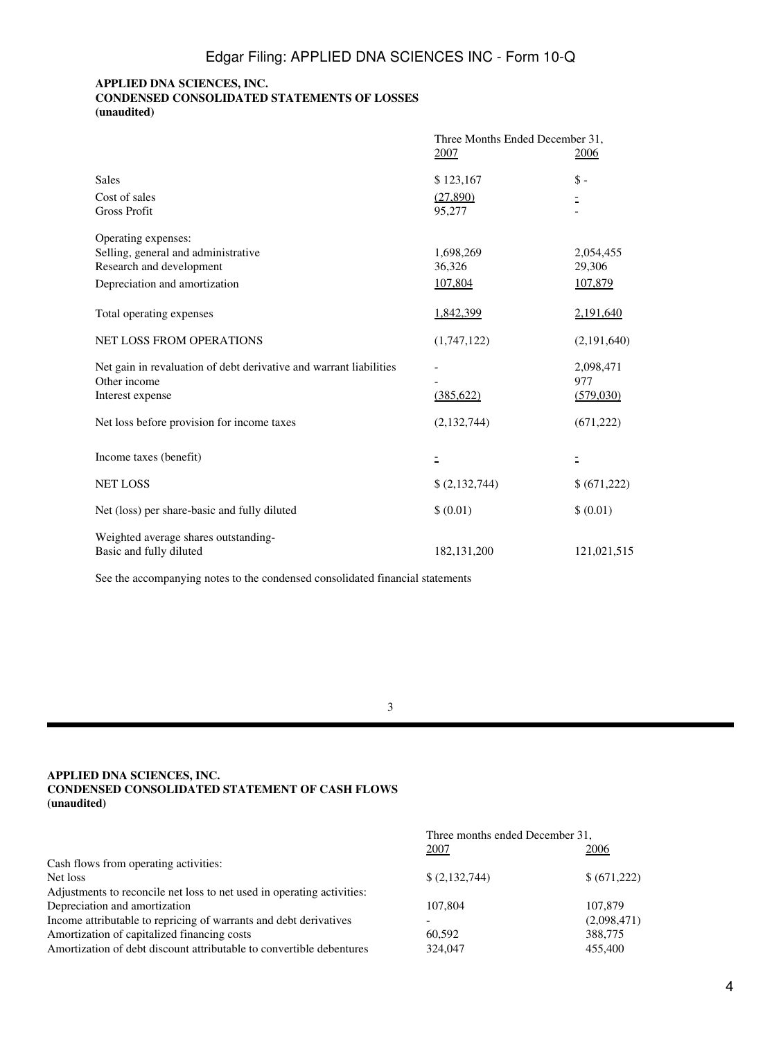**APPLIED DNA SCIENCES, INC.**
**CONDENSED CONSOLIDATED STATEMENTS OF LOSSES**
**(unaudited)**

| | Three Months Ended December 31, 2007 | 2006 |
|---|---|---|
| Sales | $ 123,167 | $ - |
| Cost of sales | (27,890) | - |
| Gross Profit | 95,277 | - |
| Operating expenses: | | |
| Selling, general and administrative | 1,698,269 | 2,054,455 |
| Research and development | 36,326 | 29,306 |
| Depreciation and amortization | 107,804 | 107,879 |
| Total operating expenses | 1,842,399 | 2,191,640 |
| NET LOSS FROM OPERATIONS | (1,747,122) | (2,191,640) |
| Net gain in revaluation of debt derivative and warrant liabilities | - | 2,098,471 |
| Other income | - | 977 |
| Interest expense | (385,622) | (579,030) |
| Net loss before provision for income taxes | (2,132,744) | (671,222) |
| Income taxes (benefit) | - | - |
| NET LOSS | $ (2,132,744) | $ (671,222) |
| Net (loss) per share-basic and fully diluted | $ (0.01) | $ (0.01) |
| Weighted average shares outstanding- Basic and fully diluted | 182,131,200 | 121,021,515 |

See the accompanying notes to the condensed consolidated financial statements

**APPLIED DNA SCIENCES, INC.**
**CONDENSED CONSOLIDATED STATEMENT OF CASH FLOWS**
**(unaudited)**

| | Three months ended December 31, 2007 | 2006 |
|---|---|---|
| Cash flows from operating activities: | | |
| Net loss | $ (2,132,744) | $ (671,222) |
| Adjustments to reconcile net loss to net used in operating activities: | | |
| Depreciation and amortization | 107,804 | 107,879 |
| Income attributable to repricing of warrants and debt derivatives | - | (2,098,471) |
| Amortization of capitalized financing costs | 60,592 | 388,775 |
| Amortization of debt discount attributable to convertible debentures | 324,047 | 455,400 |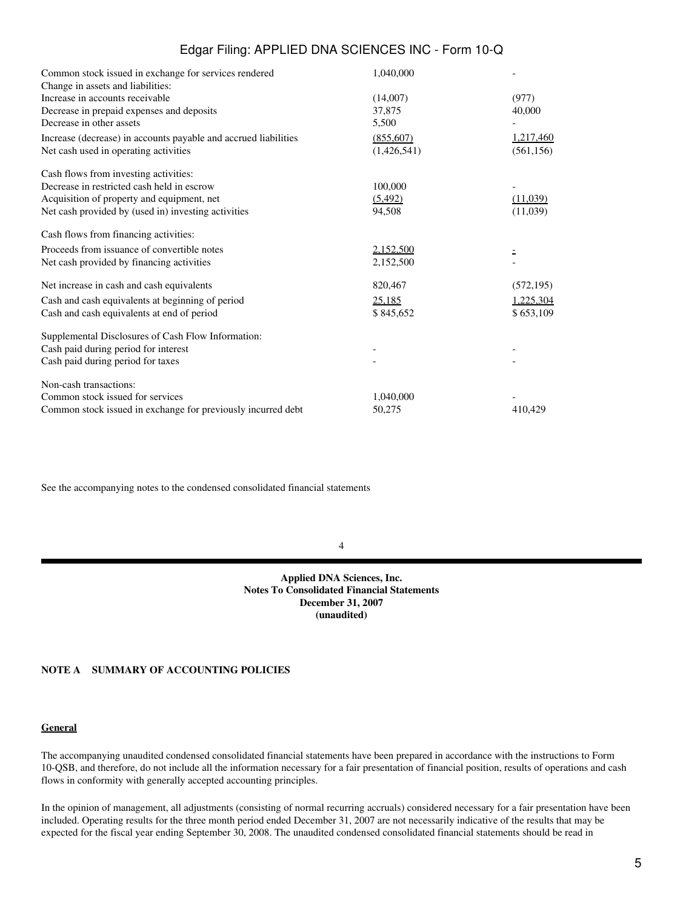| | | |
|---|---|---|
| Common stock issued in exchange for services rendered | 1,040,000 | - |
| Change in assets and liabilities: | | |
| Increase in accounts receivable | (14,007) | (977) |
| Decrease in prepaid expenses and deposits | 37,875 | 40,000 |
| Decrease in other assets | 5,500 | - |
| Increase (decrease) in accounts payable and accrued liabilities | (855,607) | 1,217,460 |
| Net cash used in operating activities | (1,426,541) | (561,156) |
| | | |
| Cash flows from investing activities: | | |
| Decrease in restricted cash held in escrow | 100,000 | - |
| Acquisition of property and equipment, net | (5,492) | (11,039) |
| Net cash provided by (used in) investing activities | 94,508 | (11,039) |
| | | |
| Cash flows from financing activities: | | |
| Proceeds from issuance of convertible notes | 2,152,500 | - |
| Net cash provided by financing activities | 2,152,500 | - |
| | | |
| Net increase in cash and cash equivalents | 820,467 | (572,195) |
| Cash and cash equivalents at beginning of period | 25,185 | 1,225,304 |
| Cash and cash equivalents at end of period | $ 845,652 | $ 653,109 |
| | | |
| Supplemental Disclosures of Cash Flow Information: | | |
| Cash paid during period for interest | - | - |
| Cash paid during period for taxes | - | - |
| | | |
| Non-cash transactions: | | |
| Common stock issued for services | 1,040,000 | - |
| Common stock issued in exchange for previously incurred debt | 50,275 | 410,429 |

See the accompanying notes to the condensed consolidated financial statements

**Applied DNA Sciences, Inc.**
**Notes To Consolidated Financial Statements**
**December 31, 2007**
**(unaudited)**

## NOTE A SUMMARY OF ACCOUNTING POLICIES

### General

The accompanying unaudited condensed consolidated financial statements have been prepared in accordance with the instructions to Form 10-QSB, and therefore, do not include all the information necessary for a fair presentation of financial position, results of operations and cash flows in conformity with generally accepted accounting principles.

In the opinion of management, all adjustments (consisting of normal recurring accruals) considered necessary for a fair presentation have been included. Operating results for the three month period ended December 31, 2007 are not necessarily indicative of the results that may be expected for the fiscal year ending September 30, 2008. The unaudited condensed consolidated financial statements should be read in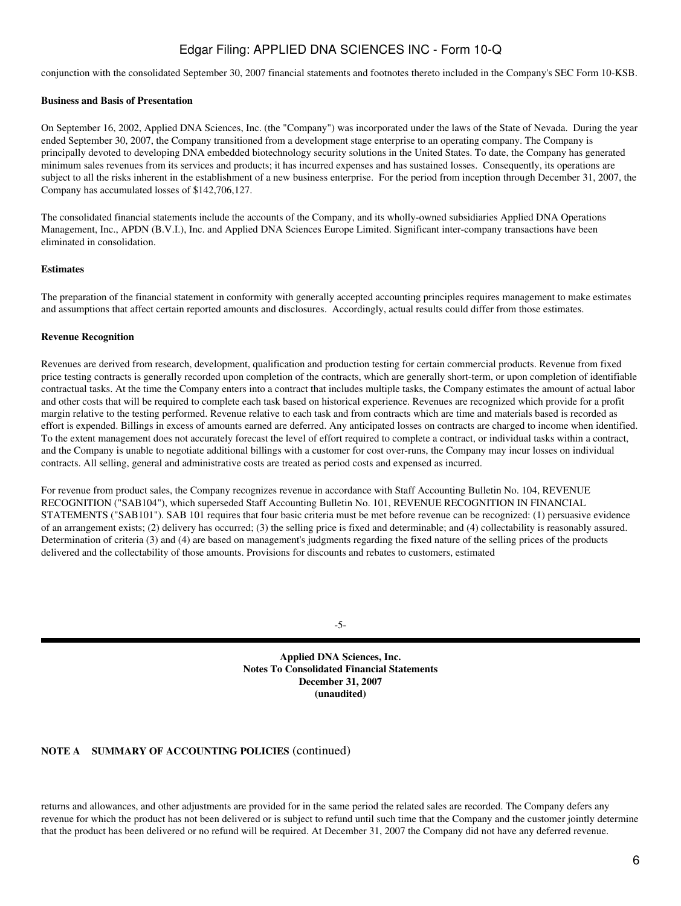conjunction with the consolidated September 30, 2007 financial statements and footnotes thereto included in the Company's SEC Form 10-KSB.

**Business and Basis of Presentation**

On September 16, 2002, Applied DNA Sciences, Inc. (the "Company") was incorporated under the laws of the State of Nevada. During the year ended September 30, 2007, the Company transitioned from a development stage enterprise to an operating company. The Company is principally devoted to developing DNA embedded biotechnology security solutions in the United States. To date, the Company has generated minimum sales revenues from its services and products; it has incurred expenses and has sustained losses. Consequently, its operations are subject to all the risks inherent in the establishment of a new business enterprise. For the period from inception through December 31, 2007, the Company has accumulated losses of $142,706,127.

The consolidated financial statements include the accounts of the Company, and its wholly-owned subsidiaries Applied DNA Operations Management, Inc., APDN (B.V.I.), Inc. and Applied DNA Sciences Europe Limited. Significant inter-company transactions have been eliminated in consolidation.

**Estimates**

The preparation of the financial statement in conformity with generally accepted accounting principles requires management to make estimates and assumptions that affect certain reported amounts and disclosures. Accordingly, actual results could differ from those estimates.

**Revenue Recognition**

Revenues are derived from research, development, qualification and production testing for certain commercial products. Revenue from fixed price testing contracts is generally recorded upon completion of the contracts, which are generally short-term, or upon completion of identifiable contractual tasks. At the time the Company enters into a contract that includes multiple tasks, the Company estimates the amount of actual labor and other costs that will be required to complete each task based on historical experience. Revenues are recognized which provide for a profit margin relative to the testing performed. Revenue relative to each task and from contracts which are time and materials based is recorded as effort is expended. Billings in excess of amounts earned are deferred. Any anticipated losses on contracts are charged to income when identified. To the extent management does not accurately forecast the level of effort required to complete a contract, or individual tasks within a contract, and the Company is unable to negotiate additional billings with a customer for cost over-runs, the Company may incur losses on individual contracts. All selling, general and administrative costs are treated as period costs and expensed as incurred.

For revenue from product sales, the Company recognizes revenue in accordance with Staff Accounting Bulletin No. 104, REVENUE RECOGNITION ("SAB104"), which superseded Staff Accounting Bulletin No. 101, REVENUE RECOGNITION IN FINANCIAL STATEMENTS ("SAB101"). SAB 101 requires that four basic criteria must be met before revenue can be recognized: (1) persuasive evidence of an arrangement exists; (2) delivery has occurred; (3) the selling price is fixed and determinable; and (4) collectability is reasonably assured. Determination of criteria (3) and (4) are based on management's judgments regarding the fixed nature of the selling prices of the products delivered and the collectability of those amounts. Provisions for discounts and rebates to customers, estimated

**Applied DNA Sciences, Inc.**
**Notes To Consolidated Financial Statements**
**December 31, 2007**
**(unaudited)**

**NOTE A SUMMARY OF ACCOUNTING POLICIES** (continued)

returns and allowances, and other adjustments are provided for in the same period the related sales are recorded. The Company defers any revenue for which the product has not been delivered or is subject to refund until such time that the Company and the customer jointly determine that the product has been delivered or no refund will be required. At December 31, 2007 the Company did not have any deferred revenue.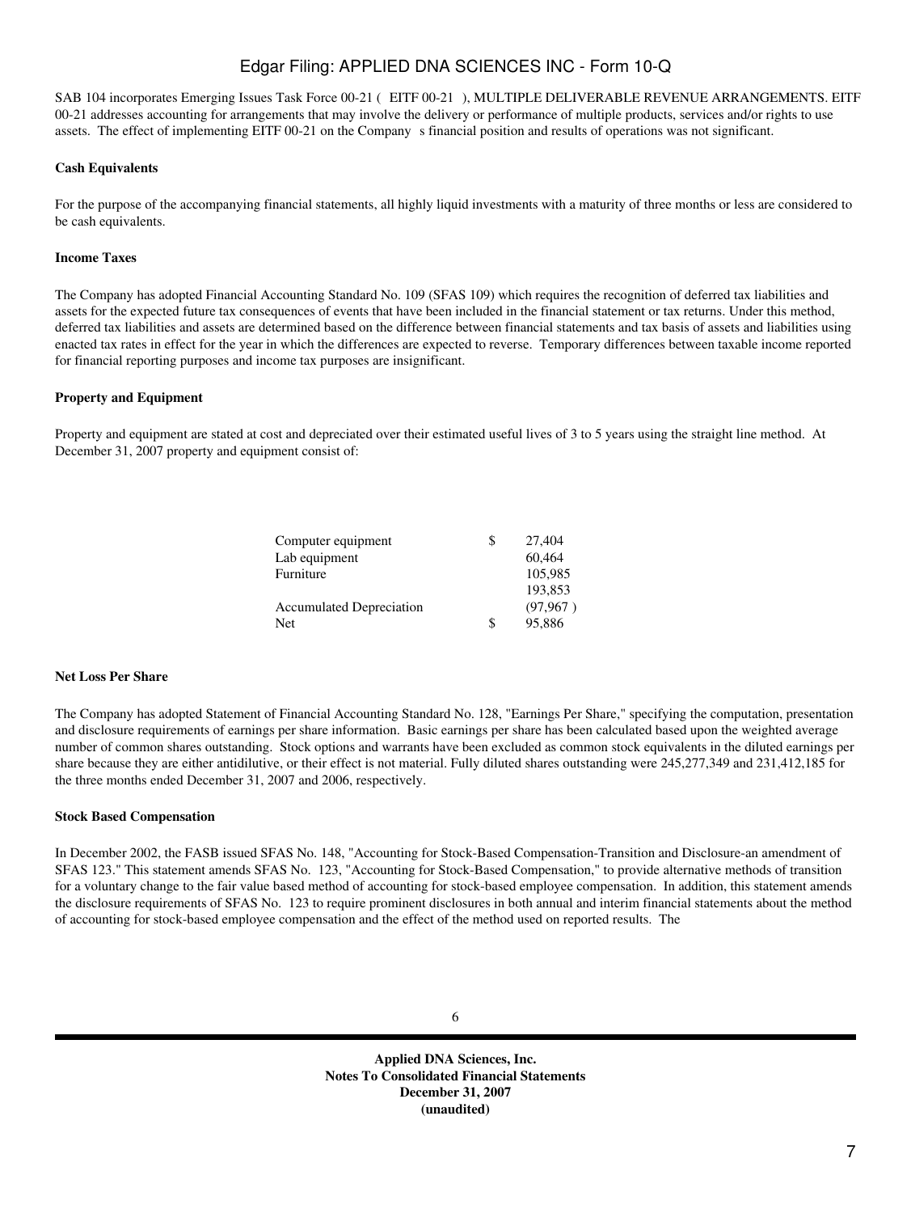SAB 104 incorporates Emerging Issues Task Force 00-21 ( EITF 00-21 ), MULTIPLE DELIVERABLE REVENUE ARRANGEMENTS. EITF 00-21 addresses accounting for arrangements that may involve the delivery or performance of multiple products, services and/or rights to use assets. The effect of implementing EITF 00-21 on the Company s financial position and results of operations was not significant.

**Cash Equivalents**

For the purpose of the accompanying financial statements, all highly liquid investments with a maturity of three months or less are considered to be cash equivalents.

**Income Taxes**

The Company has adopted Financial Accounting Standard No. 109 (SFAS 109) which requires the recognition of deferred tax liabilities and assets for the expected future tax consequences of events that have been included in the financial statement or tax returns. Under this method, deferred tax liabilities and assets are determined based on the difference between financial statements and tax basis of assets and liabilities using enacted tax rates in effect for the year in which the differences are expected to reverse. Temporary differences between taxable income reported for financial reporting purposes and income tax purposes are insignificant.

**Property and Equipment**

Property and equipment are stated at cost and depreciated over their estimated useful lives of 3 to 5 years using the straight line method. At December 31, 2007 property and equipment consist of:

| | | |
|---|---|---|
| Computer equipment | $ | 27,404 |
| Lab equipment | | 60,464 |
| Furniture | | 105,985 |
| | | 193,853 |
| Accumulated Depreciation | | (97,967 ) |
| Net | $ | 95,886 |

**Net Loss Per Share**

The Company has adopted Statement of Financial Accounting Standard No. 128, "Earnings Per Share," specifying the computation, presentation and disclosure requirements of earnings per share information. Basic earnings per share has been calculated based upon the weighted average number of common shares outstanding. Stock options and warrants have been excluded as common stock equivalents in the diluted earnings per share because they are either antidilutive, or their effect is not material. Fully diluted shares outstanding were 245,277,349 and 231,412,185 for the three months ended December 31, 2007 and 2006, respectively.

**Stock Based Compensation**

In December 2002, the FASB issued SFAS No. 148, "Accounting for Stock-Based Compensation-Transition and Disclosure-an amendment of SFAS 123." This statement amends SFAS No. 123, "Accounting for Stock-Based Compensation," to provide alternative methods of transition for a voluntary change to the fair value based method of accounting for stock-based employee compensation. In addition, this statement amends the disclosure requirements of SFAS No. 123 to require prominent disclosures in both annual and interim financial statements about the method of accounting for stock-based employee compensation and the effect of the method used on reported results. The

**Applied DNA Sciences, Inc.**
**Notes To Consolidated Financial Statements**
**December 31, 2007**
**(unaudited)**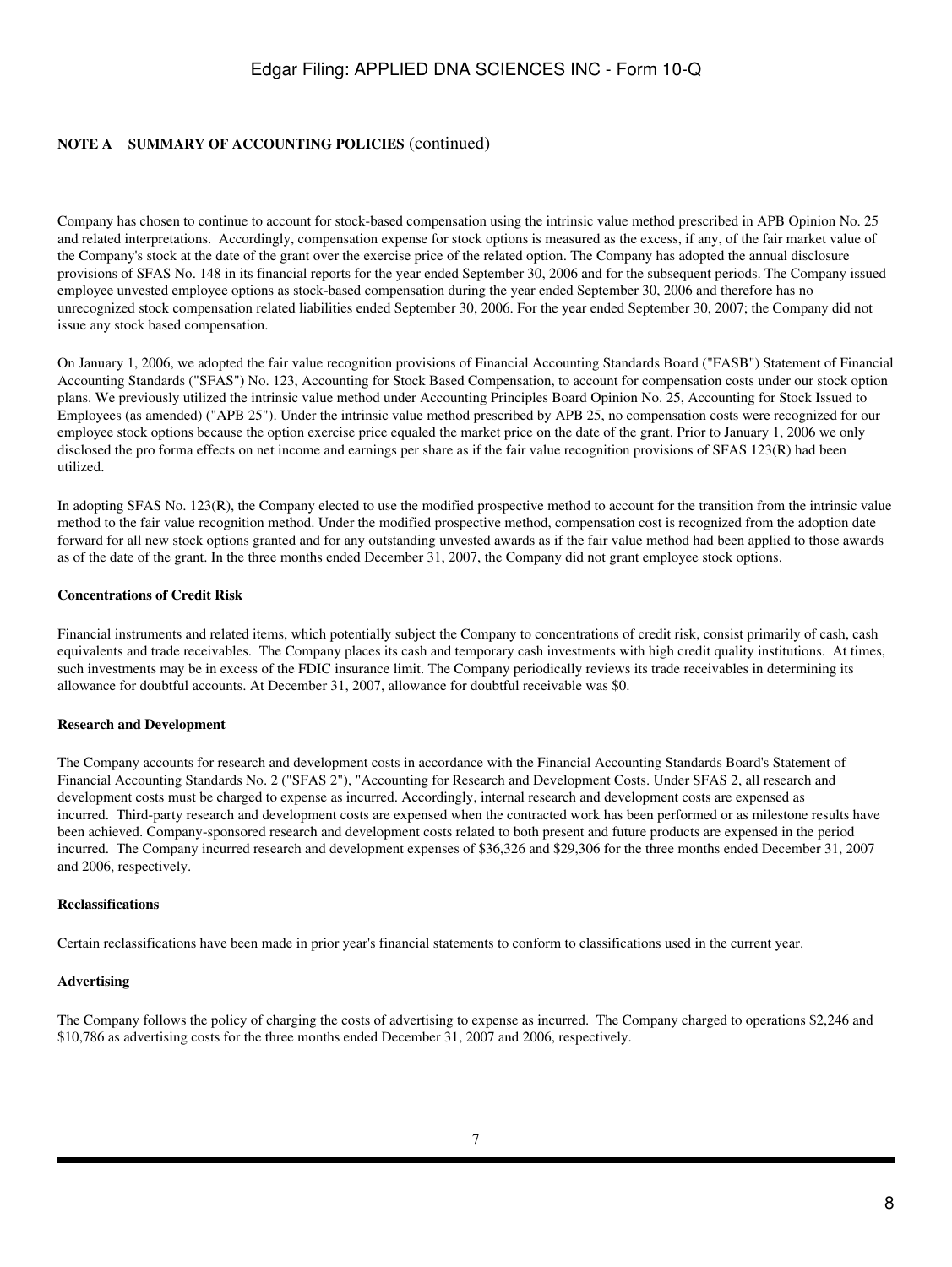**NOTE A SUMMARY OF ACCOUNTING POLICIES** (continued)

Company has chosen to continue to account for stock-based compensation using the intrinsic value method prescribed in APB Opinion No. 25 and related interpretations. Accordingly, compensation expense for stock options is measured as the excess, if any, of the fair market value of the Company's stock at the date of the grant over the exercise price of the related option. The Company has adopted the annual disclosure provisions of SFAS No. 148 in its financial reports for the year ended September 30, 2006 and for the subsequent periods. The Company issued employee unvested employee options as stock-based compensation during the year ended September 30, 2006 and therefore has no unrecognized stock compensation related liabilities ended September 30, 2006. For the year ended September 30, 2007; the Company did not issue any stock based compensation.

On January 1, 2006, we adopted the fair value recognition provisions of Financial Accounting Standards Board ("FASB") Statement of Financial Accounting Standards ("SFAS") No. 123, Accounting for Stock Based Compensation, to account for compensation costs under our stock option plans. We previously utilized the intrinsic value method under Accounting Principles Board Opinion No. 25, Accounting for Stock Issued to Employees (as amended) ("APB 25"). Under the intrinsic value method prescribed by APB 25, no compensation costs were recognized for our employee stock options because the option exercise price equaled the market price on the date of the grant. Prior to January 1, 2006 we only disclosed the pro forma effects on net income and earnings per share as if the fair value recognition provisions of SFAS 123(R) had been utilized.

In adopting SFAS No. 123(R), the Company elected to use the modified prospective method to account for the transition from the intrinsic value method to the fair value recognition method. Under the modified prospective method, compensation cost is recognized from the adoption date forward for all new stock options granted and for any outstanding unvested awards as if the fair value method had been applied to those awards as of the date of the grant. In the three months ended December 31, 2007, the Company did not grant employee stock options.

**Concentrations of Credit Risk**

Financial instruments and related items, which potentially subject the Company to concentrations of credit risk, consist primarily of cash, cash equivalents and trade receivables. The Company places its cash and temporary cash investments with high credit quality institutions. At times, such investments may be in excess of the FDIC insurance limit. The Company periodically reviews its trade receivables in determining its allowance for doubtful accounts. At December 31, 2007, allowance for doubtful receivable was $0.

**Research and Development**

The Company accounts for research and development costs in accordance with the Financial Accounting Standards Board's Statement of Financial Accounting Standards No. 2 ("SFAS 2"), "Accounting for Research and Development Costs. Under SFAS 2, all research and development costs must be charged to expense as incurred. Accordingly, internal research and development costs are expensed as incurred. Third-party research and development costs are expensed when the contracted work has been performed or as milestone results have been achieved. Company-sponsored research and development costs related to both present and future products are expensed in the period incurred. The Company incurred research and development expenses of $36,326 and $29,306 for the three months ended December 31, 2007 and 2006, respectively.

**Reclassifications**

Certain reclassifications have been made in prior year's financial statements to conform to classifications used in the current year.

**Advertising**

The Company follows the policy of charging the costs of advertising to expense as incurred. The Company charged to operations $2,246 and $10,786 as advertising costs for the three months ended December 31, 2007 and 2006, respectively.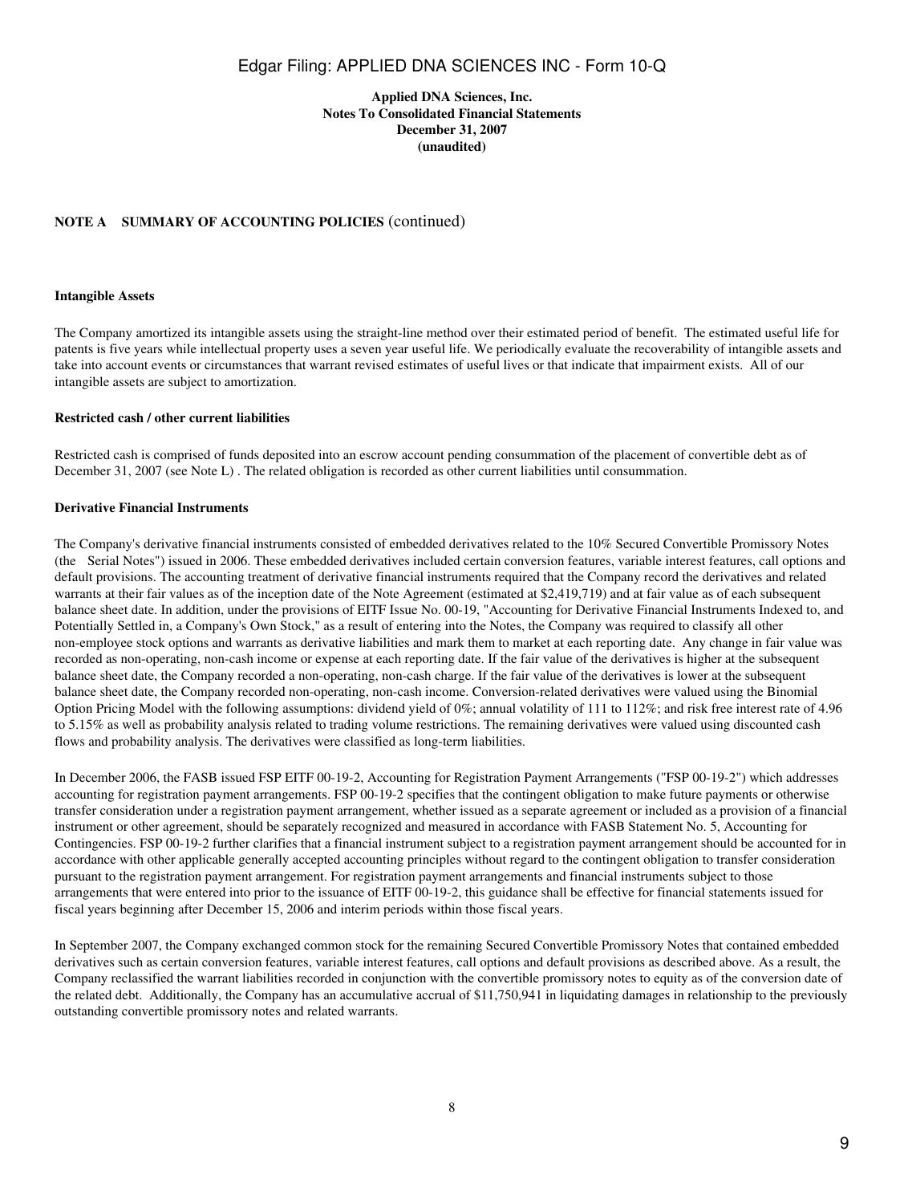**Applied DNA Sciences, Inc.**
**Notes To Consolidated Financial Statements**
**December 31, 2007**
**(unaudited)**

**NOTE A SUMMARY OF ACCOUNTING POLICIES** (continued)

**Intangible Assets**

The Company amortized its intangible assets using the straight-line method over their estimated period of benefit. The estimated useful life for patents is five years while intellectual property uses a seven year useful life. We periodically evaluate the recoverability of intangible assets and take into account events or circumstances that warrant revised estimates of useful lives or that indicate that impairment exists. All of our intangible assets are subject to amortization.

**Restricted cash / other current liabilities**

Restricted cash is comprised of funds deposited into an escrow account pending consummation of the placement of convertible debt as of December 31, 2007 (see Note L) . The related obligation is recorded as other current liabilities until consummation.

**Derivative Financial Instruments**

The Company's derivative financial instruments consisted of embedded derivatives related to the 10% Secured Convertible Promissory Notes (the Serial Notes") issued in 2006. These embedded derivatives included certain conversion features, variable interest features, call options and default provisions. The accounting treatment of derivative financial instruments required that the Company record the derivatives and related warrants at their fair values as of the inception date of the Note Agreement (estimated at $2,419,719) and at fair value as of each subsequent balance sheet date. In addition, under the provisions of EITF Issue No. 00-19, "Accounting for Derivative Financial Instruments Indexed to, and Potentially Settled in, a Company's Own Stock," as a result of entering into the Notes, the Company was required to classify all other non-employee stock options and warrants as derivative liabilities and mark them to market at each reporting date. Any change in fair value was recorded as non-operating, non-cash income or expense at each reporting date. If the fair value of the derivatives is higher at the subsequent balance sheet date, the Company recorded a non-operating, non-cash charge. If the fair value of the derivatives is lower at the subsequent balance sheet date, the Company recorded non-operating, non-cash income. Conversion-related derivatives were valued using the Binomial Option Pricing Model with the following assumptions: dividend yield of 0%; annual volatility of 111 to 112%; and risk free interest rate of 4.96 to 5.15% as well as probability analysis related to trading volume restrictions. The remaining derivatives were valued using discounted cash flows and probability analysis. The derivatives were classified as long-term liabilities.

In December 2006, the FASB issued FSP EITF 00-19-2, Accounting for Registration Payment Arrangements ("FSP 00-19-2") which addresses accounting for registration payment arrangements. FSP 00-19-2 specifies that the contingent obligation to make future payments or otherwise transfer consideration under a registration payment arrangement, whether issued as a separate agreement or included as a provision of a financial instrument or other agreement, should be separately recognized and measured in accordance with FASB Statement No. 5, Accounting for Contingencies. FSP 00-19-2 further clarifies that a financial instrument subject to a registration payment arrangement should be accounted for in accordance with other applicable generally accepted accounting principles without regard to the contingent obligation to transfer consideration pursuant to the registration payment arrangement. For registration payment arrangements and financial instruments subject to those arrangements that were entered into prior to the issuance of EITF 00-19-2, this guidance shall be effective for financial statements issued for fiscal years beginning after December 15, 2006 and interim periods within those fiscal years.

In September 2007, the Company exchanged common stock for the remaining Secured Convertible Promissory Notes that contained embedded derivatives such as certain conversion features, variable interest features, call options and default provisions as described above. As a result, the Company reclassified the warrant liabilities recorded in conjunction with the convertible promissory notes to equity as of the conversion date of the related debt. Additionally, the Company has an accumulative accrual of $11,750,941 in liquidating damages in relationship to the previously outstanding convertible promissory notes and related warrants.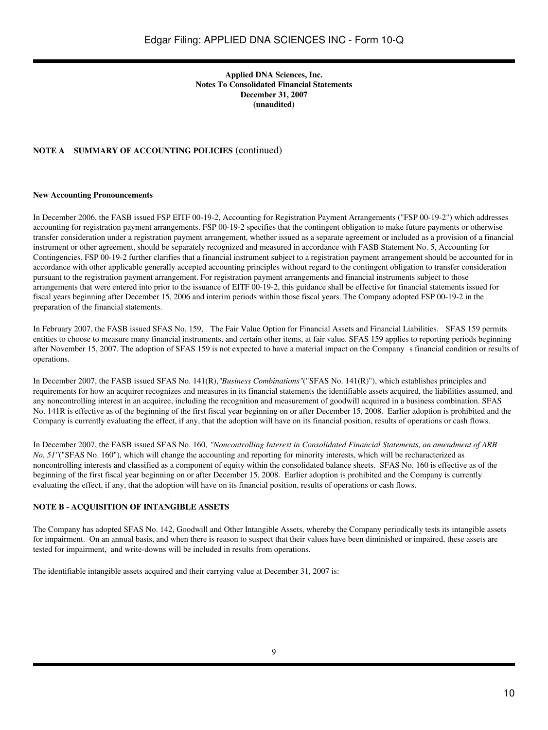**Applied DNA Sciences, Inc.**
**Notes To Consolidated Financial Statements**
**December 31, 2007**
**(unaudited)**

**NOTE A SUMMARY OF ACCOUNTING POLICIES** (continued)

**New Accounting Pronouncements**

In December 2006, the FASB issued FSP EITF 00-19-2, Accounting for Registration Payment Arrangements ("FSP 00-19-2") which addresses accounting for registration payment arrangements. FSP 00-19-2 specifies that the contingent obligation to make future payments or otherwise transfer consideration under a registration payment arrangement, whether issued as a separate agreement or included as a provision of a financial instrument or other agreement, should be separately recognized and measured in accordance with FASB Statement No. 5, Accounting for Contingencies. FSP 00-19-2 further clarifies that a financial instrument subject to a registration payment arrangement should be accounted for in accordance with other applicable generally accepted accounting principles without regard to the contingent obligation to transfer consideration pursuant to the registration payment arrangement. For registration payment arrangements and financial instruments subject to those arrangements that were entered into prior to the issuance of EITF 00-19-2, this guidance shall be effective for financial statements issued for fiscal years beginning after December 15, 2006 and interim periods within those fiscal years. The Company adopted FSP 00-19-2 in the preparation of the financial statements.

In February 2007, the FASB issued SFAS No. 159, The Fair Value Option for Financial Assets and Financial Liabilities. SFAS 159 permits entities to choose to measure many financial instruments, and certain other items, at fair value. SFAS 159 applies to reporting periods beginning after November 15, 2007. The adoption of SFAS 159 is not expected to have a material impact on the Company s financial condition or results of operations.

In December 2007, the FASB issued SFAS No. 141(R),*"Business Combinations"*("SFAS No. 141(R)"), which establishes principles and requirements for how an acquirer recognizes and measures in its financial statements the identifiable assets acquired, the liabilities assumed, and any noncontrolling interest in an acquiree, including the recognition and measurement of goodwill acquired in a business combination. SFAS No. 141R is effective as of the beginning of the first fiscal year beginning on or after December 15, 2008. Earlier adoption is prohibited and the Company is currently evaluating the effect, if any, that the adoption will have on its financial position, results of operations or cash flows.

In December 2007, the FASB issued SFAS No. 160, *"Noncontrolling Interest in Consolidated Financial Statements, an amendment of ARB No. 51"*("SFAS No. 160"), which will change the accounting and reporting for minority interests, which will be recharacterized as noncontrolling interests and classified as a component of equity within the consolidated balance sheets. SFAS No. 160 is effective as of the beginning of the first fiscal year beginning on or after December 15, 2008. Earlier adoption is prohibited and the Company is currently evaluating the effect, if any, that the adoption will have on its financial position, results of operations or cash flows.

**NOTE B - ACQUISITION OF INTANGIBLE ASSETS**

The Company has adopted SFAS No. 142, Goodwill and Other Intangible Assets, whereby the Company periodically tests its intangible assets for impairment. On an annual basis, and when there is reason to suspect that their values have been diminished or impaired, these assets are tested for impairment, and write-downs will be included in results from operations.

The identifiable intangible assets acquired and their carrying value at December 31, 2007 is: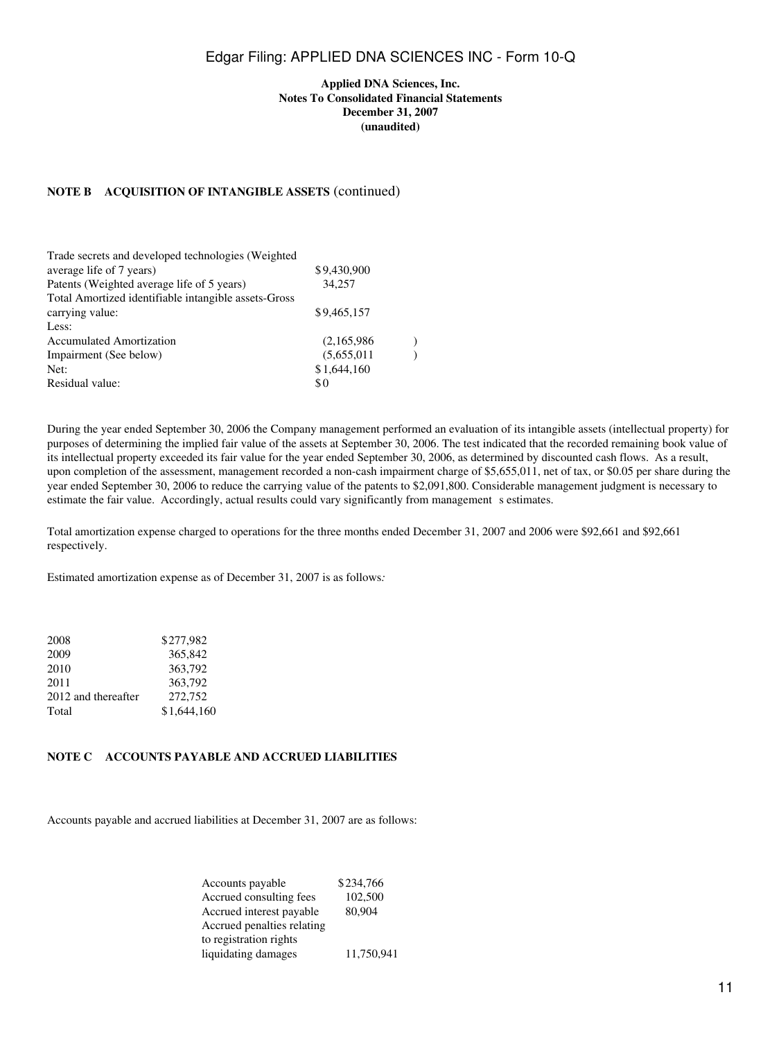**Applied DNA Sciences, Inc.**
**Notes To Consolidated Financial Statements**
**December 31, 2007**
**(unaudited)**

**NOTE B ACQUISITION OF INTANGIBLE ASSETS** (continued)

| | |
|---|---|
| Trade secrets and developed technologies (Weighted average life of 7 years) | $9,430,900 |
| Patents (Weighted average life of 5 years) | 34,257 |
| Total Amortized identifiable intangible assets-Gross carrying value: | $9,465,157 |
| Less: | |
| Accumulated Amortization | (2,165,986) |
| Impairment (See below) | (5,655,011) |
| Net: | $1,644,160 |
| Residual value: | $0 |

During the year ended September 30, 2006 the Company management performed an evaluation of its intangible assets (intellectual property) for purposes of determining the implied fair value of the assets at September 30, 2006. The test indicated that the recorded remaining book value of its intellectual property exceeded its fair value for the year ended September 30, 2006, as determined by discounted cash flows. As a result, upon completion of the assessment, management recorded a non-cash impairment charge of $5,655,011, net of tax, or $0.05 per share during the year ended September 30, 2006 to reduce the carrying value of the patents to $2,091,800. Considerable management judgment is necessary to estimate the fair value. Accordingly, actual results could vary significantly from management s estimates.

Total amortization expense charged to operations for the three months ended December 31, 2007 and 2006 were $92,661 and $92,661 respectively.

Estimated amortization expense as of December 31, 2007 is as follows*:*

| | |
|---|---|
| 2008 | $277,982 |
| 2009 | 365,842 |
| 2010 | 363,792 |
| 2011 | 363,792 |
| 2012 and thereafter | 272,752 |
| Total | $1,644,160 |

**NOTE C ACCOUNTS PAYABLE AND ACCRUED LIABILITIES**

Accounts payable and accrued liabilities at December 31, 2007 are as follows:

| | |
|---|---|
| Accounts payable | $234,766 |
| Accrued consulting fees | 102,500 |
| Accrued interest payable | 80,904 |
| Accrued penalties relating to registration rights liquidating damages | 11,750,941 |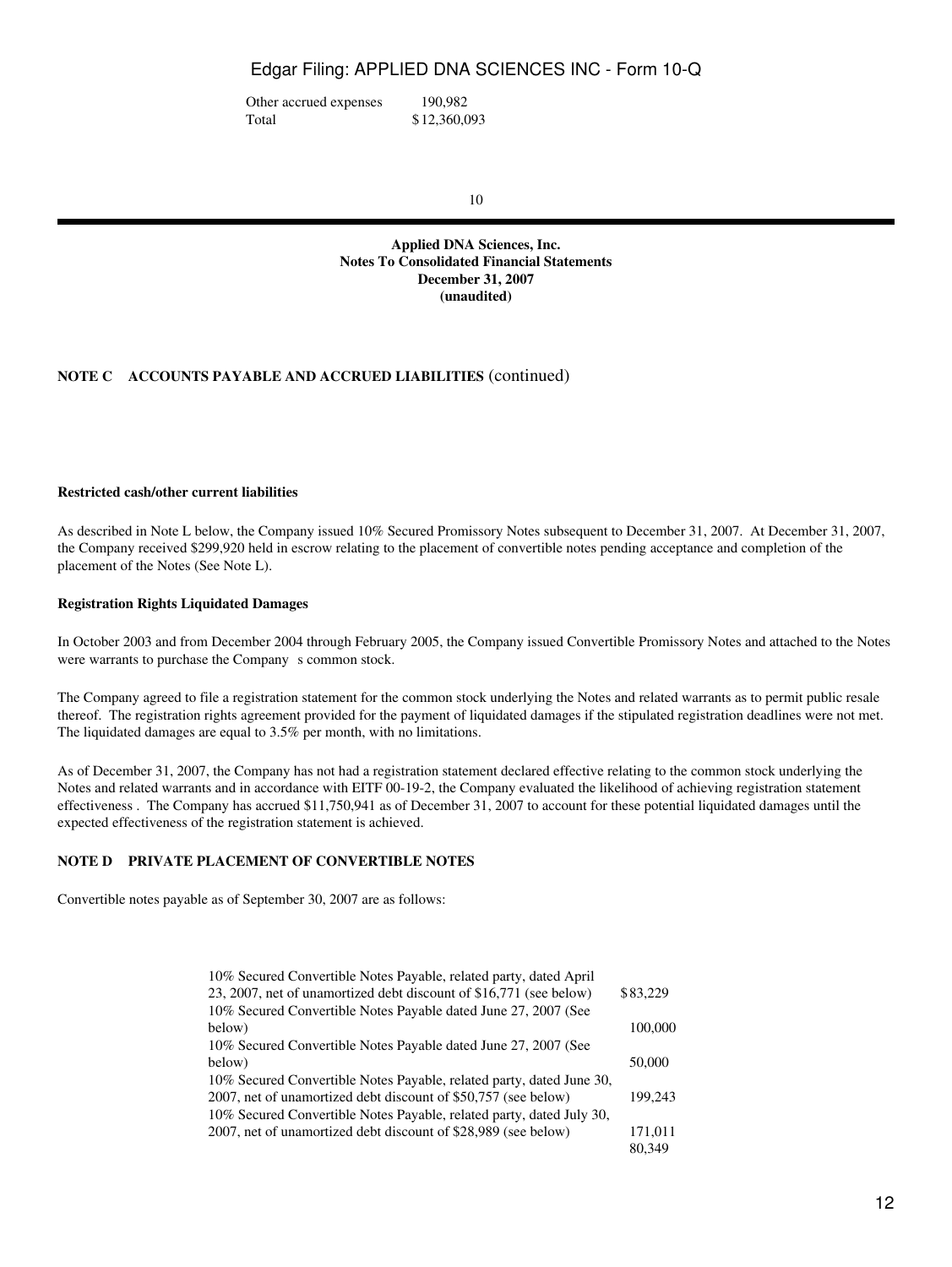| | |
|---|---|
| Other accrued expenses | 190,982 |
| Total | $12,360,093 |

**Applied DNA Sciences, Inc.**
**Notes To Consolidated Financial Statements**
**December 31, 2007**
**(unaudited)**

**NOTE C ACCOUNTS PAYABLE AND ACCRUED LIABILITIES** (continued)

**Restricted cash/other current liabilities**

As described in Note L below, the Company issued 10% Secured Promissory Notes subsequent to December 31, 2007. At December 31, 2007, the Company received $299,920 held in escrow relating to the placement of convertible notes pending acceptance and completion of the placement of the Notes (See Note L).

**Registration Rights Liquidated Damages**

In October 2003 and from December 2004 through February 2005, the Company issued Convertible Promissory Notes and attached to the Notes were warrants to purchase the Company s common stock.

The Company agreed to file a registration statement for the common stock underlying the Notes and related warrants as to permit public resale thereof. The registration rights agreement provided for the payment of liquidated damages if the stipulated registration deadlines were not met. The liquidated damages are equal to 3.5% per month, with no limitations.

As of December 31, 2007, the Company has not had a registration statement declared effective relating to the common stock underlying the Notes and related warrants and in accordance with EITF 00-19-2, the Company evaluated the likelihood of achieving registration statement effectiveness . The Company has accrued $11,750,941 as of December 31, 2007 to account for these potential liquidated damages until the expected effectiveness of the registration statement is achieved.

**NOTE D PRIVATE PLACEMENT OF CONVERTIBLE NOTES**

Convertible notes payable as of September 30, 2007 are as follows:

| | |
|---|---|
| 10% Secured Convertible Notes Payable, related party, dated April 23, 2007, net of unamortized debt discount of $16,771 (see below) | $83,229 |
| 10% Secured Convertible Notes Payable dated June 27, 2007 (See below) | 100,000 |
| 10% Secured Convertible Notes Payable dated June 27, 2007 (See below) | 50,000 |
| 10% Secured Convertible Notes Payable, related party, dated June 30, 2007, net of unamortized debt discount of $50,757 (see below) | 199,243 |
| 10% Secured Convertible Notes Payable, related party, dated July 30, 2007, net of unamortized debt discount of $28,989 (see below) | 171,011 |
| | 80,349 |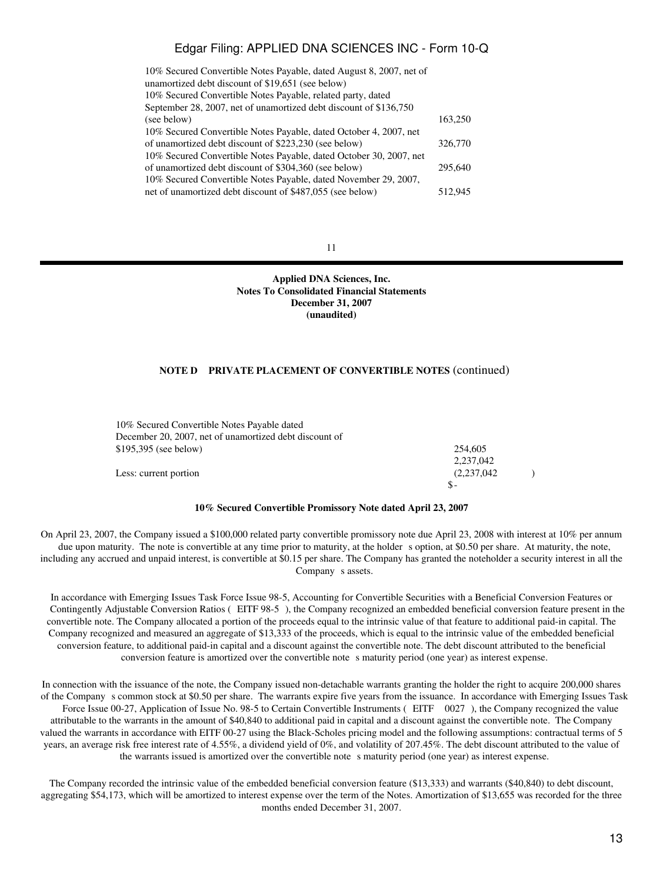| | |
|---|---|
| 10% Secured Convertible Notes Payable, dated August 8, 2007, net of unamortized debt discount of $19,651 (see below) | |
| 10% Secured Convertible Notes Payable, related party, dated September 28, 2007, net of unamortized debt discount of $136,750 (see below) | 163,250 |
| 10% Secured Convertible Notes Payable, dated October 4, 2007, net of unamortized debt discount of $223,230 (see below) | 326,770 |
| 10% Secured Convertible Notes Payable, dated October 30, 2007, net of unamortized debt discount of $304,360 (see below) | 295,640 |
| 10% Secured Convertible Notes Payable, dated November 29, 2007, net of unamortized debt discount of $487,055 (see below) | 512,945 |

**Applied DNA Sciences, Inc.**
**Notes To Consolidated Financial Statements**
**December 31, 2007**
**(unaudited)**

**NOTE D PRIVATE PLACEMENT OF CONVERTIBLE NOTES** (continued)

| | |
|---|---|
| 10% Secured Convertible Notes Payable dated December 20, 2007, net of unamortized debt discount of $195,395 (see below) | 254,605 |
| | 2,237,042 |
| Less: current portion | (2,237,042) |
| | $ - |

**10% Secured Convertible Promissory Note dated April 23, 2007**

On April 23, 2007, the Company issued a $100,000 related party convertible promissory note due April 23, 2008 with interest at 10% per annum due upon maturity. The note is convertible at any time prior to maturity, at the holder s option, at $0.50 per share. At maturity, the note, including any accrued and unpaid interest, is convertible at $0.15 per share. The Company has granted the noteholder a security interest in all the Company s assets.

In accordance with Emerging Issues Task Force Issue 98-5, Accounting for Convertible Securities with a Beneficial Conversion Features or Contingently Adjustable Conversion Ratios ( EITF 98-5 ), the Company recognized an embedded beneficial conversion feature present in the convertible note. The Company allocated a portion of the proceeds equal to the intrinsic value of that feature to additional paid-in capital. The Company recognized and measured an aggregate of $13,333 of the proceeds, which is equal to the intrinsic value of the embedded beneficial conversion feature, to additional paid-in capital and a discount against the convertible note. The debt discount attributed to the beneficial conversion feature is amortized over the convertible note s maturity period (one year) as interest expense.

In connection with the issuance of the note, the Company issued non-detachable warrants granting the holder the right to acquire 200,000 shares of the Company s common stock at $0.50 per share. The warrants expire five years from the issuance. In accordance with Emerging Issues Task Force Issue 00-27, Application of Issue No. 98-5 to Certain Convertible Instruments ( EITF 0027 ), the Company recognized the value attributable to the warrants in the amount of $40,840 to additional paid in capital and a discount against the convertible note. The Company valued the warrants in accordance with EITF 00-27 using the Black-Scholes pricing model and the following assumptions: contractual terms of 5 years, an average risk free interest rate of 4.55%, a dividend yield of 0%, and volatility of 207.45%. The debt discount attributed to the value of the warrants issued is amortized over the convertible note s maturity period (one year) as interest expense.

The Company recorded the intrinsic value of the embedded beneficial conversion feature ($13,333) and warrants ($40,840) to debt discount, aggregating $54,173, which will be amortized to interest expense over the term of the Notes. Amortization of $13,655 was recorded for the three months ended December 31, 2007.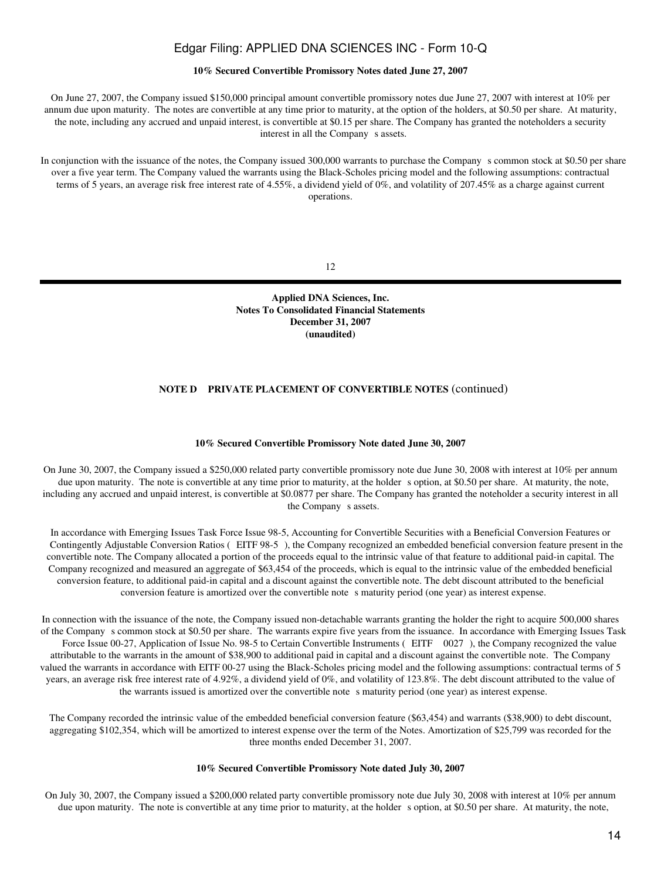**10% Secured Convertible Promissory Notes dated June 27, 2007**

On June 27, 2007, the Company issued $150,000 principal amount convertible promissory notes due June 27, 2007 with interest at 10% per annum due upon maturity. The notes are convertible at any time prior to maturity, at the option of the holders, at $0.50 per share. At maturity, the note, including any accrued and unpaid interest, is convertible at $0.15 per share. The Company has granted the noteholders a security interest in all the Company s assets.

In conjunction with the issuance of the notes, the Company issued 300,000 warrants to purchase the Company s common stock at $0.50 per share over a five year term. The Company valued the warrants using the Black-Scholes pricing model and the following assumptions: contractual terms of 5 years, an average risk free interest rate of 4.55%, a dividend yield of 0%, and volatility of 207.45% as a charge against current operations.

**Applied DNA Sciences, Inc.**
**Notes To Consolidated Financial Statements**
**December 31, 2007**
**(unaudited)**

**NOTE D PRIVATE PLACEMENT OF CONVERTIBLE NOTES** (continued)

**10% Secured Convertible Promissory Note dated June 30, 2007**

On June 30, 2007, the Company issued a $250,000 related party convertible promissory note due June 30, 2008 with interest at 10% per annum due upon maturity. The note is convertible at any time prior to maturity, at the holder s option, at $0.50 per share. At maturity, the note, including any accrued and unpaid interest, is convertible at $0.0877 per share. The Company has granted the noteholder a security interest in all the Company s assets.

In accordance with Emerging Issues Task Force Issue 98-5, Accounting for Convertible Securities with a Beneficial Conversion Features or Contingently Adjustable Conversion Ratios ( EITF 98-5 ), the Company recognized an embedded beneficial conversion feature present in the convertible note. The Company allocated a portion of the proceeds equal to the intrinsic value of that feature to additional paid-in capital. The Company recognized and measured an aggregate of $63,454 of the proceeds, which is equal to the intrinsic value of the embedded beneficial conversion feature, to additional paid-in capital and a discount against the convertible note. The debt discount attributed to the beneficial conversion feature is amortized over the convertible note s maturity period (one year) as interest expense.

In connection with the issuance of the note, the Company issued non-detachable warrants granting the holder the right to acquire 500,000 shares of the Company s common stock at $0.50 per share. The warrants expire five years from the issuance. In accordance with Emerging Issues Task Force Issue 00-27, Application of Issue No. 98-5 to Certain Convertible Instruments ( EITF 0027 ), the Company recognized the value attributable to the warrants in the amount of $38,900 to additional paid in capital and a discount against the convertible note. The Company valued the warrants in accordance with EITF 00-27 using the Black-Scholes pricing model and the following assumptions: contractual terms of 5 years, an average risk free interest rate of 4.92%, a dividend yield of 0%, and volatility of 123.8%. The debt discount attributed to the value of the warrants issued is amortized over the convertible note s maturity period (one year) as interest expense.

The Company recorded the intrinsic value of the embedded beneficial conversion feature ($63,454) and warrants ($38,900) to debt discount, aggregating $102,354, which will be amortized to interest expense over the term of the Notes. Amortization of $25,799 was recorded for the three months ended December 31, 2007.

**10% Secured Convertible Promissory Note dated July 30, 2007**

On July 30, 2007, the Company issued a $200,000 related party convertible promissory note due July 30, 2008 with interest at 10% per annum due upon maturity. The note is convertible at any time prior to maturity, at the holder s option, at $0.50 per share. At maturity, the note,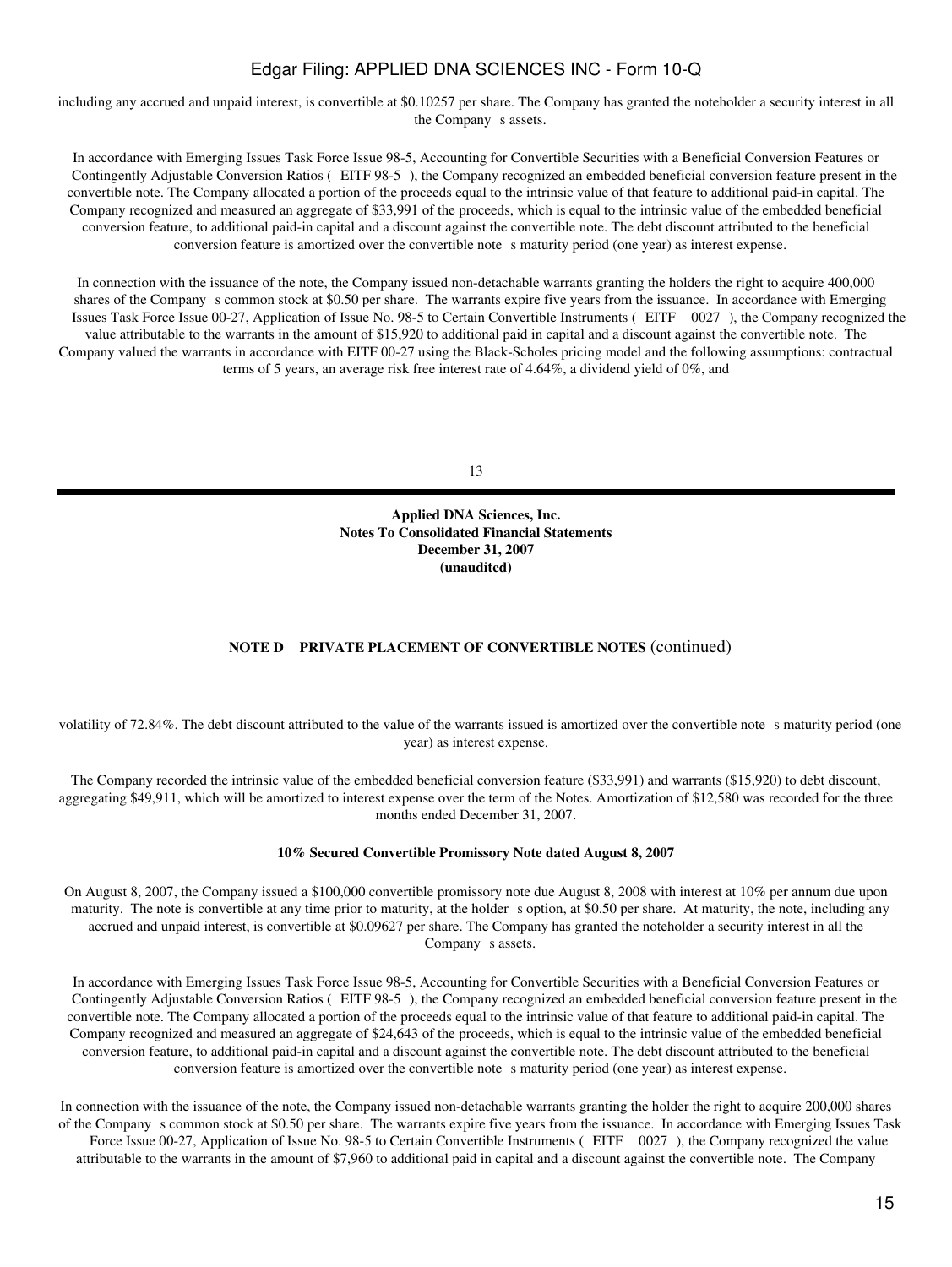including any accrued and unpaid interest, is convertible at $0.10257 per share. The Company has granted the noteholder a security interest in all the Company s assets.

In accordance with Emerging Issues Task Force Issue 98-5, Accounting for Convertible Securities with a Beneficial Conversion Features or Contingently Adjustable Conversion Ratios ( EITF 98-5 ), the Company recognized an embedded beneficial conversion feature present in the convertible note. The Company allocated a portion of the proceeds equal to the intrinsic value of that feature to additional paid-in capital. The Company recognized and measured an aggregate of $33,991 of the proceeds, which is equal to the intrinsic value of the embedded beneficial conversion feature, to additional paid-in capital and a discount against the convertible note. The debt discount attributed to the beneficial conversion feature is amortized over the convertible note s maturity period (one year) as interest expense.

In connection with the issuance of the note, the Company issued non-detachable warrants granting the holders the right to acquire 400,000 shares of the Company s common stock at $0.50 per share. The warrants expire five years from the issuance. In accordance with Emerging Issues Task Force Issue 00-27, Application of Issue No. 98-5 to Certain Convertible Instruments ( EITF 0027 ), the Company recognized the value attributable to the warrants in the amount of $15,920 to additional paid in capital and a discount against the convertible note. The Company valued the warrants in accordance with EITF 00-27 using the Black-Scholes pricing model and the following assumptions: contractual terms of 5 years, an average risk free interest rate of 4.64%, a dividend yield of 0%, and

**Applied DNA Sciences, Inc.**
**Notes To Consolidated Financial Statements**
**December 31, 2007**
**(unaudited)**

**NOTE D PRIVATE PLACEMENT OF CONVERTIBLE NOTES** (continued)

volatility of 72.84%. The debt discount attributed to the value of the warrants issued is amortized over the convertible note s maturity period (one year) as interest expense.

The Company recorded the intrinsic value of the embedded beneficial conversion feature ($33,991) and warrants ($15,920) to debt discount, aggregating $49,911, which will be amortized to interest expense over the term of the Notes. Amortization of $12,580 was recorded for the three months ended December 31, 2007.

**10% Secured Convertible Promissory Note dated August 8, 2007**

On August 8, 2007, the Company issued a $100,000 convertible promissory note due August 8, 2008 with interest at 10% per annum due upon maturity. The note is convertible at any time prior to maturity, at the holder s option, at $0.50 per share. At maturity, the note, including any accrued and unpaid interest, is convertible at $0.09627 per share. The Company has granted the noteholder a security interest in all the Company s assets.

In accordance with Emerging Issues Task Force Issue 98-5, Accounting for Convertible Securities with a Beneficial Conversion Features or Contingently Adjustable Conversion Ratios ( EITF 98-5 ), the Company recognized an embedded beneficial conversion feature present in the convertible note. The Company allocated a portion of the proceeds equal to the intrinsic value of that feature to additional paid-in capital. The Company recognized and measured an aggregate of $24,643 of the proceeds, which is equal to the intrinsic value of the embedded beneficial conversion feature, to additional paid-in capital and a discount against the convertible note. The debt discount attributed to the beneficial conversion feature is amortized over the convertible note s maturity period (one year) as interest expense.

In connection with the issuance of the note, the Company issued non-detachable warrants granting the holder the right to acquire 200,000 shares of the Company s common stock at $0.50 per share. The warrants expire five years from the issuance. In accordance with Emerging Issues Task Force Issue 00-27, Application of Issue No. 98-5 to Certain Convertible Instruments ( EITF 0027 ), the Company recognized the value attributable to the warrants in the amount of $7,960 to additional paid in capital and a discount against the convertible note. The Company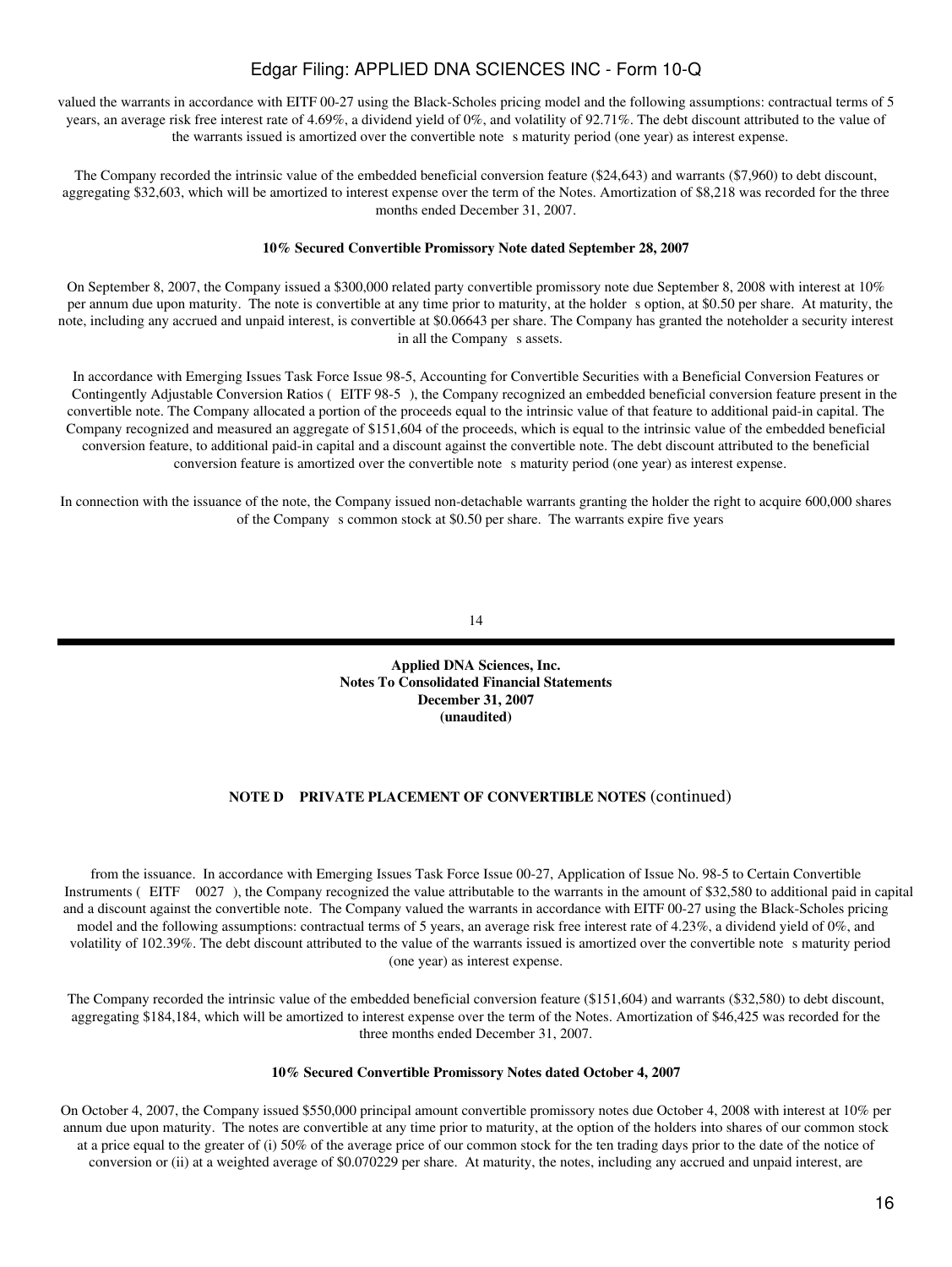valued the warrants in accordance with EITF 00-27 using the Black-Scholes pricing model and the following assumptions: contractual terms of 5 years, an average risk free interest rate of 4.69%, a dividend yield of 0%, and volatility of 92.71%. The debt discount attributed to the value of the warrants issued is amortized over the convertible note s maturity period (one year) as interest expense.

The Company recorded the intrinsic value of the embedded beneficial conversion feature ($24,643) and warrants ($7,960) to debt discount, aggregating $32,603, which will be amortized to interest expense over the term of the Notes. Amortization of $8,218 was recorded for the three months ended December 31, 2007.

**10% Secured Convertible Promissory Note dated September 28, 2007**

On September 8, 2007, the Company issued a $300,000 related party convertible promissory note due September 8, 2008 with interest at 10% per annum due upon maturity. The note is convertible at any time prior to maturity, at the holder s option, at $0.50 per share. At maturity, the note, including any accrued and unpaid interest, is convertible at $0.06643 per share. The Company has granted the noteholder a security interest in all the Company s assets.

In accordance with Emerging Issues Task Force Issue 98-5, Accounting for Convertible Securities with a Beneficial Conversion Features or Contingently Adjustable Conversion Ratios ( EITF 98-5 ), the Company recognized an embedded beneficial conversion feature present in the convertible note. The Company allocated a portion of the proceeds equal to the intrinsic value of that feature to additional paid-in capital. The Company recognized and measured an aggregate of $151,604 of the proceeds, which is equal to the intrinsic value of the embedded beneficial conversion feature, to additional paid-in capital and a discount against the convertible note. The debt discount attributed to the beneficial conversion feature is amortized over the convertible note s maturity period (one year) as interest expense.

In connection with the issuance of the note, the Company issued non-detachable warrants granting the holder the right to acquire 600,000 shares of the Company s common stock at $0.50 per share. The warrants expire five years

**Applied DNA Sciences, Inc.**
**Notes To Consolidated Financial Statements**
**December 31, 2007**
**(unaudited)**

**NOTE D PRIVATE PLACEMENT OF CONVERTIBLE NOTES** (continued)

from the issuance. In accordance with Emerging Issues Task Force Issue 00-27, Application of Issue No. 98-5 to Certain Convertible Instruments ( EITF 0027 ), the Company recognized the value attributable to the warrants in the amount of $32,580 to additional paid in capital and a discount against the convertible note. The Company valued the warrants in accordance with EITF 00-27 using the Black-Scholes pricing model and the following assumptions: contractual terms of 5 years, an average risk free interest rate of 4.23%, a dividend yield of 0%, and volatility of 102.39%. The debt discount attributed to the value of the warrants issued is amortized over the convertible note s maturity period (one year) as interest expense.

The Company recorded the intrinsic value of the embedded beneficial conversion feature ($151,604) and warrants ($32,580) to debt discount, aggregating $184,184, which will be amortized to interest expense over the term of the Notes. Amortization of $46,425 was recorded for the three months ended December 31, 2007.

**10% Secured Convertible Promissory Notes dated October 4, 2007**

On October 4, 2007, the Company issued $550,000 principal amount convertible promissory notes due October 4, 2008 with interest at 10% per annum due upon maturity. The notes are convertible at any time prior to maturity, at the option of the holders into shares of our common stock at a price equal to the greater of (i) 50% of the average price of our common stock for the ten trading days prior to the date of the notice of conversion or (ii) at a weighted average of $0.070229 per share. At maturity, the notes, including any accrued and unpaid interest, are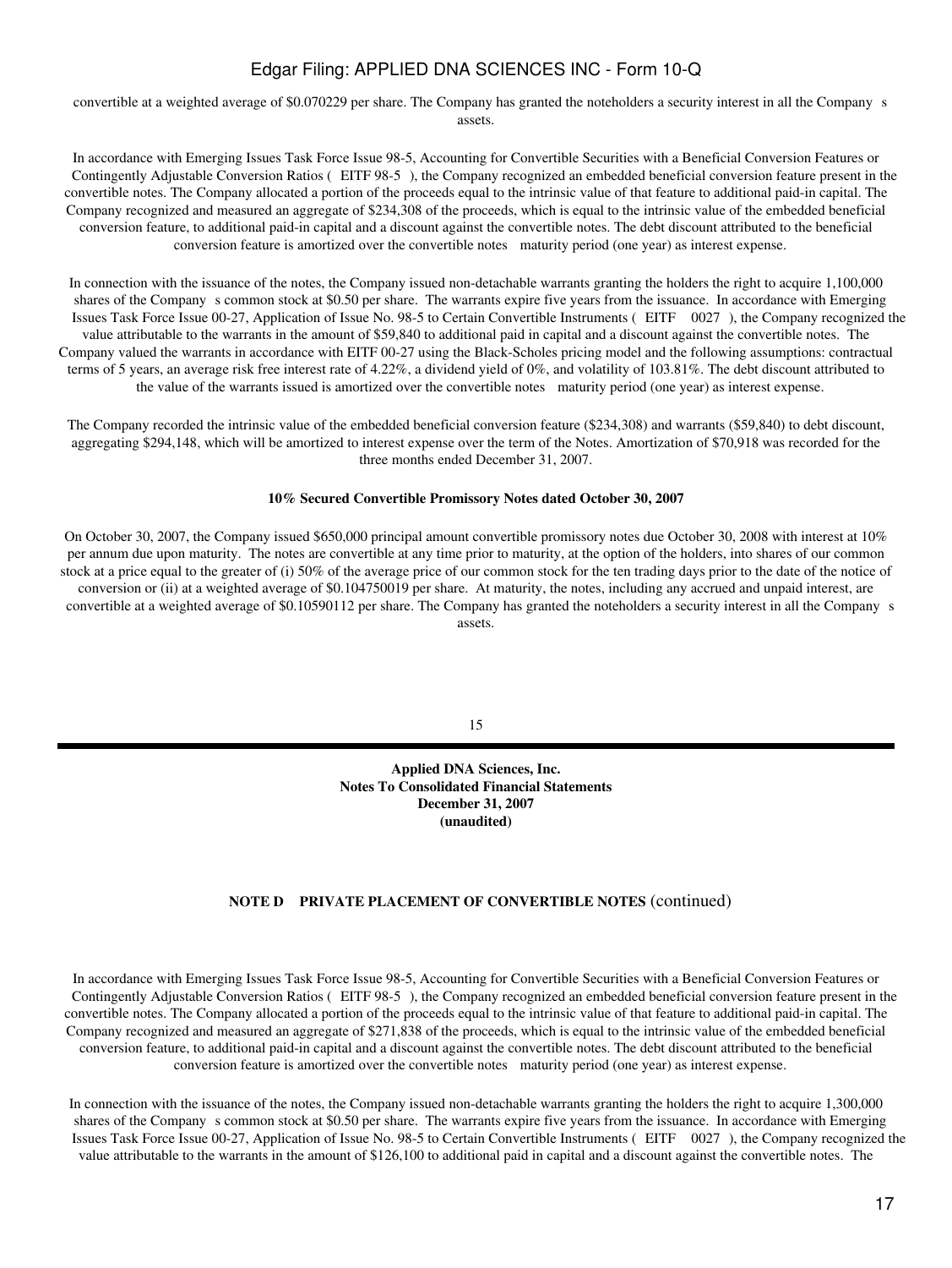convertible at a weighted average of $0.070229 per share. The Company has granted the noteholders a security interest in all the Company s assets.

In accordance with Emerging Issues Task Force Issue 98-5, Accounting for Convertible Securities with a Beneficial Conversion Features or Contingently Adjustable Conversion Ratios ( EITF 98-5 ), the Company recognized an embedded beneficial conversion feature present in the convertible notes. The Company allocated a portion of the proceeds equal to the intrinsic value of that feature to additional paid-in capital. The Company recognized and measured an aggregate of $234,308 of the proceeds, which is equal to the intrinsic value of the embedded beneficial conversion feature, to additional paid-in capital and a discount against the convertible notes. The debt discount attributed to the beneficial conversion feature is amortized over the convertible notes maturity period (one year) as interest expense.

In connection with the issuance of the notes, the Company issued non-detachable warrants granting the holders the right to acquire 1,100,000 shares of the Company s common stock at $0.50 per share. The warrants expire five years from the issuance. In accordance with Emerging Issues Task Force Issue 00-27, Application of Issue No. 98-5 to Certain Convertible Instruments ( EITF 0027 ), the Company recognized the value attributable to the warrants in the amount of $59,840 to additional paid in capital and a discount against the convertible notes. The Company valued the warrants in accordance with EITF 00-27 using the Black-Scholes pricing model and the following assumptions: contractual terms of 5 years, an average risk free interest rate of 4.22%, a dividend yield of 0%, and volatility of 103.81%. The debt discount attributed to the value of the warrants issued is amortized over the convertible notes maturity period (one year) as interest expense.

The Company recorded the intrinsic value of the embedded beneficial conversion feature ($234,308) and warrants ($59,840) to debt discount, aggregating $294,148, which will be amortized to interest expense over the term of the Notes. Amortization of $70,918 was recorded for the three months ended December 31, 2007.

**10% Secured Convertible Promissory Notes dated October 30, 2007**

On October 30, 2007, the Company issued $650,000 principal amount convertible promissory notes due October 30, 2008 with interest at 10% per annum due upon maturity. The notes are convertible at any time prior to maturity, at the option of the holders, into shares of our common stock at a price equal to the greater of (i) 50% of the average price of our common stock for the ten trading days prior to the date of the notice of conversion or (ii) at a weighted average of $0.104750019 per share. At maturity, the notes, including any accrued and unpaid interest, are convertible at a weighted average of $0.10590112 per share. The Company has granted the noteholders a security interest in all the Company s assets.

**Applied DNA Sciences, Inc.**
**Notes To Consolidated Financial Statements**
**December 31, 2007**
**(unaudited)**

**NOTE D PRIVATE PLACEMENT OF CONVERTIBLE NOTES** (continued)

In accordance with Emerging Issues Task Force Issue 98-5, Accounting for Convertible Securities with a Beneficial Conversion Features or Contingently Adjustable Conversion Ratios ( EITF 98-5 ), the Company recognized an embedded beneficial conversion feature present in the convertible notes. The Company allocated a portion of the proceeds equal to the intrinsic value of that feature to additional paid-in capital. The Company recognized and measured an aggregate of $271,838 of the proceeds, which is equal to the intrinsic value of the embedded beneficial conversion feature, to additional paid-in capital and a discount against the convertible notes. The debt discount attributed to the beneficial conversion feature is amortized over the convertible notes maturity period (one year) as interest expense.

In connection with the issuance of the notes, the Company issued non-detachable warrants granting the holders the right to acquire 1,300,000 shares of the Company s common stock at $0.50 per share. The warrants expire five years from the issuance. In accordance with Emerging Issues Task Force Issue 00-27, Application of Issue No. 98-5 to Certain Convertible Instruments ( EITF 0027 ), the Company recognized the value attributable to the warrants in the amount of $126,100 to additional paid in capital and a discount against the convertible notes. The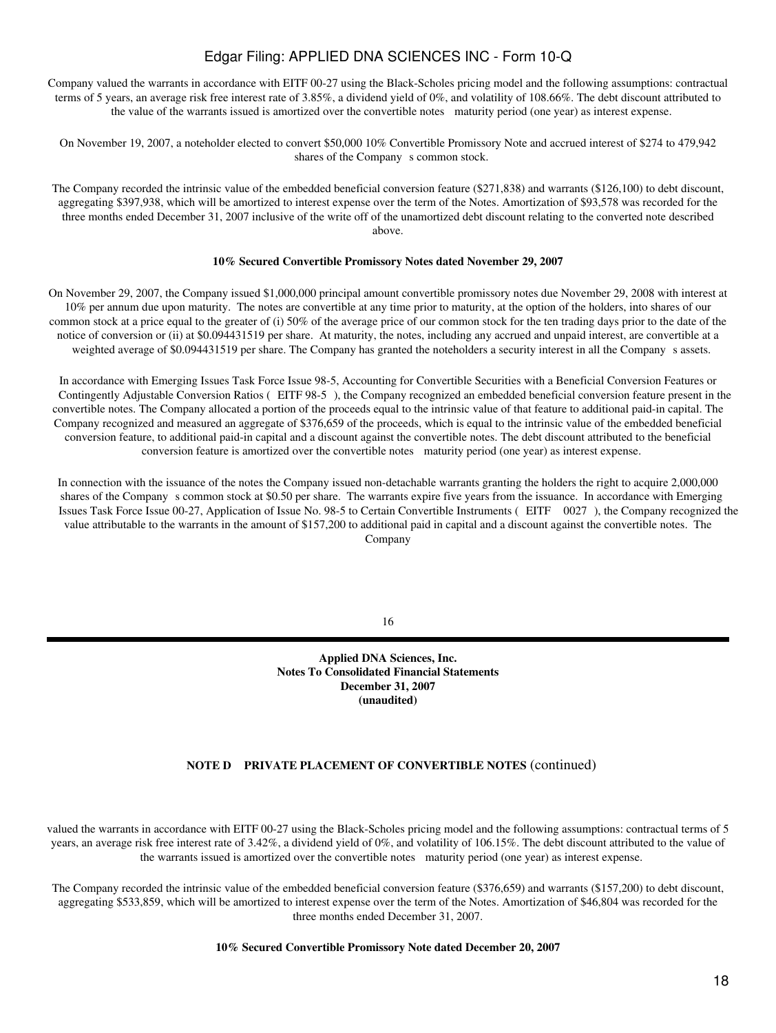Company valued the warrants in accordance with EITF 00-27 using the Black-Scholes pricing model and the following assumptions: contractual terms of 5 years, an average risk free interest rate of 3.85%, a dividend yield of 0%, and volatility of 108.66%. The debt discount attributed to the value of the warrants issued is amortized over the convertible notes maturity period (one year) as interest expense.

On November 19, 2007, a noteholder elected to convert $50,000 10% Convertible Promissory Note and accrued interest of $274 to 479,942 shares of the Company s common stock.

The Company recorded the intrinsic value of the embedded beneficial conversion feature ($271,838) and warrants ($126,100) to debt discount, aggregating $397,938, which will be amortized to interest expense over the term of the Notes. Amortization of $93,578 was recorded for the three months ended December 31, 2007 inclusive of the write off of the unamortized debt discount relating to the converted note described above.

**10% Secured Convertible Promissory Notes dated November 29, 2007**

On November 29, 2007, the Company issued $1,000,000 principal amount convertible promissory notes due November 29, 2008 with interest at 10% per annum due upon maturity. The notes are convertible at any time prior to maturity, at the option of the holders, into shares of our common stock at a price equal to the greater of (i) 50% of the average price of our common stock for the ten trading days prior to the date of the notice of conversion or (ii) at $0.094431519 per share. At maturity, the notes, including any accrued and unpaid interest, are convertible at a weighted average of $0.094431519 per share. The Company has granted the noteholders a security interest in all the Company s assets.

In accordance with Emerging Issues Task Force Issue 98-5, Accounting for Convertible Securities with a Beneficial Conversion Features or Contingently Adjustable Conversion Ratios ( EITF 98-5 ), the Company recognized an embedded beneficial conversion feature present in the convertible notes. The Company allocated a portion of the proceeds equal to the intrinsic value of that feature to additional paid-in capital. The Company recognized and measured an aggregate of $376,659 of the proceeds, which is equal to the intrinsic value of the embedded beneficial conversion feature, to additional paid-in capital and a discount against the convertible notes. The debt discount attributed to the beneficial conversion feature is amortized over the convertible notes maturity period (one year) as interest expense.

In connection with the issuance of the notes the Company issued non-detachable warrants granting the holders the right to acquire 2,000,000 shares of the Company s common stock at $0.50 per share. The warrants expire five years from the issuance. In accordance with Emerging Issues Task Force Issue 00-27, Application of Issue No. 98-5 to Certain Convertible Instruments ( EITF 0027 ), the Company recognized the value attributable to the warrants in the amount of $157,200 to additional paid in capital and a discount against the convertible notes. The Company

**Applied DNA Sciences, Inc.**
**Notes To Consolidated Financial Statements**
**December 31, 2007**
**(unaudited)**

**NOTE D PRIVATE PLACEMENT OF CONVERTIBLE NOTES** (continued)

valued the warrants in accordance with EITF 00-27 using the Black-Scholes pricing model and the following assumptions: contractual terms of 5 years, an average risk free interest rate of 3.42%, a dividend yield of 0%, and volatility of 106.15%. The debt discount attributed to the value of the warrants issued is amortized over the convertible notes maturity period (one year) as interest expense.

The Company recorded the intrinsic value of the embedded beneficial conversion feature ($376,659) and warrants ($157,200) to debt discount, aggregating $533,859, which will be amortized to interest expense over the term of the Notes. Amortization of $46,804 was recorded for the three months ended December 31, 2007.

**10% Secured Convertible Promissory Note dated December 20, 2007**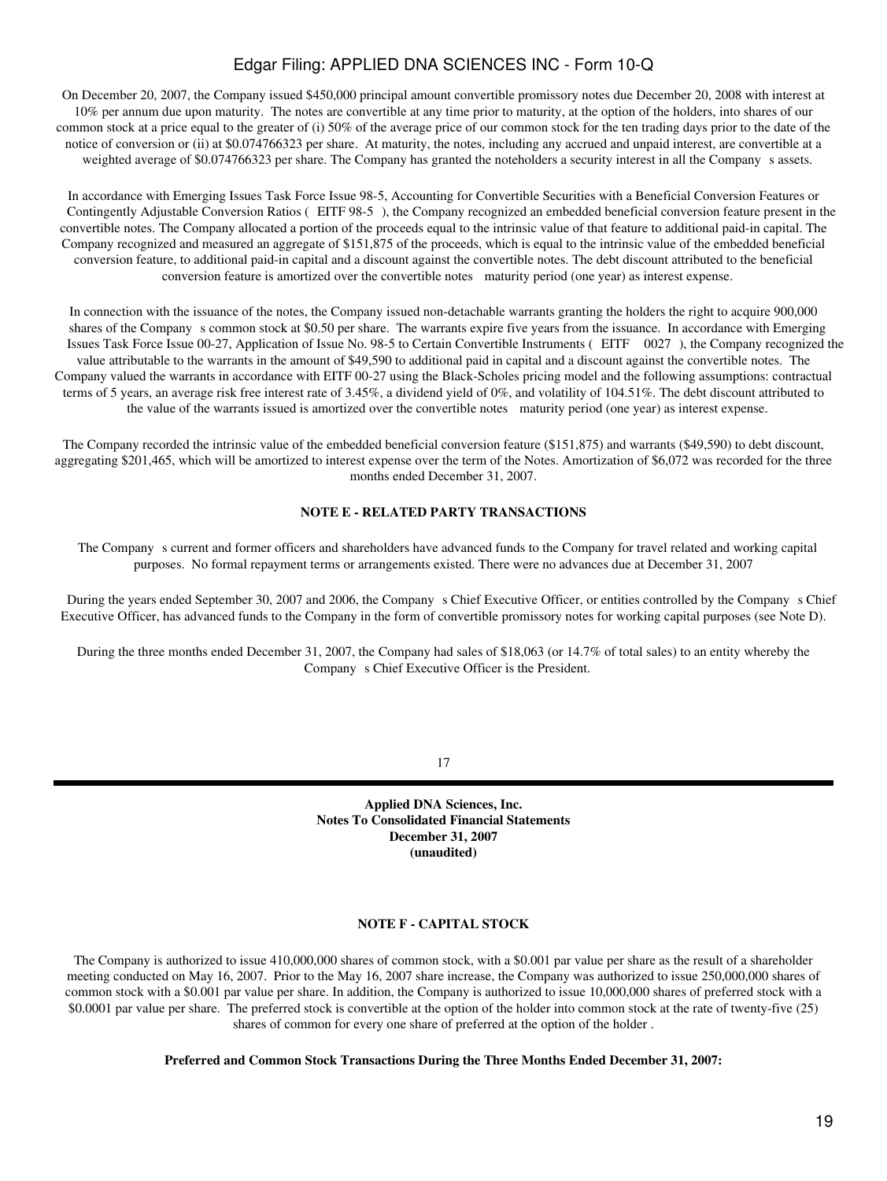On December 20, 2007, the Company issued $450,000 principal amount convertible promissory notes due December 20, 2008 with interest at 10% per annum due upon maturity. The notes are convertible at any time prior to maturity, at the option of the holders, into shares of our common stock at a price equal to the greater of (i) 50% of the average price of our common stock for the ten trading days prior to the date of the notice of conversion or (ii) at $0.074766323 per share. At maturity, the notes, including any accrued and unpaid interest, are convertible at a weighted average of $0.074766323 per share. The Company has granted the noteholders a security interest in all the Company s assets.

In accordance with Emerging Issues Task Force Issue 98-5, Accounting for Convertible Securities with a Beneficial Conversion Features or Contingently Adjustable Conversion Ratios ( EITF 98-5 ), the Company recognized an embedded beneficial conversion feature present in the convertible notes. The Company allocated a portion of the proceeds equal to the intrinsic value of that feature to additional paid-in capital. The Company recognized and measured an aggregate of $151,875 of the proceeds, which is equal to the intrinsic value of the embedded beneficial conversion feature, to additional paid-in capital and a discount against the convertible notes. The debt discount attributed to the beneficial conversion feature is amortized over the convertible notes maturity period (one year) as interest expense.

In connection with the issuance of the notes, the Company issued non-detachable warrants granting the holders the right to acquire 900,000 shares of the Company s common stock at $0.50 per share. The warrants expire five years from the issuance. In accordance with Emerging Issues Task Force Issue 00-27, Application of Issue No. 98-5 to Certain Convertible Instruments ( EITF 0027 ), the Company recognized the value attributable to the warrants in the amount of $49,590 to additional paid in capital and a discount against the convertible notes. The Company valued the warrants in accordance with EITF 00-27 using the Black-Scholes pricing model and the following assumptions: contractual terms of 5 years, an average risk free interest rate of 3.45%, a dividend yield of 0%, and volatility of 104.51%. The debt discount attributed to the value of the warrants issued is amortized over the convertible notes maturity period (one year) as interest expense.

The Company recorded the intrinsic value of the embedded beneficial conversion feature ($151,875) and warrants ($49,590) to debt discount, aggregating $201,465, which will be amortized to interest expense over the term of the Notes. Amortization of $6,072 was recorded for the three months ended December 31, 2007.

**NOTE E - RELATED PARTY TRANSACTIONS**

The Company s current and former officers and shareholders have advanced funds to the Company for travel related and working capital purposes. No formal repayment terms or arrangements existed. There were no advances due at December 31, 2007

During the years ended September 30, 2007 and 2006, the Company s Chief Executive Officer, or entities controlled by the Company s Chief Executive Officer, has advanced funds to the Company in the form of convertible promissory notes for working capital purposes (see Note D).

During the three months ended December 31, 2007, the Company had sales of $18,063 (or 14.7% of total sales) to an entity whereby the Company s Chief Executive Officer is the President.

**Applied DNA Sciences, Inc.**
**Notes To Consolidated Financial Statements**
**December 31, 2007**
**(unaudited)**

**NOTE F - CAPITAL STOCK**

The Company is authorized to issue 410,000,000 shares of common stock, with a $0.001 par value per share as the result of a shareholder meeting conducted on May 16, 2007. Prior to the May 16, 2007 share increase, the Company was authorized to issue 250,000,000 shares of common stock with a $0.001 par value per share. In addition, the Company is authorized to issue 10,000,000 shares of preferred stock with a $0.0001 par value per share. The preferred stock is convertible at the option of the holder into common stock at the rate of twenty-five (25) shares of common for every one share of preferred at the option of the holder .

**Preferred and Common Stock Transactions During the Three Months Ended December 31, 2007:**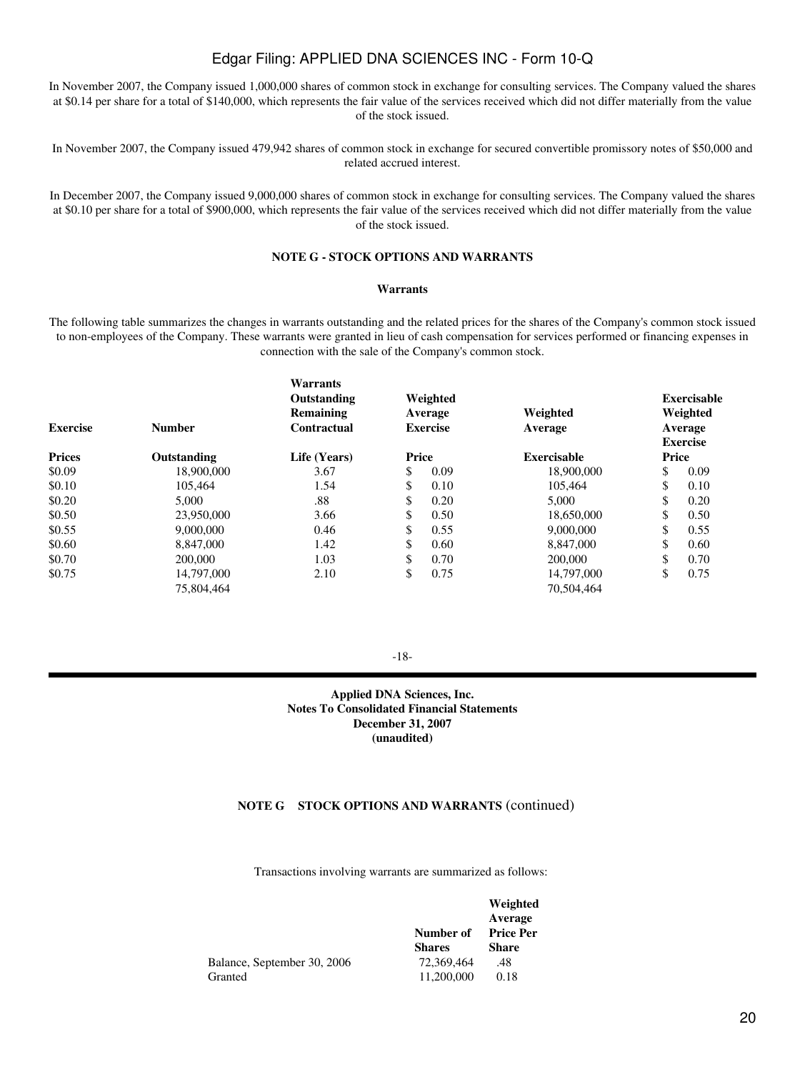In November 2007, the Company issued 1,000,000 shares of common stock in exchange for consulting services. The Company valued the shares at $0.14 per share for a total of $140,000, which represents the fair value of the services received which did not differ materially from the value of the stock issued.

In November 2007, the Company issued 479,942 shares of common stock in exchange for secured convertible promissory notes of $50,000 and related accrued interest.

In December 2007, the Company issued 9,000,000 shares of common stock in exchange for consulting services. The Company valued the shares at $0.10 per share for a total of $900,000, which represents the fair value of the services received which did not differ materially from the value of the stock issued.

**NOTE G - STOCK OPTIONS AND WARRANTS**

**Warrants**

The following table summarizes the changes in warrants outstanding and the related prices for the shares of the Company's common stock issued to non-employees of the Company. These warrants were granted in lieu of cash compensation for services performed or financing expenses in connection with the sale of the Company's common stock.

| Exercise Prices | Number Outstanding | Warrants Outstanding Remaining Contractual Life (Years) | Weighted Average Exercise Price | Weighted Average Exercisable | Exercisable Weighted Average Exercise Price |
|---|---|---|---|---|---|
| $0.09 | 18,900,000 | 3.67 | $ 0.09 | 18,900,000 | $ 0.09 |
| $0.10 | 105,464 | 1.54 | $ 0.10 | 105,464 | $ 0.10 |
| $0.20 | 5,000 | .88 | $ 0.20 | 5,000 | $ 0.20 |
| $0.50 | 23,950,000 | 3.66 | $ 0.50 | 18,650,000 | $ 0.50 |
| $0.55 | 9,000,000 | 0.46 | $ 0.55 | 9,000,000 | $ 0.55 |
| $0.60 | 8,847,000 | 1.42 | $ 0.60 | 8,847,000 | $ 0.60 |
| $0.70 | 200,000 | 1.03 | $ 0.70 | 200,000 | $ 0.70 |
| $0.75 | 14,797,000 | 2.10 | $ 0.75 | 14,797,000 | $ 0.75 |
| | 75,804,464 | | | 70,504,464 | |

**Applied DNA Sciences, Inc.**
**Notes To Consolidated Financial Statements**
**December 31, 2007**
**(unaudited)**

**NOTE G STOCK OPTIONS AND WARRANTS** (continued)

Transactions involving warrants are summarized as follows:

| | Number of Shares | Weighted Average Price Per Share |
|---|---|---|
| Balance, September 30, 2006 | 72,369,464 | .48 |
| Granted | 11,200,000 | 0.18 |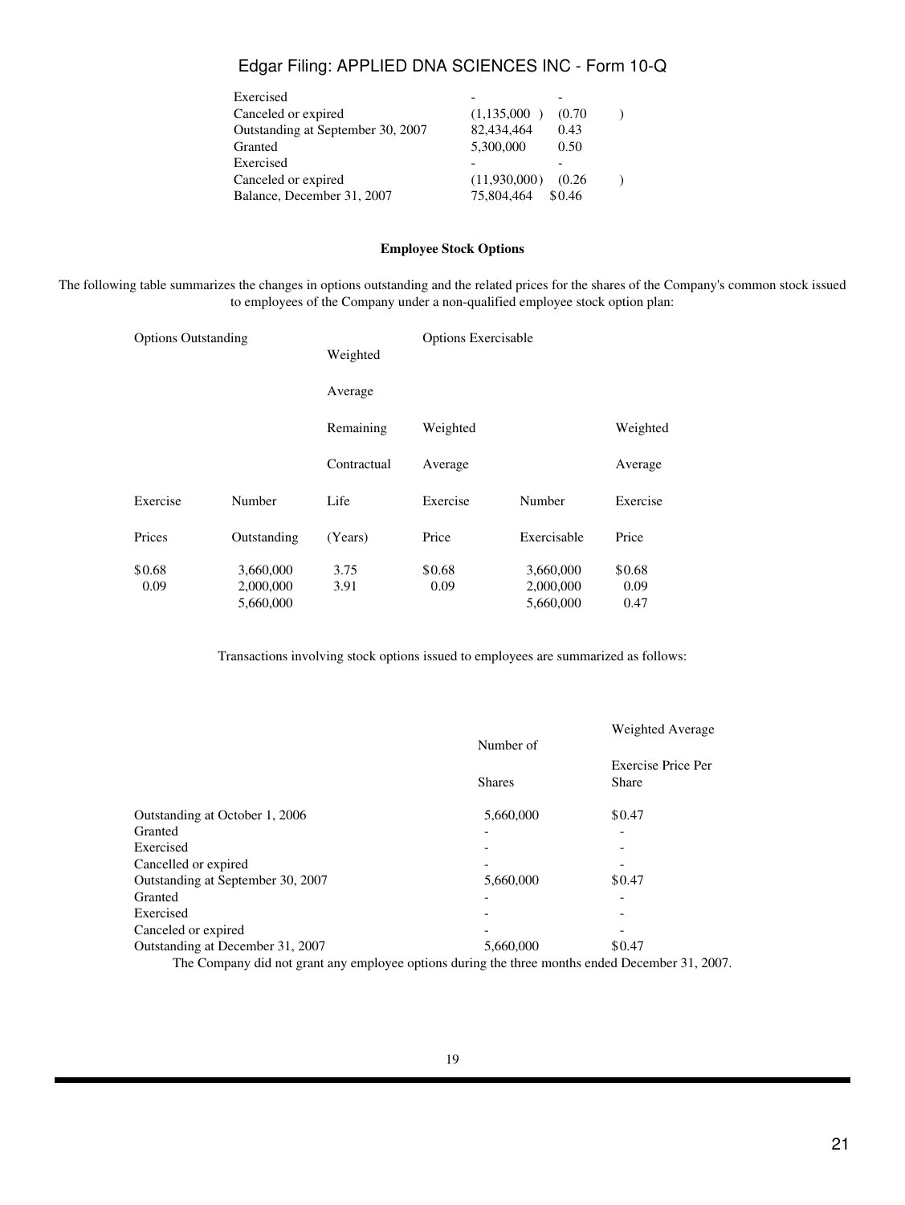| | | |
|---|---|---|
| Exercised | - | - |
| Canceled or expired | (1,135,000 ) | (0.70 ) |
| Outstanding at September 30, 2007 | 82,434,464 | 0.43 |
| Granted | 5,300,000 | 0.50 |
| Exercised | - | - |
| Canceled or expired | (11,930,000) | (0.26 ) |
| Balance, December 31, 2007 | 75,804,464 | $0.46 |

**Employee Stock Options**

The following table summarizes the changes in options outstanding and the related prices for the shares of the Company's common stock issued to employees of the Company under a non-qualified employee stock option plan:

| Options Outstanding | | | Options Exercisable | | |
|---|---|---|---|---|---|
| Exercise Prices | Number Outstanding | Weighted Average Remaining Contractual Life (Years) | Weighted Average Exercise Price | Number Exercisable | Weighted Average Exercise Price |
| $0.68 | 3,660,000 | 3.75 | $0.68 | 3,660,000 | $0.68 |
| 0.09 | 2,000,000 | 3.91 | 0.09 | 2,000,000 | 0.09 |
| | 5,660,000 | | | 5,660,000 | 0.47 |

Transactions involving stock options issued to employees are summarized as follows:

| | Number of Shares | Weighted Average Exercise Price Per Share |
|---|---|---|
| Outstanding at October 1, 2006 | 5,660,000 | $0.47 |
| Granted | - | - |
| Exercised | - | - |
| Cancelled or expired | - | - |
| Outstanding at September 30, 2007 | 5,660,000 | $0.47 |
| Granted | - | - |
| Exercised | - | - |
| Canceled or expired | - | - |
| Outstanding at December 31, 2007 | 5,660,000 | $0.47 |

The Company did not grant any employee options during the three months ended December 31, 2007.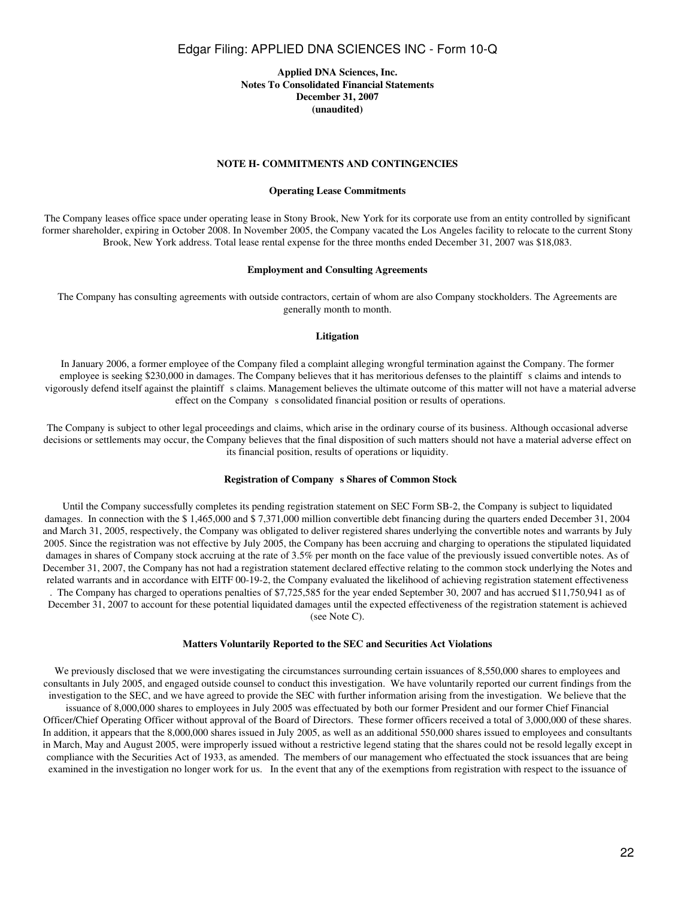**Applied DNA Sciences, Inc.**
**Notes To Consolidated Financial Statements**
**December 31, 2007**
**(unaudited)**

### NOTE H- COMMITMENTS AND CONTINGENCIES

#### Operating Lease Commitments

The Company leases office space under operating lease in Stony Brook, New York for its corporate use from an entity controlled by significant former shareholder, expiring in October 2008. In November 2005, the Company vacated the Los Angeles facility to relocate to the current Stony Brook, New York address. Total lease rental expense for the three months ended December 31, 2007 was $18,083.

#### Employment and Consulting Agreements

The Company has consulting agreements with outside contractors, certain of whom are also Company stockholders. The Agreements are generally month to month.

#### Litigation

In January 2006, a former employee of the Company filed a complaint alleging wrongful termination against the Company. The former employee is seeking $230,000 in damages. The Company believes that it has meritorious defenses to the plaintiff s claims and intends to vigorously defend itself against the plaintiff s claims. Management believes the ultimate outcome of this matter will not have a material adverse effect on the Company s consolidated financial position or results of operations.

The Company is subject to other legal proceedings and claims, which arise in the ordinary course of its business. Although occasional adverse decisions or settlements may occur, the Company believes that the final disposition of such matters should not have a material adverse effect on its financial position, results of operations or liquidity.

#### Registration of Company s Shares of Common Stock

Until the Company successfully completes its pending registration statement on SEC Form SB-2, the Company is subject to liquidated damages. In connection with the $ 1,465,000 and $ 7,371,000 million convertible debt financing during the quarters ended December 31, 2004 and March 31, 2005, respectively, the Company was obligated to deliver registered shares underlying the convertible notes and warrants by July 2005. Since the registration was not effective by July 2005, the Company has been accruing and charging to operations the stipulated liquidated damages in shares of Company stock accruing at the rate of 3.5% per month on the face value of the previously issued convertible notes. As of December 31, 2007, the Company has not had a registration statement declared effective relating to the common stock underlying the Notes and related warrants and in accordance with EITF 00-19-2, the Company evaluated the likelihood of achieving registration statement effectiveness . The Company has charged to operations penalties of $7,725,585 for the year ended September 30, 2007 and has accrued $11,750,941 as of December 31, 2007 to account for these potential liquidated damages until the expected effectiveness of the registration statement is achieved (see Note C).

#### Matters Voluntarily Reported to the SEC and Securities Act Violations

We previously disclosed that we were investigating the circumstances surrounding certain issuances of 8,550,000 shares to employees and consultants in July 2005, and engaged outside counsel to conduct this investigation. We have voluntarily reported our current findings from the investigation to the SEC, and we have agreed to provide the SEC with further information arising from the investigation. We believe that the issuance of 8,000,000 shares to employees in July 2005 was effectuated by both our former President and our former Chief Financial Officer/Chief Operating Officer without approval of the Board of Directors. These former officers received a total of 3,000,000 of these shares. In addition, it appears that the 8,000,000 shares issued in July 2005, as well as an additional 550,000 shares issued to employees and consultants in March, May and August 2005, were improperly issued without a restrictive legend stating that the shares could not be resold legally except in compliance with the Securities Act of 1933, as amended. The members of our management who effectuated the stock issuances that are being examined in the investigation no longer work for us. In the event that any of the exemptions from registration with respect to the issuance of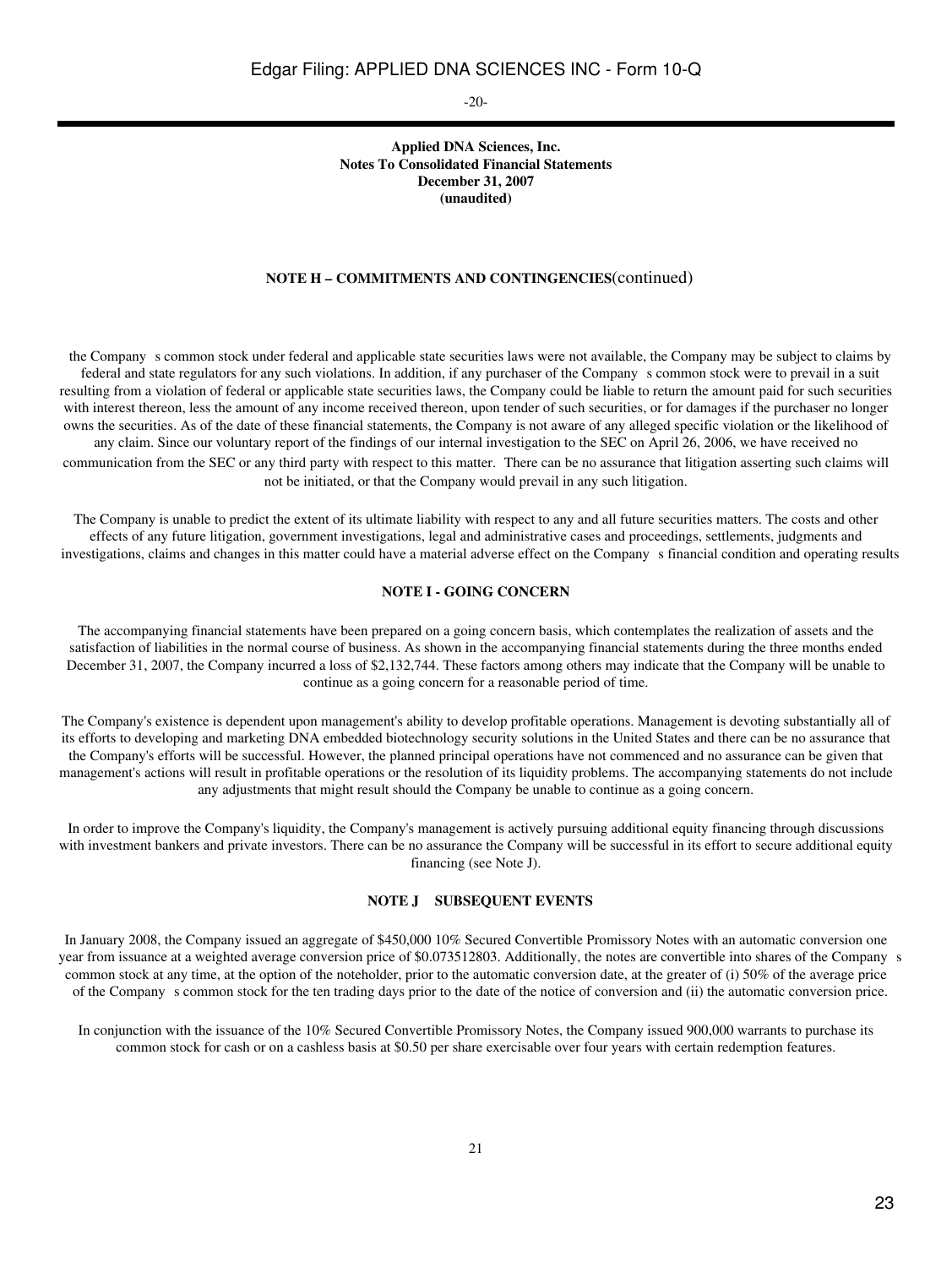**Applied DNA Sciences, Inc.**
**Notes To Consolidated Financial Statements**
**December 31, 2007**
**(unaudited)**

**NOTE H – COMMITMENTS AND CONTINGENCIES**(continued)

the Company s common stock under federal and applicable state securities laws were not available, the Company may be subject to claims by federal and state regulators for any such violations. In addition, if any purchaser of the Company s common stock were to prevail in a suit resulting from a violation of federal or applicable state securities laws, the Company could be liable to return the amount paid for such securities with interest thereon, less the amount of any income received thereon, upon tender of such securities, or for damages if the purchaser no longer owns the securities. As of the date of these financial statements, the Company is not aware of any alleged specific violation or the likelihood of any claim. Since our voluntary report of the findings of our internal investigation to the SEC on April 26, 2006, we have received no communication from the SEC or any third party with respect to this matter. There can be no assurance that litigation asserting such claims will not be initiated, or that the Company would prevail in any such litigation.

The Company is unable to predict the extent of its ultimate liability with respect to any and all future securities matters. The costs and other effects of any future litigation, government investigations, legal and administrative cases and proceedings, settlements, judgments and investigations, claims and changes in this matter could have a material adverse effect on the Company s financial condition and operating results

**NOTE I - GOING CONCERN**

The accompanying financial statements have been prepared on a going concern basis, which contemplates the realization of assets and the satisfaction of liabilities in the normal course of business. As shown in the accompanying financial statements during the three months ended December 31, 2007, the Company incurred a loss of $2,132,744. These factors among others may indicate that the Company will be unable to continue as a going concern for a reasonable period of time.

The Company's existence is dependent upon management's ability to develop profitable operations. Management is devoting substantially all of its efforts to developing and marketing DNA embedded biotechnology security solutions in the United States and there can be no assurance that the Company's efforts will be successful. However, the planned principal operations have not commenced and no assurance can be given that management's actions will result in profitable operations or the resolution of its liquidity problems. The accompanying statements do not include any adjustments that might result should the Company be unable to continue as a going concern.

In order to improve the Company's liquidity, the Company's management is actively pursuing additional equity financing through discussions with investment bankers and private investors. There can be no assurance the Company will be successful in its effort to secure additional equity financing (see Note J).

**NOTE J SUBSEQUENT EVENTS**

In January 2008, the Company issued an aggregate of $450,000 10% Secured Convertible Promissory Notes with an automatic conversion one year from issuance at a weighted average conversion price of $0.073512803. Additionally, the notes are convertible into shares of the Company s common stock at any time, at the option of the noteholder, prior to the automatic conversion date, at the greater of (i) 50% of the average price of the Company s common stock for the ten trading days prior to the date of the notice of conversion and (ii) the automatic conversion price.

In conjunction with the issuance of the 10% Secured Convertible Promissory Notes, the Company issued 900,000 warrants to purchase its common stock for cash or on a cashless basis at $0.50 per share exercisable over four years with certain redemption features.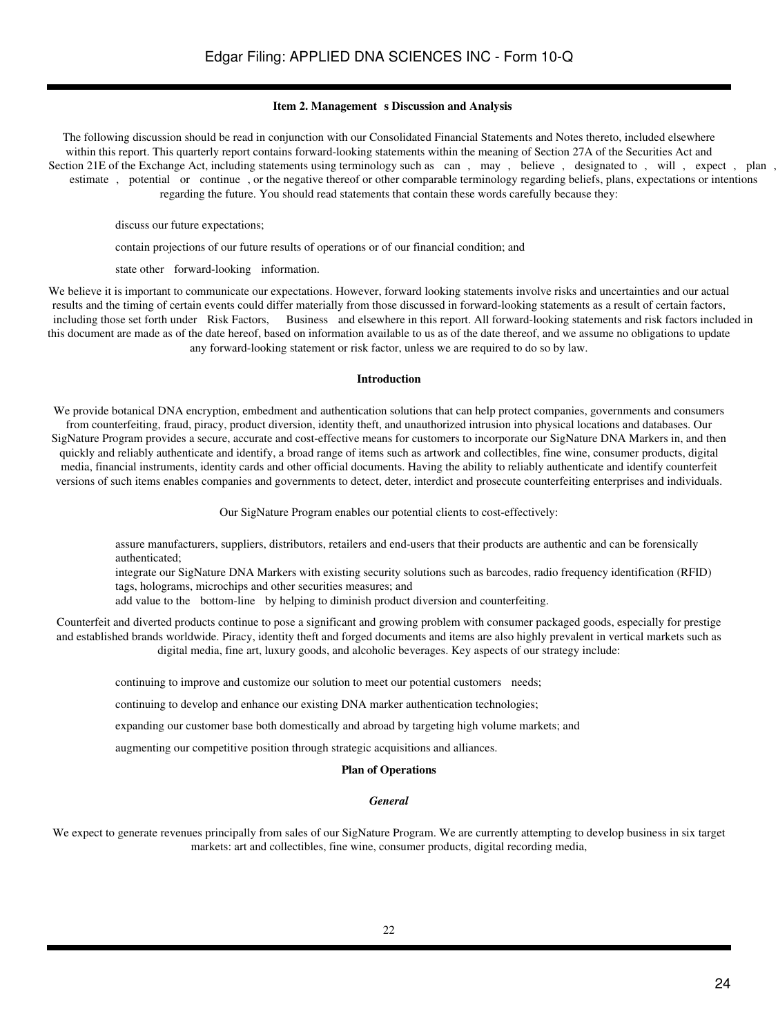## Item 2. Management s Discussion and Analysis

The following discussion should be read in conjunction with our Consolidated Financial Statements and Notes thereto, included elsewhere within this report. This quarterly report contains forward-looking statements within the meaning of Section 27A of the Securities Act and Section 21E of the Exchange Act, including statements using terminology such as can , may , believe , designated to , will , expect , plan , estimate , potential or continue , or the negative thereof or other comparable terminology regarding beliefs, plans, expectations or intentions regarding the future. You should read statements that contain these words carefully because they:

- discuss our future expectations;
- contain projections of our future results of operations or of our financial condition; and
- state other forward-looking information.

We believe it is important to communicate our expectations. However, forward looking statements involve risks and uncertainties and our actual results and the timing of certain events could differ materially from those discussed in forward-looking statements as a result of certain factors, including those set forth under Risk Factors, Business and elsewhere in this report. All forward-looking statements and risk factors included in this document are made as of the date hereof, based on information available to us as of the date thereof, and we assume no obligations to update any forward-looking statement or risk factor, unless we are required to do so by law.

### Introduction

We provide botanical DNA encryption, embedment and authentication solutions that can help protect companies, governments and consumers from counterfeiting, fraud, piracy, product diversion, identity theft, and unauthorized intrusion into physical locations and databases. Our SigNature Program provides a secure, accurate and cost-effective means for customers to incorporate our SigNature DNA Markers in, and then quickly and reliably authenticate and identify, a broad range of items such as artwork and collectibles, fine wine, consumer products, digital media, financial instruments, identity cards and other official documents. Having the ability to reliably authenticate and identify counterfeit versions of such items enables companies and governments to detect, deter, interdict and prosecute counterfeiting enterprises and individuals.

Our SigNature Program enables our potential clients to cost-effectively:

- assure manufacturers, suppliers, distributors, retailers and end-users that their products are authentic and can be forensically authenticated;
- integrate our SigNature DNA Markers with existing security solutions such as barcodes, radio frequency identification (RFID) tags, holograms, microchips and other securities measures; and
- add value to the bottom-line by helping to diminish product diversion and counterfeiting.

Counterfeit and diverted products continue to pose a significant and growing problem with consumer packaged goods, especially for prestige and established brands worldwide. Piracy, identity theft and forged documents and items are also highly prevalent in vertical markets such as digital media, fine art, luxury goods, and alcoholic beverages. Key aspects of our strategy include:

- continuing to improve and customize our solution to meet our potential customers needs;
- continuing to develop and enhance our existing DNA marker authentication technologies;
- expanding our customer base both domestically and abroad by targeting high volume markets; and
- augmenting our competitive position through strategic acquisitions and alliances.

### Plan of Operations

#### *General*

We expect to generate revenues principally from sales of our SigNature Program. We are currently attempting to develop business in six target markets: art and collectibles, fine wine, consumer products, digital recording media,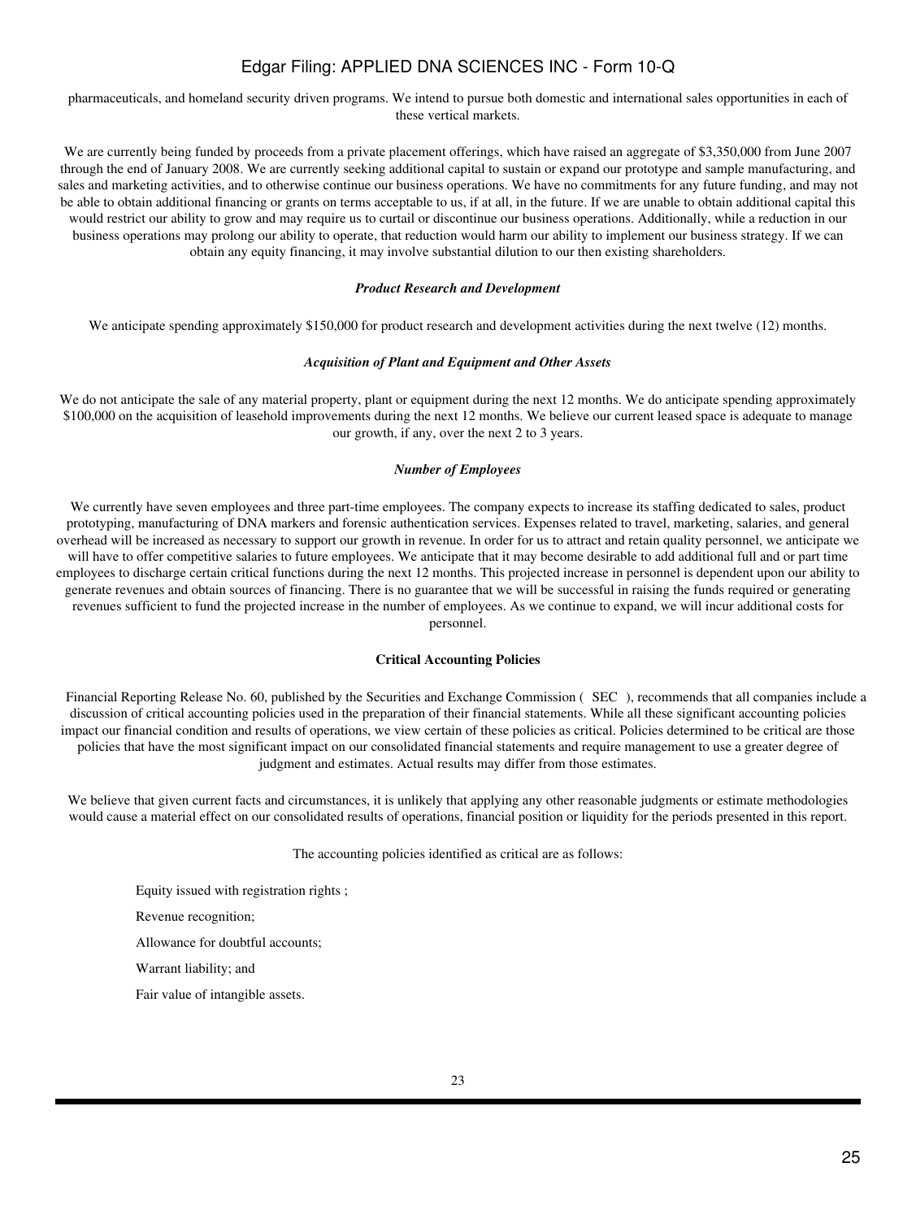pharmaceuticals, and homeland security driven programs. We intend to pursue both domestic and international sales opportunities in each of these vertical markets.

We are currently being funded by proceeds from a private placement offerings, which have raised an aggregate of $3,350,000 from June 2007 through the end of January 2008. We are currently seeking additional capital to sustain or expand our prototype and sample manufacturing, and sales and marketing activities, and to otherwise continue our business operations. We have no commitments for any future funding, and may not be able to obtain additional financing or grants on terms acceptable to us, if at all, in the future. If we are unable to obtain additional capital this would restrict our ability to grow and may require us to curtail or discontinue our business operations. Additionally, while a reduction in our business operations may prolong our ability to operate, that reduction would harm our ability to implement our business strategy. If we can obtain any equity financing, it may involve substantial dilution to our then existing shareholders.

***Product Research and Development***

We anticipate spending approximately $150,000 for product research and development activities during the next twelve (12) months.

***Acquisition of Plant and Equipment and Other Assets***

We do not anticipate the sale of any material property, plant or equipment during the next 12 months. We do anticipate spending approximately $100,000 on the acquisition of leasehold improvements during the next 12 months. We believe our current leased space is adequate to manage our growth, if any, over the next 2 to 3 years.

***Number of Employees***

We currently have seven employees and three part-time employees. The company expects to increase its staffing dedicated to sales, product prototyping, manufacturing of DNA markers and forensic authentication services. Expenses related to travel, marketing, salaries, and general overhead will be increased as necessary to support our growth in revenue. In order for us to attract and retain quality personnel, we anticipate we will have to offer competitive salaries to future employees. We anticipate that it may become desirable to add additional full and or part time employees to discharge certain critical functions during the next 12 months. This projected increase in personnel is dependent upon our ability to generate revenues and obtain sources of financing. There is no guarantee that we will be successful in raising the funds required or generating revenues sufficient to fund the projected increase in the number of employees. As we continue to expand, we will incur additional costs for personnel.

**Critical Accounting Policies**

Financial Reporting Release No. 60, published by the Securities and Exchange Commission ( SEC ), recommends that all companies include a discussion of critical accounting policies used in the preparation of their financial statements. While all these significant accounting policies impact our financial condition and results of operations, we view certain of these policies as critical. Policies determined to be critical are those policies that have the most significant impact on our consolidated financial statements and require management to use a greater degree of judgment and estimates. Actual results may differ from those estimates.

We believe that given current facts and circumstances, it is unlikely that applying any other reasonable judgments or estimate methodologies would cause a material effect on our consolidated results of operations, financial position or liquidity for the periods presented in this report.

The accounting policies identified as critical are as follows:

- Equity issued with registration rights ;
- Revenue recognition;
- Allowance for doubtful accounts;
- Warrant liability; and
- Fair value of intangible assets.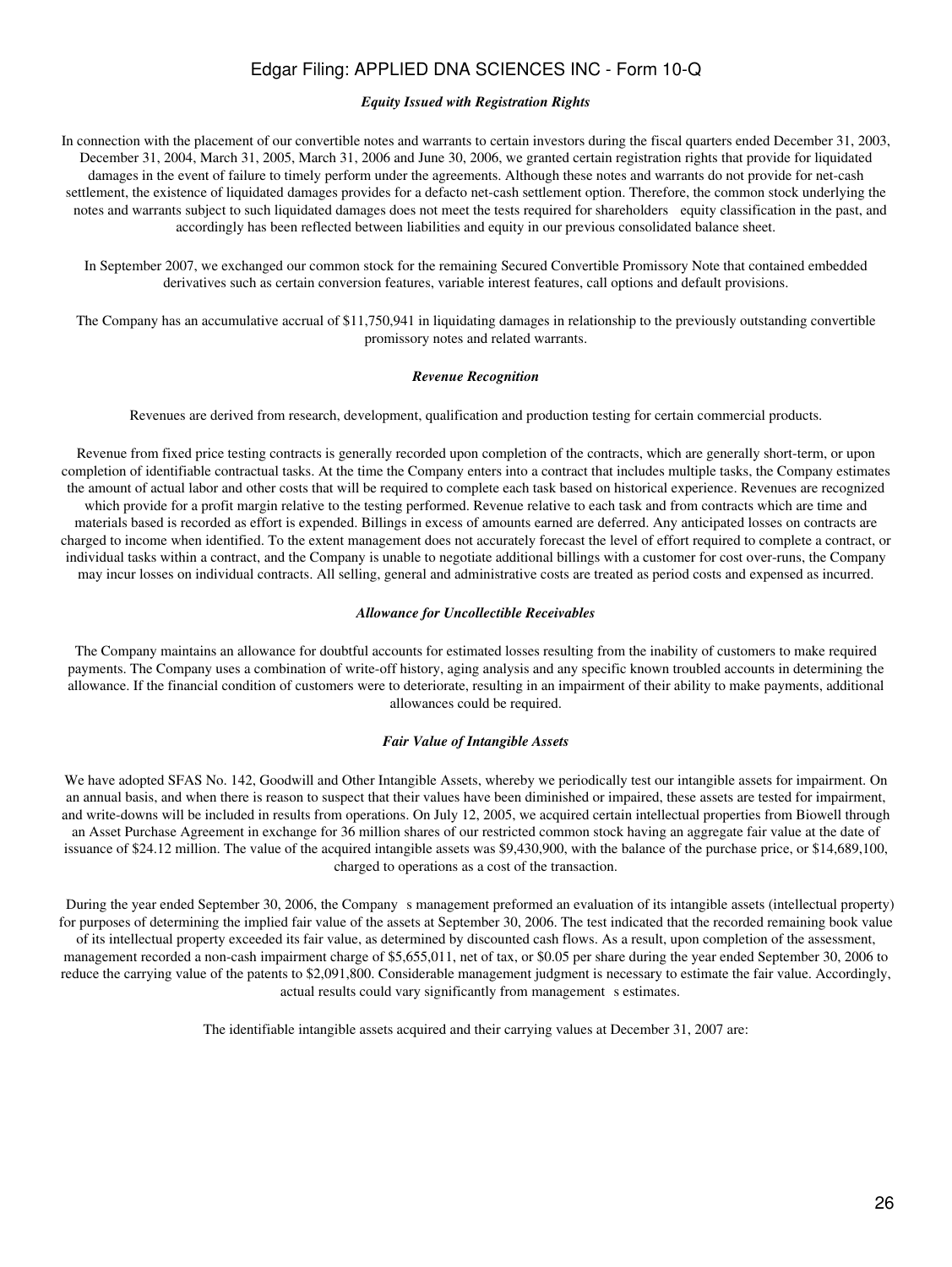### *Equity Issued with Registration Rights*

In connection with the placement of our convertible notes and warrants to certain investors during the fiscal quarters ended December 31, 2003, December 31, 2004, March 31, 2005, March 31, 2006 and June 30, 2006, we granted certain registration rights that provide for liquidated damages in the event of failure to timely perform under the agreements. Although these notes and warrants do not provide for net-cash settlement, the existence of liquidated damages provides for a defacto net-cash settlement option. Therefore, the common stock underlying the notes and warrants subject to such liquidated damages does not meet the tests required for shareholders equity classification in the past, and accordingly has been reflected between liabilities and equity in our previous consolidated balance sheet.

In September 2007, we exchanged our common stock for the remaining Secured Convertible Promissory Note that contained embedded derivatives such as certain conversion features, variable interest features, call options and default provisions.

The Company has an accumulative accrual of $11,750,941 in liquidating damages in relationship to the previously outstanding convertible promissory notes and related warrants.

### *Revenue Recognition*

Revenues are derived from research, development, qualification and production testing for certain commercial products.

Revenue from fixed price testing contracts is generally recorded upon completion of the contracts, which are generally short-term, or upon completion of identifiable contractual tasks. At the time the Company enters into a contract that includes multiple tasks, the Company estimates the amount of actual labor and other costs that will be required to complete each task based on historical experience. Revenues are recognized which provide for a profit margin relative to the testing performed. Revenue relative to each task and from contracts which are time and materials based is recorded as effort is expended. Billings in excess of amounts earned are deferred. Any anticipated losses on contracts are charged to income when identified. To the extent management does not accurately forecast the level of effort required to complete a contract, or individual tasks within a contract, and the Company is unable to negotiate additional billings with a customer for cost over-runs, the Company may incur losses on individual contracts. All selling, general and administrative costs are treated as period costs and expensed as incurred.

### *Allowance for Uncollectible Receivables*

The Company maintains an allowance for doubtful accounts for estimated losses resulting from the inability of customers to make required payments. The Company uses a combination of write-off history, aging analysis and any specific known troubled accounts in determining the allowance. If the financial condition of customers were to deteriorate, resulting in an impairment of their ability to make payments, additional allowances could be required.

### *Fair Value of Intangible Assets*

We have adopted SFAS No. 142, Goodwill and Other Intangible Assets, whereby we periodically test our intangible assets for impairment. On an annual basis, and when there is reason to suspect that their values have been diminished or impaired, these assets are tested for impairment, and write-downs will be included in results from operations. On July 12, 2005, we acquired certain intellectual properties from Biowell through an Asset Purchase Agreement in exchange for 36 million shares of our restricted common stock having an aggregate fair value at the date of issuance of $24.12 million. The value of the acquired intangible assets was $9,430,900, with the balance of the purchase price, or $14,689,100, charged to operations as a cost of the transaction.

During the year ended September 30, 2006, the Company s management preformed an evaluation of its intangible assets (intellectual property) for purposes of determining the implied fair value of the assets at September 30, 2006. The test indicated that the recorded remaining book value of its intellectual property exceeded its fair value, as determined by discounted cash flows. As a result, upon completion of the assessment, management recorded a non-cash impairment charge of $5,655,011, net of tax, or $0.05 per share during the year ended September 30, 2006 to reduce the carrying value of the patents to $2,091,800. Considerable management judgment is necessary to estimate the fair value. Accordingly, actual results could vary significantly from management s estimates.

The identifiable intangible assets acquired and their carrying values at December 31, 2007 are: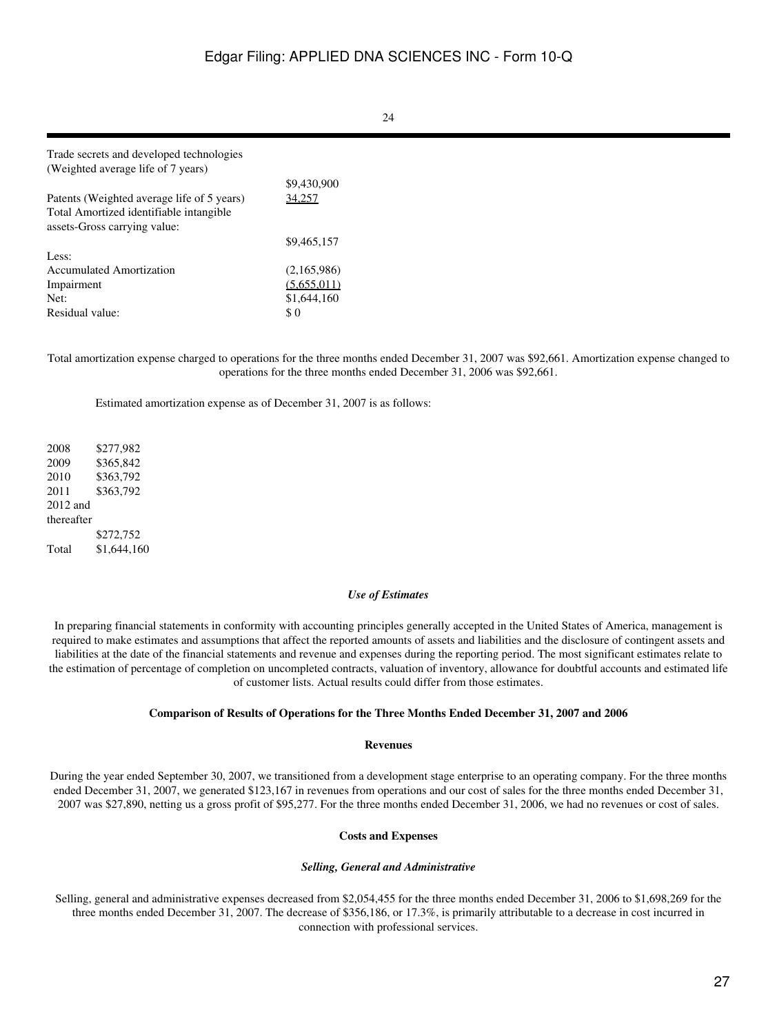| | |
|---|---|
| Trade secrets and developed technologies (Weighted average life of 7 years) | $9,430,900 |
| Patents (Weighted average life of 5 years) | 34,257 |
| Total Amortized identifiable intangible assets-Gross carrying value: | $9,465,157 |
| Less: | |
| Accumulated Amortization | (2,165,986) |
| Impairment | (5,655,011) |
| Net: | $1,644,160 |
| Residual value: | $ 0 |

Total amortization expense charged to operations for the three months ended December 31, 2007 was $92,661. Amortization expense changed to operations for the three months ended December 31, 2006 was $92,661.

Estimated amortization expense as of December 31, 2007 is as follows:

| | |
|---|---|
| 2008 | $277,982 |
| 2009 | $365,842 |
| 2010 | $363,792 |
| 2011 | $363,792 |
| 2012 and thereafter | $272,752 |
| Total | $1,644,160 |

### *Use of Estimates*

In preparing financial statements in conformity with accounting principles generally accepted in the United States of America, management is required to make estimates and assumptions that affect the reported amounts of assets and liabilities and the disclosure of contingent assets and liabilities at the date of the financial statements and revenue and expenses during the reporting period. The most significant estimates relate to the estimation of percentage of completion on uncompleted contracts, valuation of inventory, allowance for doubtful accounts and estimated life of customer lists. Actual results could differ from those estimates.

## Comparison of Results of Operations for the Three Months Ended December 31, 2007 and 2006

### Revenues

During the year ended September 30, 2007, we transitioned from a development stage enterprise to an operating company. For the three months ended December 31, 2007, we generated $123,167 in revenues from operations and our cost of sales for the three months ended December 31, 2007 was $27,890, netting us a gross profit of $95,277. For the three months ended December 31, 2006, we had no revenues or cost of sales.

### Costs and Expenses

#### *Selling, General and Administrative*

Selling, general and administrative expenses decreased from $2,054,455 for the three months ended December 31, 2006 to $1,698,269 for the three months ended December 31, 2007. The decrease of $356,186, or 17.3%, is primarily attributable to a decrease in cost incurred in connection with professional services.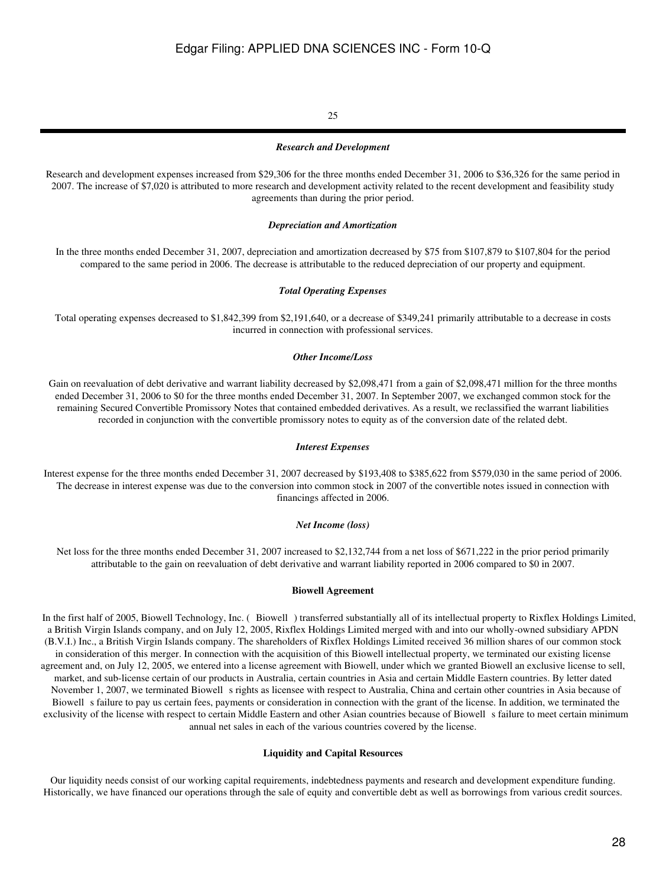*Research and Development*

Research and development expenses increased from $29,306 for the three months ended December 31, 2006 to $36,326 for the same period in 2007. The increase of $7,020 is attributed to more research and development activity related to the recent development and feasibility study agreements than during the prior period.

*Depreciation and Amortization*

In the three months ended December 31, 2007, depreciation and amortization decreased by $75 from $107,879 to $107,804 for the period compared to the same period in 2006. The decrease is attributable to the reduced depreciation of our property and equipment.

*Total Operating Expenses*

Total operating expenses decreased to $1,842,399 from $2,191,640, or a decrease of $349,241 primarily attributable to a decrease in costs incurred in connection with professional services.

*Other Income/Loss*

Gain on reevaluation of debt derivative and warrant liability decreased by $2,098,471 from a gain of $2,098,471 million for the three months ended December 31, 2006 to $0 for the three months ended December 31, 2007. In September 2007, we exchanged common stock for the remaining Secured Convertible Promissory Notes that contained embedded derivatives. As a result, we reclassified the warrant liabilities recorded in conjunction with the convertible promissory notes to equity as of the conversion date of the related debt.

*Interest Expenses*

Interest expense for the three months ended December 31, 2007 decreased by $193,408 to $385,622 from $579,030 in the same period of 2006. The decrease in interest expense was due to the conversion into common stock in 2007 of the convertible notes issued in connection with financings affected in 2006.

*Net Income (loss)*

Net loss for the three months ended December 31, 2007 increased to $2,132,744 from a net loss of $671,222 in the prior period primarily attributable to the gain on reevaluation of debt derivative and warrant liability reported in 2006 compared to $0 in 2007.

**Biowell Agreement**

In the first half of 2005, Biowell Technology, Inc. ( Biowell ) transferred substantially all of its intellectual property to Rixflex Holdings Limited, a British Virgin Islands company, and on July 12, 2005, Rixflex Holdings Limited merged with and into our wholly-owned subsidiary APDN (B.V.I.) Inc., a British Virgin Islands company. The shareholders of Rixflex Holdings Limited received 36 million shares of our common stock in consideration of this merger. In connection with the acquisition of this Biowell intellectual property, we terminated our existing license agreement and, on July 12, 2005, we entered into a license agreement with Biowell, under which we granted Biowell an exclusive license to sell, market, and sub-license certain of our products in Australia, certain countries in Asia and certain Middle Eastern countries. By letter dated November 1, 2007, we terminated Biowell s rights as licensee with respect to Australia, China and certain other countries in Asia because of Biowell s failure to pay us certain fees, payments or consideration in connection with the grant of the license. In addition, we terminated the exclusivity of the license with respect to certain Middle Eastern and other Asian countries because of Biowell s failure to meet certain minimum annual net sales in each of the various countries covered by the license.

**Liquidity and Capital Resources**

Our liquidity needs consist of our working capital requirements, indebtedness payments and research and development expenditure funding. Historically, we have financed our operations through the sale of equity and convertible debt as well as borrowings from various credit sources.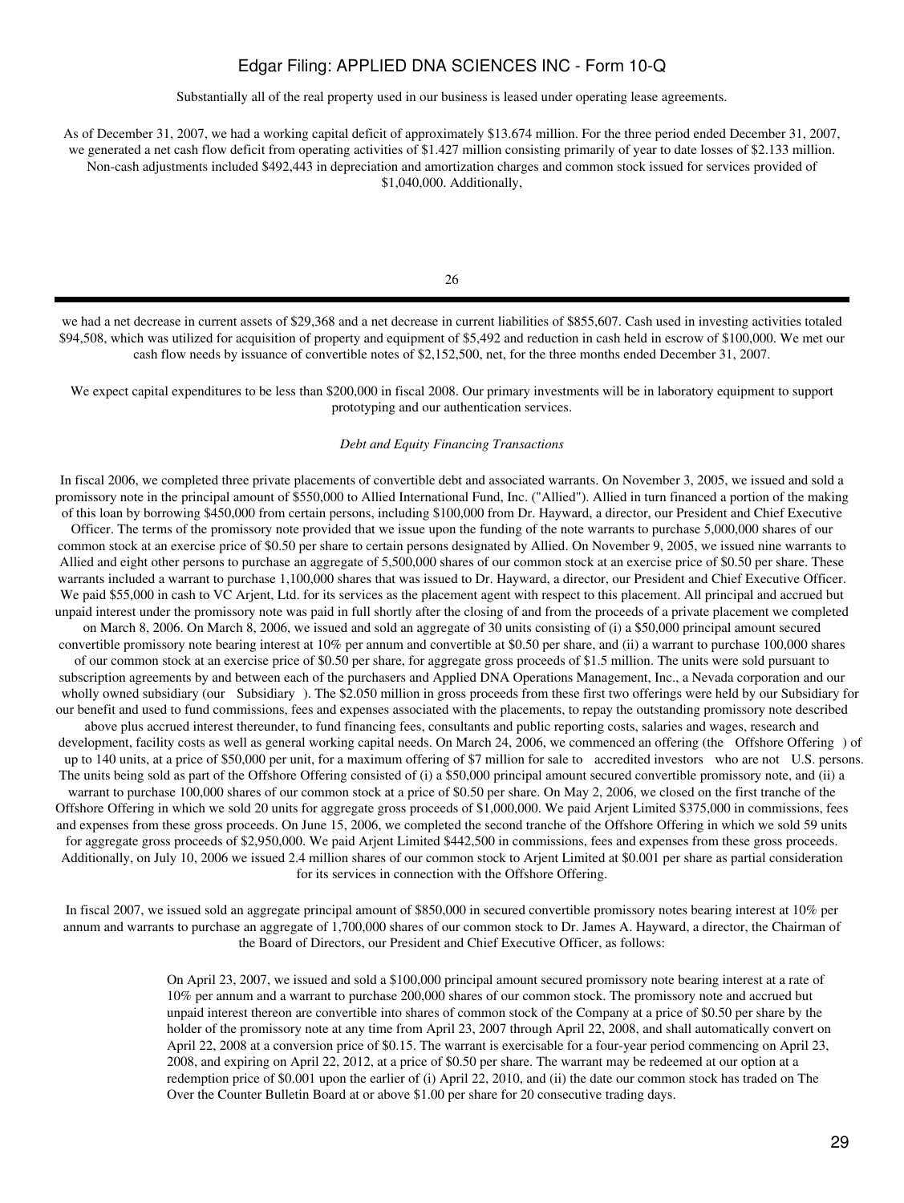Substantially all of the real property used in our business is leased under operating lease agreements.

As of December 31, 2007, we had a working capital deficit of approximately $13.674 million. For the three period ended December 31, 2007, we generated a net cash flow deficit from operating activities of $1.427 million consisting primarily of year to date losses of $2.133 million. Non-cash adjustments included $492,443 in depreciation and amortization charges and common stock issued for services provided of $1,040,000. Additionally,

we had a net decrease in current assets of $29,368 and a net decrease in current liabilities of $855,607. Cash used in investing activities totaled $94,508, which was utilized for acquisition of property and equipment of $5,492 and reduction in cash held in escrow of $100,000. We met our cash flow needs by issuance of convertible notes of $2,152,500, net, for the three months ended December 31, 2007.

We expect capital expenditures to be less than $200,000 in fiscal 2008. Our primary investments will be in laboratory equipment to support prototyping and our authentication services.

*Debt and Equity Financing Transactions*

In fiscal 2006, we completed three private placements of convertible debt and associated warrants. On November 3, 2005, we issued and sold a promissory note in the principal amount of $550,000 to Allied International Fund, Inc. ("Allied"). Allied in turn financed a portion of the making of this loan by borrowing $450,000 from certain persons, including $100,000 from Dr. Hayward, a director, our President and Chief Executive Officer. The terms of the promissory note provided that we issue upon the funding of the note warrants to purchase 5,000,000 shares of our common stock at an exercise price of $0.50 per share to certain persons designated by Allied. On November 9, 2005, we issued nine warrants to Allied and eight other persons to purchase an aggregate of 5,500,000 shares of our common stock at an exercise price of $0.50 per share. These warrants included a warrant to purchase 1,100,000 shares that was issued to Dr. Hayward, a director, our President and Chief Executive Officer. We paid $55,000 in cash to VC Arjent, Ltd. for its services as the placement agent with respect to this placement. All principal and accrued but unpaid interest under the promissory note was paid in full shortly after the closing of and from the proceeds of a private placement we completed on March 8, 2006. On March 8, 2006, we issued and sold an aggregate of 30 units consisting of (i) a $50,000 principal amount secured convertible promissory note bearing interest at 10% per annum and convertible at $0.50 per share, and (ii) a warrant to purchase 100,000 shares of our common stock at an exercise price of $0.50 per share, for aggregate gross proceeds of $1.5 million. The units were sold pursuant to subscription agreements by and between each of the purchasers and Applied DNA Operations Management, Inc., a Nevada corporation and our wholly owned subsidiary (our Subsidiary ). The $2.050 million in gross proceeds from these first two offerings were held by our Subsidiary for our benefit and used to fund commissions, fees and expenses associated with the placements, to repay the outstanding promissory note described above plus accrued interest thereunder, to fund financing fees, consultants and public reporting costs, salaries and wages, research and development, facility costs as well as general working capital needs. On March 24, 2006, we commenced an offering (the Offshore Offering ) of up to 140 units, at a price of $50,000 per unit, for a maximum offering of $7 million for sale to accredited investors who are not U.S. persons. The units being sold as part of the Offshore Offering consisted of (i) a $50,000 principal amount secured convertible promissory note, and (ii) a warrant to purchase 100,000 shares of our common stock at a price of $0.50 per share. On May 2, 2006, we closed on the first tranche of the Offshore Offering in which we sold 20 units for aggregate gross proceeds of $1,000,000. We paid Arjent Limited $375,000 in commissions, fees and expenses from these gross proceeds. On June 15, 2006, we completed the second tranche of the Offshore Offering in which we sold 59 units for aggregate gross proceeds of $2,950,000. We paid Arjent Limited $442,500 in commissions, fees and expenses from these gross proceeds. Additionally, on July 10, 2006 we issued 2.4 million shares of our common stock to Arjent Limited at $0.001 per share as partial consideration for its services in connection with the Offshore Offering.

In fiscal 2007, we issued sold an aggregate principal amount of $850,000 in secured convertible promissory notes bearing interest at 10% per annum and warrants to purchase an aggregate of 1,700,000 shares of our common stock to Dr. James A. Hayward, a director, the Chairman of the Board of Directors, our President and Chief Executive Officer, as follows:

> On April 23, 2007, we issued and sold a $100,000 principal amount secured promissory note bearing interest at a rate of 10% per annum and a warrant to purchase 200,000 shares of our common stock. The promissory note and accrued but unpaid interest thereon are convertible into shares of common stock of the Company at a price of $0.50 per share by the holder of the promissory note at any time from April 23, 2007 through April 22, 2008, and shall automatically convert on April 22, 2008 at a conversion price of $0.15. The warrant is exercisable for a four-year period commencing on April 23, 2008, and expiring on April 22, 2012, at a price of $0.50 per share. The warrant may be redeemed at our option at a redemption price of $0.001 upon the earlier of (i) April 22, 2010, and (ii) the date our common stock has traded on The Over the Counter Bulletin Board at or above $1.00 per share for 20 consecutive trading days.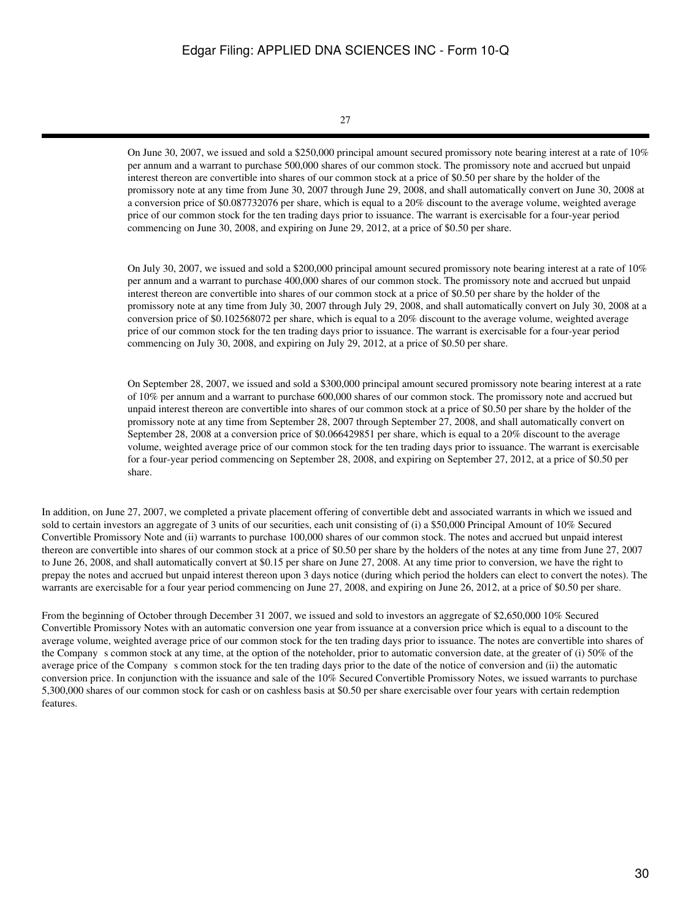On June 30, 2007, we issued and sold a $250,000 principal amount secured promissory note bearing interest at a rate of 10% per annum and a warrant to purchase 500,000 shares of our common stock. The promissory note and accrued but unpaid interest thereon are convertible into shares of our common stock at a price of $0.50 per share by the holder of the promissory note at any time from June 30, 2007 through June 29, 2008, and shall automatically convert on June 30, 2008 at a conversion price of $0.087732076 per share, which is equal to a 20% discount to the average volume, weighted average price of our common stock for the ten trading days prior to issuance. The warrant is exercisable for a four-year period commencing on June 30, 2008, and expiring on June 29, 2012, at a price of $0.50 per share.

On July 30, 2007, we issued and sold a $200,000 principal amount secured promissory note bearing interest at a rate of 10% per annum and a warrant to purchase 400,000 shares of our common stock. The promissory note and accrued but unpaid interest thereon are convertible into shares of our common stock at a price of $0.50 per share by the holder of the promissory note at any time from July 30, 2007 through July 29, 2008, and shall automatically convert on July 30, 2008 at a conversion price of $0.102568072 per share, which is equal to a 20% discount to the average volume, weighted average price of our common stock for the ten trading days prior to issuance. The warrant is exercisable for a four-year period commencing on July 30, 2008, and expiring on July 29, 2012, at a price of $0.50 per share.

On September 28, 2007, we issued and sold a $300,000 principal amount secured promissory note bearing interest at a rate of 10% per annum and a warrant to purchase 600,000 shares of our common stock. The promissory note and accrued but unpaid interest thereon are convertible into shares of our common stock at a price of $0.50 per share by the holder of the promissory note at any time from September 28, 2007 through September 27, 2008, and shall automatically convert on September 28, 2008 at a conversion price of $0.066429851 per share, which is equal to a 20% discount to the average volume, weighted average price of our common stock for the ten trading days prior to issuance. The warrant is exercisable for a four-year period commencing on September 28, 2008, and expiring on September 27, 2012, at a price of $0.50 per share.

In addition, on June 27, 2007, we completed a private placement offering of convertible debt and associated warrants in which we issued and sold to certain investors an aggregate of 3 units of our securities, each unit consisting of (i) a $50,000 Principal Amount of 10% Secured Convertible Promissory Note and (ii) warrants to purchase 100,000 shares of our common stock. The notes and accrued but unpaid interest thereon are convertible into shares of our common stock at a price of $0.50 per share by the holders of the notes at any time from June 27, 2007 to June 26, 2008, and shall automatically convert at $0.15 per share on June 27, 2008. At any time prior to conversion, we have the right to prepay the notes and accrued but unpaid interest thereon upon 3 days notice (during which period the holders can elect to convert the notes). The warrants are exercisable for a four year period commencing on June 27, 2008, and expiring on June 26, 2012, at a price of $0.50 per share.

From the beginning of October through December 31 2007, we issued and sold to investors an aggregate of $2,650,000 10% Secured Convertible Promissory Notes with an automatic conversion one year from issuance at a conversion price which is equal to a discount to the average volume, weighted average price of our common stock for the ten trading days prior to issuance. The notes are convertible into shares of the Company s common stock at any time, at the option of the noteholder, prior to automatic conversion date, at the greater of (i) 50% of the average price of the Company s common stock for the ten trading days prior to the date of the notice of conversion and (ii) the automatic conversion price. In conjunction with the issuance and sale of the 10% Secured Convertible Promissory Notes, we issued warrants to purchase 5,300,000 shares of our common stock for cash or on cashless basis at $0.50 per share exercisable over four years with certain redemption features.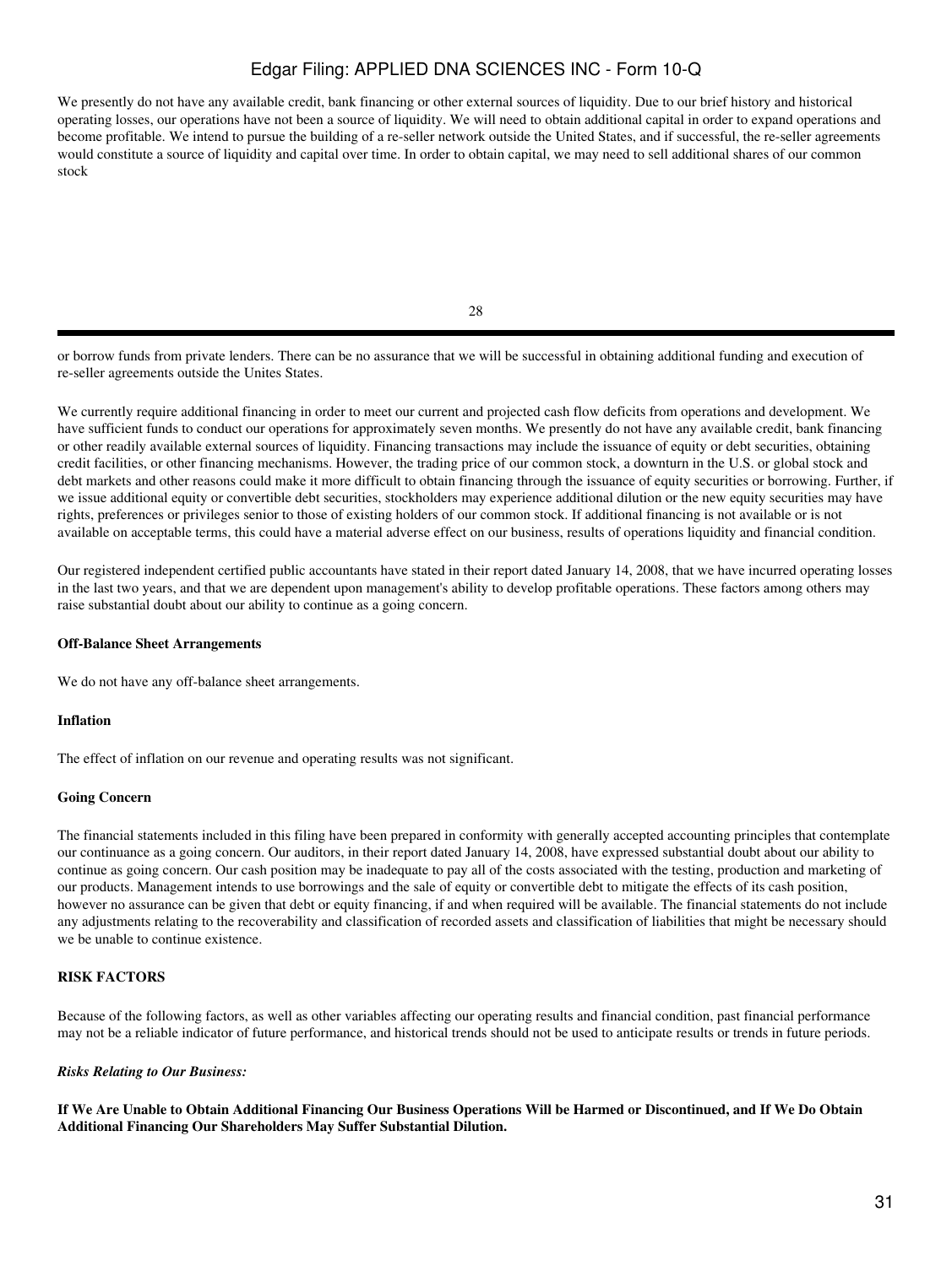We presently do not have any available credit, bank financing or other external sources of liquidity. Due to our brief history and historical operating losses, our operations have not been a source of liquidity. We will need to obtain additional capital in order to expand operations and become profitable. We intend to pursue the building of a re-seller network outside the United States, and if successful, the re-seller agreements would constitute a source of liquidity and capital over time. In order to obtain capital, we may need to sell additional shares of our common stock or borrow funds from private lenders. There can be no assurance that we will be successful in obtaining additional funding and execution of re-seller agreements outside the Unites States.

We currently require additional financing in order to meet our current and projected cash flow deficits from operations and development. We have sufficient funds to conduct our operations for approximately seven months. We presently do not have any available credit, bank financing or other readily available external sources of liquidity. Financing transactions may include the issuance of equity or debt securities, obtaining credit facilities, or other financing mechanisms. However, the trading price of our common stock, a downturn in the U.S. or global stock and debt markets and other reasons could make it more difficult to obtain financing through the issuance of equity securities or borrowing. Further, if we issue additional equity or convertible debt securities, stockholders may experience additional dilution or the new equity securities may have rights, preferences or privileges senior to those of existing holders of our common stock. If additional financing is not available or is not available on acceptable terms, this could have a material adverse effect on our business, results of operations liquidity and financial condition.

Our registered independent certified public accountants have stated in their report dated January 14, 2008, that we have incurred operating losses in the last two years, and that we are dependent upon management's ability to develop profitable operations. These factors among others may raise substantial doubt about our ability to continue as a going concern.

**Off-Balance Sheet Arrangements**

We do not have any off-balance sheet arrangements.

**Inflation**

The effect of inflation on our revenue and operating results was not significant.

**Going Concern**

The financial statements included in this filing have been prepared in conformity with generally accepted accounting principles that contemplate our continuance as a going concern. Our auditors, in their report dated January 14, 2008, have expressed substantial doubt about our ability to continue as going concern. Our cash position may be inadequate to pay all of the costs associated with the testing, production and marketing of our products. Management intends to use borrowings and the sale of equity or convertible debt to mitigate the effects of its cash position, however no assurance can be given that debt or equity financing, if and when required will be available. The financial statements do not include any adjustments relating to the recoverability and classification of recorded assets and classification of liabilities that might be necessary should we be unable to continue existence.

**RISK FACTORS**

Because of the following factors, as well as other variables affecting our operating results and financial condition, past financial performance may not be a reliable indicator of future performance, and historical trends should not be used to anticipate results or trends in future periods.

***Risks Relating to Our Business:***

**If We Are Unable to Obtain Additional Financing Our Business Operations Will be Harmed or Discontinued, and If We Do Obtain Additional Financing Our Shareholders May Suffer Substantial Dilution.**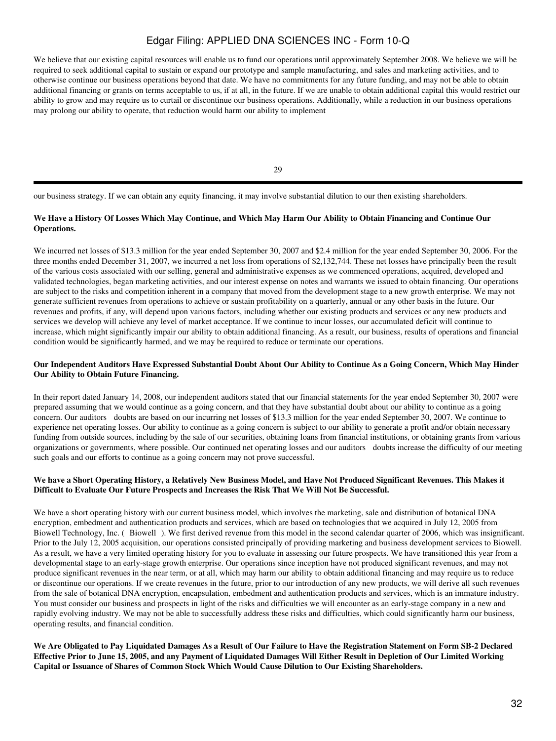We believe that our existing capital resources will enable us to fund our operations until approximately September 2008. We believe we will be required to seek additional capital to sustain or expand our prototype and sample manufacturing, and sales and marketing activities, and to otherwise continue our business operations beyond that date. We have no commitments for any future funding, and may not be able to obtain additional financing or grants on terms acceptable to us, if at all, in the future. If we are unable to obtain additional capital this would restrict our ability to grow and may require us to curtail or discontinue our business operations. Additionally, while a reduction in our business operations may prolong our ability to operate, that reduction would harm our ability to implement

our business strategy. If we can obtain any equity financing, it may involve substantial dilution to our then existing shareholders.

**We Have a History Of Losses Which May Continue, and Which May Harm Our Ability to Obtain Financing and Continue Our Operations.**

We incurred net losses of $13.3 million for the year ended September 30, 2007 and $2.4 million for the year ended September 30, 2006. For the three months ended December 31, 2007, we incurred a net loss from operations of $2,132,744. These net losses have principally been the result of the various costs associated with our selling, general and administrative expenses as we commenced operations, acquired, developed and validated technologies, began marketing activities, and our interest expense on notes and warrants we issued to obtain financing. Our operations are subject to the risks and competition inherent in a company that moved from the development stage to a new growth enterprise. We may not generate sufficient revenues from operations to achieve or sustain profitability on a quarterly, annual or any other basis in the future. Our revenues and profits, if any, will depend upon various factors, including whether our existing products and services or any new products and services we develop will achieve any level of market acceptance. If we continue to incur losses, our accumulated deficit will continue to increase, which might significantly impair our ability to obtain additional financing. As a result, our business, results of operations and financial condition would be significantly harmed, and we may be required to reduce or terminate our operations.

**Our Independent Auditors Have Expressed Substantial Doubt About Our Ability to Continue As a Going Concern, Which May Hinder Our Ability to Obtain Future Financing.**

In their report dated January 14, 2008, our independent auditors stated that our financial statements for the year ended September 30, 2007 were prepared assuming that we would continue as a going concern, and that they have substantial doubt about our ability to continue as a going concern. Our auditors doubts are based on our incurring net losses of $13.3 million for the year ended September 30, 2007. We continue to experience net operating losses. Our ability to continue as a going concern is subject to our ability to generate a profit and/or obtain necessary funding from outside sources, including by the sale of our securities, obtaining loans from financial institutions, or obtaining grants from various organizations or governments, where possible. Our continued net operating losses and our auditors doubts increase the difficulty of our meeting such goals and our efforts to continue as a going concern may not prove successful.

**We have a Short Operating History, a Relatively New Business Model, and Have Not Produced Significant Revenues. This Makes it Difficult to Evaluate Our Future Prospects and Increases the Risk That We Will Not Be Successful.**

We have a short operating history with our current business model, which involves the marketing, sale and distribution of botanical DNA encryption, embedment and authentication products and services, which are based on technologies that we acquired in July 12, 2005 from Biowell Technology, Inc. ( Biowell ). We first derived revenue from this model in the second calendar quarter of 2006, which was insignificant. Prior to the July 12, 2005 acquisition, our operations consisted principally of providing marketing and business development services to Biowell. As a result, we have a very limited operating history for you to evaluate in assessing our future prospects. We have transitioned this year from a developmental stage to an early-stage growth enterprise. Our operations since inception have not produced significant revenues, and may not produce significant revenues in the near term, or at all, which may harm our ability to obtain additional financing and may require us to reduce or discontinue our operations. If we create revenues in the future, prior to our introduction of any new products, we will derive all such revenues from the sale of botanical DNA encryption, encapsulation, embedment and authentication products and services, which is an immature industry. You must consider our business and prospects in light of the risks and difficulties we will encounter as an early-stage company in a new and rapidly evolving industry. We may not be able to successfully address these risks and difficulties, which could significantly harm our business, operating results, and financial condition.

**We Are Obligated to Pay Liquidated Damages As a Result of Our Failure to Have the Registration Statement on Form SB-2 Declared Effective Prior to June 15, 2005, and any Payment of Liquidated Damages Will Either Result in Depletion of Our Limited Working Capital or Issuance of Shares of Common Stock Which Would Cause Dilution to Our Existing Shareholders.**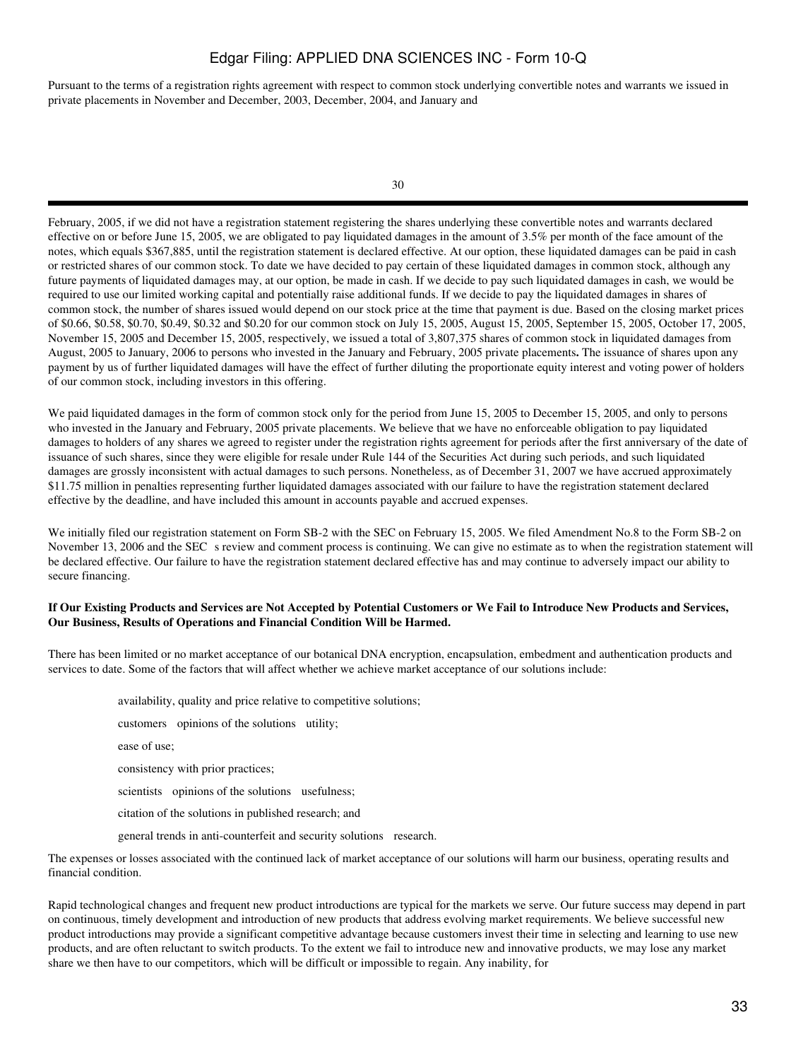Pursuant to the terms of a registration rights agreement with respect to common stock underlying convertible notes and warrants we issued in private placements in November and December, 2003, December, 2004, and January and February, 2005, if we did not have a registration statement registering the shares underlying these convertible notes and warrants declared effective on or before June 15, 2005, we are obligated to pay liquidated damages in the amount of 3.5% per month of the face amount of the notes, which equals $367,885, until the registration statement is declared effective. At our option, these liquidated damages can be paid in cash or restricted shares of our common stock. To date we have decided to pay certain of these liquidated damages in common stock, although any future payments of liquidated damages may, at our option, be made in cash. If we decide to pay such liquidated damages in cash, we would be required to use our limited working capital and potentially raise additional funds. If we decide to pay the liquidated damages in shares of common stock, the number of shares issued would depend on our stock price at the time that payment is due. Based on the closing market prices of $0.66, $0.58, $0.70, $0.49, $0.32 and $0.20 for our common stock on July 15, 2005, August 15, 2005, September 15, 2005, October 17, 2005, November 15, 2005 and December 15, 2005, respectively, we issued a total of 3,807,375 shares of common stock in liquidated damages from August, 2005 to January, 2006 to persons who invested in the January and February, 2005 private placements**.** The issuance of shares upon any payment by us of further liquidated damages will have the effect of further diluting the proportionate equity interest and voting power of holders of our common stock, including investors in this offering.

We paid liquidated damages in the form of common stock only for the period from June 15, 2005 to December 15, 2005, and only to persons who invested in the January and February, 2005 private placements. We believe that we have no enforceable obligation to pay liquidated damages to holders of any shares we agreed to register under the registration rights agreement for periods after the first anniversary of the date of issuance of such shares, since they were eligible for resale under Rule 144 of the Securities Act during such periods, and such liquidated damages are grossly inconsistent with actual damages to such persons. Nonetheless, as of December 31, 2007 we have accrued approximately $11.75 million in penalties representing further liquidated damages associated with our failure to have the registration statement declared effective by the deadline, and have included this amount in accounts payable and accrued expenses.

We initially filed our registration statement on Form SB-2 with the SEC on February 15, 2005. We filed Amendment No.8 to the Form SB-2 on November 13, 2006 and the SEC s review and comment process is continuing. We can give no estimate as to when the registration statement will be declared effective. Our failure to have the registration statement declared effective has and may continue to adversely impact our ability to secure financing.

**If Our Existing Products and Services are Not Accepted by Potential Customers or We Fail to Introduce New Products and Services, Our Business, Results of Operations and Financial Condition Will be Harmed.**

There has been limited or no market acceptance of our botanical DNA encryption, encapsulation, embedment and authentication products and services to date. Some of the factors that will affect whether we achieve market acceptance of our solutions include:

- availability, quality and price relative to competitive solutions;
- customers opinions of the solutions utility;
- ease of use;
- consistency with prior practices;
- scientists opinions of the solutions usefulness;
- citation of the solutions in published research; and
- general trends in anti-counterfeit and security solutions research.

The expenses or losses associated with the continued lack of market acceptance of our solutions will harm our business, operating results and financial condition.

Rapid technological changes and frequent new product introductions are typical for the markets we serve. Our future success may depend in part on continuous, timely development and introduction of new products that address evolving market requirements. We believe successful new product introductions may provide a significant competitive advantage because customers invest their time in selecting and learning to use new products, and are often reluctant to switch products. To the extent we fail to introduce new and innovative products, we may lose any market share we then have to our competitors, which will be difficult or impossible to regain. Any inability, for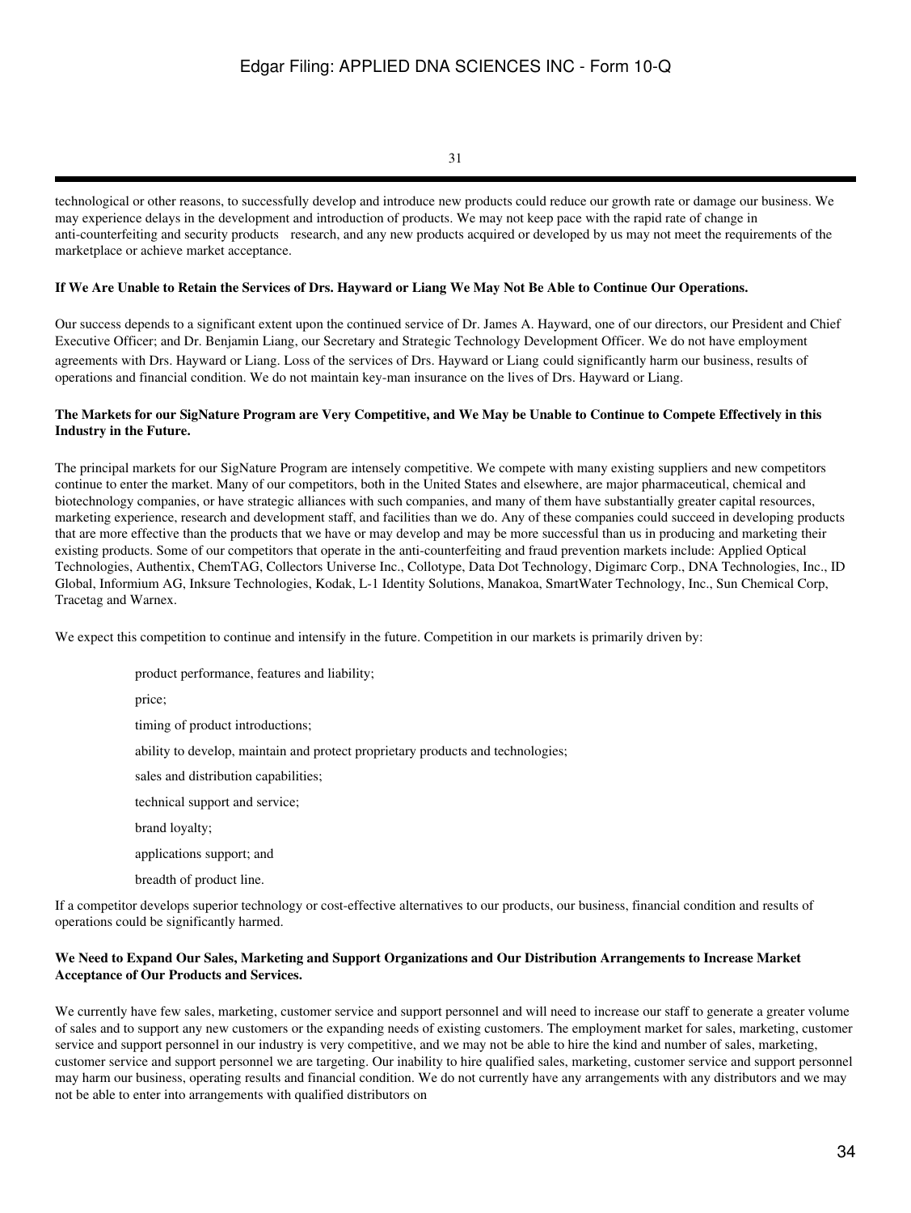technological or other reasons, to successfully develop and introduce new products could reduce our growth rate or damage our business. We may experience delays in the development and introduction of products. We may not keep pace with the rapid rate of change in anti-counterfeiting and security products research, and any new products acquired or developed by us may not meet the requirements of the marketplace or achieve market acceptance.

**If We Are Unable to Retain the Services of Drs. Hayward or Liang We May Not Be Able to Continue Our Operations.**

Our success depends to a significant extent upon the continued service of Dr. James A. Hayward, one of our directors, our President and Chief Executive Officer; and Dr. Benjamin Liang, our Secretary and Strategic Technology Development Officer. We do not have employment agreements with Drs. Hayward or Liang. Loss of the services of Drs. Hayward or Liang could significantly harm our business, results of operations and financial condition. We do not maintain key-man insurance on the lives of Drs. Hayward or Liang.

**The Markets for our SigNature Program are Very Competitive, and We May be Unable to Continue to Compete Effectively in this Industry in the Future.**

The principal markets for our SigNature Program are intensely competitive. We compete with many existing suppliers and new competitors continue to enter the market. Many of our competitors, both in the United States and elsewhere, are major pharmaceutical, chemical and biotechnology companies, or have strategic alliances with such companies, and many of them have substantially greater capital resources, marketing experience, research and development staff, and facilities than we do. Any of these companies could succeed in developing products that are more effective than the products that we have or may develop and may be more successful than us in producing and marketing their existing products. Some of our competitors that operate in the anti-counterfeiting and fraud prevention markets include: Applied Optical Technologies, Authentix, ChemTAG, Collectors Universe Inc., Collotype, Data Dot Technology, Digimarc Corp., DNA Technologies, Inc., ID Global, Informium AG, Inksure Technologies, Kodak, L-1 Identity Solutions, Manakoa, SmartWater Technology, Inc., Sun Chemical Corp, Tracetag and Warnex.

We expect this competition to continue and intensify in the future. Competition in our markets is primarily driven by:

- product performance, features and liability;
- price;
- timing of product introductions;
- ability to develop, maintain and protect proprietary products and technologies;
- sales and distribution capabilities;
- technical support and service;
- brand loyalty;
- applications support; and
- breadth of product line.

If a competitor develops superior technology or cost-effective alternatives to our products, our business, financial condition and results of operations could be significantly harmed.

**We Need to Expand Our Sales, Marketing and Support Organizations and Our Distribution Arrangements to Increase Market Acceptance of Our Products and Services.**

We currently have few sales, marketing, customer service and support personnel and will need to increase our staff to generate a greater volume of sales and to support any new customers or the expanding needs of existing customers. The employment market for sales, marketing, customer service and support personnel in our industry is very competitive, and we may not be able to hire the kind and number of sales, marketing, customer service and support personnel we are targeting. Our inability to hire qualified sales, marketing, customer service and support personnel may harm our business, operating results and financial condition. We do not currently have any arrangements with any distributors and we may not be able to enter into arrangements with qualified distributors on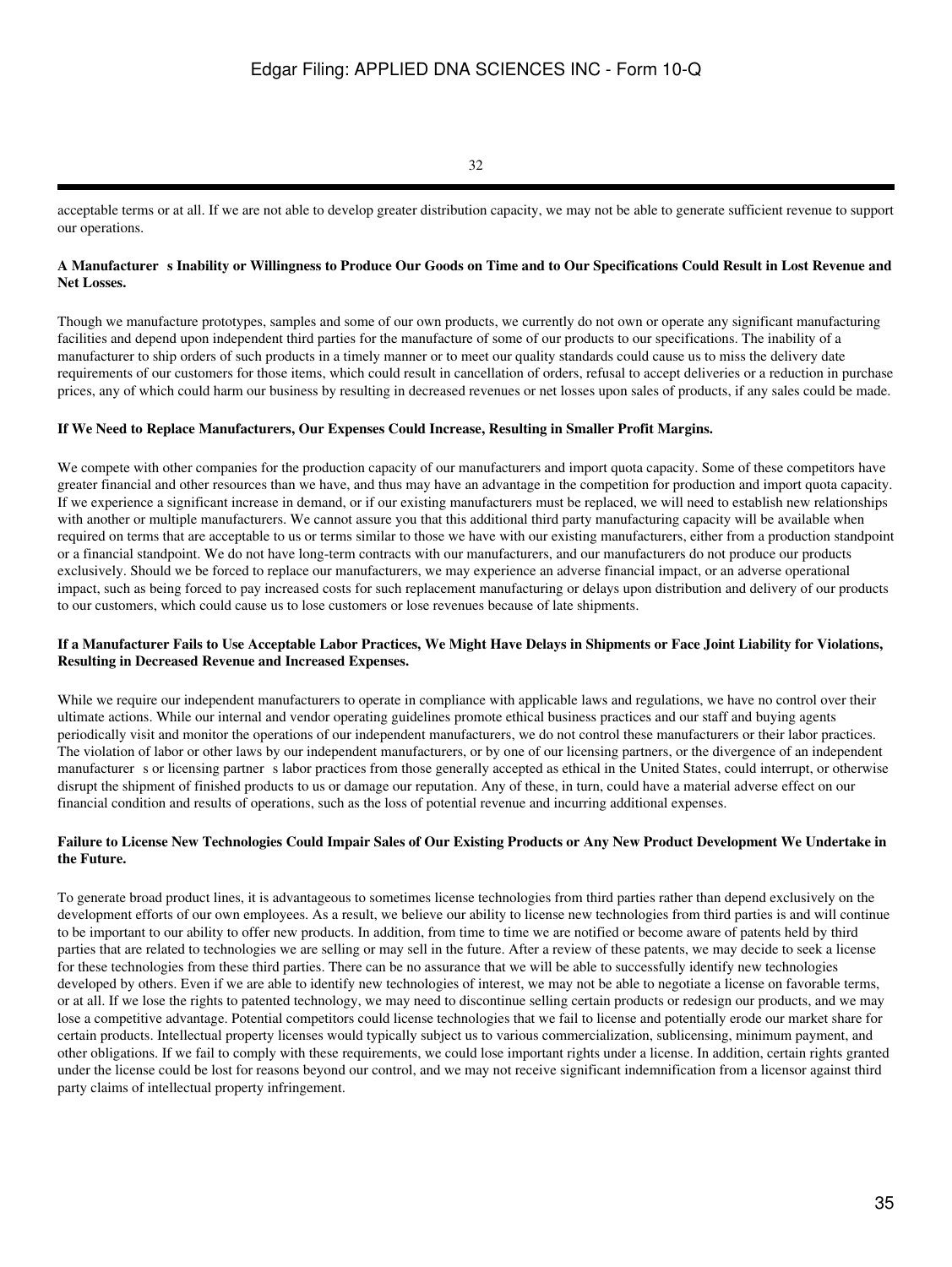acceptable terms or at all. If we are not able to develop greater distribution capacity, we may not be able to generate sufficient revenue to support our operations.

**A Manufacturer s Inability or Willingness to Produce Our Goods on Time and to Our Specifications Could Result in Lost Revenue and Net Losses.**

Though we manufacture prototypes, samples and some of our own products, we currently do not own or operate any significant manufacturing facilities and depend upon independent third parties for the manufacture of some of our products to our specifications. The inability of a manufacturer to ship orders of such products in a timely manner or to meet our quality standards could cause us to miss the delivery date requirements of our customers for those items, which could result in cancellation of orders, refusal to accept deliveries or a reduction in purchase prices, any of which could harm our business by resulting in decreased revenues or net losses upon sales of products, if any sales could be made.

**If We Need to Replace Manufacturers, Our Expenses Could Increase, Resulting in Smaller Profit Margins.**

We compete with other companies for the production capacity of our manufacturers and import quota capacity. Some of these competitors have greater financial and other resources than we have, and thus may have an advantage in the competition for production and import quota capacity. If we experience a significant increase in demand, or if our existing manufacturers must be replaced, we will need to establish new relationships with another or multiple manufacturers. We cannot assure you that this additional third party manufacturing capacity will be available when required on terms that are acceptable to us or terms similar to those we have with our existing manufacturers, either from a production standpoint or a financial standpoint. We do not have long-term contracts with our manufacturers, and our manufacturers do not produce our products exclusively. Should we be forced to replace our manufacturers, we may experience an adverse financial impact, or an adverse operational impact, such as being forced to pay increased costs for such replacement manufacturing or delays upon distribution and delivery of our products to our customers, which could cause us to lose customers or lose revenues because of late shipments.

**If a Manufacturer Fails to Use Acceptable Labor Practices, We Might Have Delays in Shipments or Face Joint Liability for Violations, Resulting in Decreased Revenue and Increased Expenses.**

While we require our independent manufacturers to operate in compliance with applicable laws and regulations, we have no control over their ultimate actions. While our internal and vendor operating guidelines promote ethical business practices and our staff and buying agents periodically visit and monitor the operations of our independent manufacturers, we do not control these manufacturers or their labor practices. The violation of labor or other laws by our independent manufacturers, or by one of our licensing partners, or the divergence of an independent manufacturer s or licensing partner s labor practices from those generally accepted as ethical in the United States, could interrupt, or otherwise disrupt the shipment of finished products to us or damage our reputation. Any of these, in turn, could have a material adverse effect on our financial condition and results of operations, such as the loss of potential revenue and incurring additional expenses.

**Failure to License New Technologies Could Impair Sales of Our Existing Products or Any New Product Development We Undertake in the Future.**

To generate broad product lines, it is advantageous to sometimes license technologies from third parties rather than depend exclusively on the development efforts of our own employees. As a result, we believe our ability to license new technologies from third parties is and will continue to be important to our ability to offer new products. In addition, from time to time we are notified or become aware of patents held by third parties that are related to technologies we are selling or may sell in the future. After a review of these patents, we may decide to seek a license for these technologies from these third parties. There can be no assurance that we will be able to successfully identify new technologies developed by others. Even if we are able to identify new technologies of interest, we may not be able to negotiate a license on favorable terms, or at all. If we lose the rights to patented technology, we may need to discontinue selling certain products or redesign our products, and we may lose a competitive advantage. Potential competitors could license technologies that we fail to license and potentially erode our market share for certain products. Intellectual property licenses would typically subject us to various commercialization, sublicensing, minimum payment, and other obligations. If we fail to comply with these requirements, we could lose important rights under a license. In addition, certain rights granted under the license could be lost for reasons beyond our control, and we may not receive significant indemnification from a licensor against third party claims of intellectual property infringement.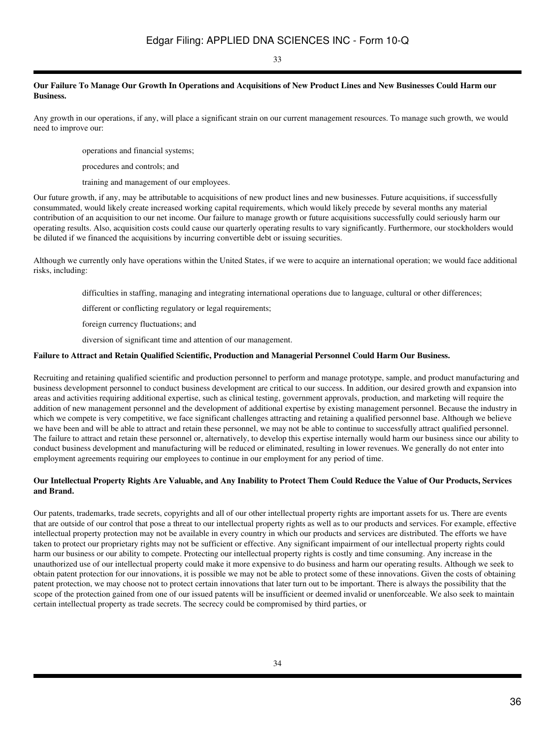**Our Failure To Manage Our Growth In Operations and Acquisitions of New Product Lines and New Businesses Could Harm our Business.**

Any growth in our operations, if any, will place a significant strain on our current management resources. To manage such growth, we would need to improve our:

- operations and financial systems;
- procedures and controls; and
- training and management of our employees.

Our future growth, if any, may be attributable to acquisitions of new product lines and new businesses. Future acquisitions, if successfully consummated, would likely create increased working capital requirements, which would likely precede by several months any material contribution of an acquisition to our net income. Our failure to manage growth or future acquisitions successfully could seriously harm our operating results. Also, acquisition costs could cause our quarterly operating results to vary significantly. Furthermore, our stockholders would be diluted if we financed the acquisitions by incurring convertible debt or issuing securities.

Although we currently only have operations within the United States, if we were to acquire an international operation; we would face additional risks, including:

- difficulties in staffing, managing and integrating international operations due to language, cultural or other differences;
- different or conflicting regulatory or legal requirements;
- foreign currency fluctuations; and
- diversion of significant time and attention of our management.

**Failure to Attract and Retain Qualified Scientific, Production and Managerial Personnel Could Harm Our Business.**

Recruiting and retaining qualified scientific and production personnel to perform and manage prototype, sample, and product manufacturing and business development personnel to conduct business development are critical to our success. In addition, our desired growth and expansion into areas and activities requiring additional expertise, such as clinical testing, government approvals, production, and marketing will require the addition of new management personnel and the development of additional expertise by existing management personnel. Because the industry in which we compete is very competitive, we face significant challenges attracting and retaining a qualified personnel base. Although we believe we have been and will be able to attract and retain these personnel, we may not be able to continue to successfully attract qualified personnel. The failure to attract and retain these personnel or, alternatively, to develop this expertise internally would harm our business since our ability to conduct business development and manufacturing will be reduced or eliminated, resulting in lower revenues. We generally do not enter into employment agreements requiring our employees to continue in our employment for any period of time.

**Our Intellectual Property Rights Are Valuable, and Any Inability to Protect Them Could Reduce the Value of Our Products, Services and Brand.**

Our patents, trademarks, trade secrets, copyrights and all of our other intellectual property rights are important assets for us. There are events that are outside of our control that pose a threat to our intellectual property rights as well as to our products and services. For example, effective intellectual property protection may not be available in every country in which our products and services are distributed. The efforts we have taken to protect our proprietary rights may not be sufficient or effective. Any significant impairment of our intellectual property rights could harm our business or our ability to compete. Protecting our intellectual property rights is costly and time consuming. Any increase in the unauthorized use of our intellectual property could make it more expensive to do business and harm our operating results. Although we seek to obtain patent protection for our innovations, it is possible we may not be able to protect some of these innovations. Given the costs of obtaining patent protection, we may choose not to protect certain innovations that later turn out to be important. There is always the possibility that the scope of the protection gained from one of our issued patents will be insufficient or deemed invalid or unenforceable. We also seek to maintain certain intellectual property as trade secrets. The secrecy could be compromised by third parties, or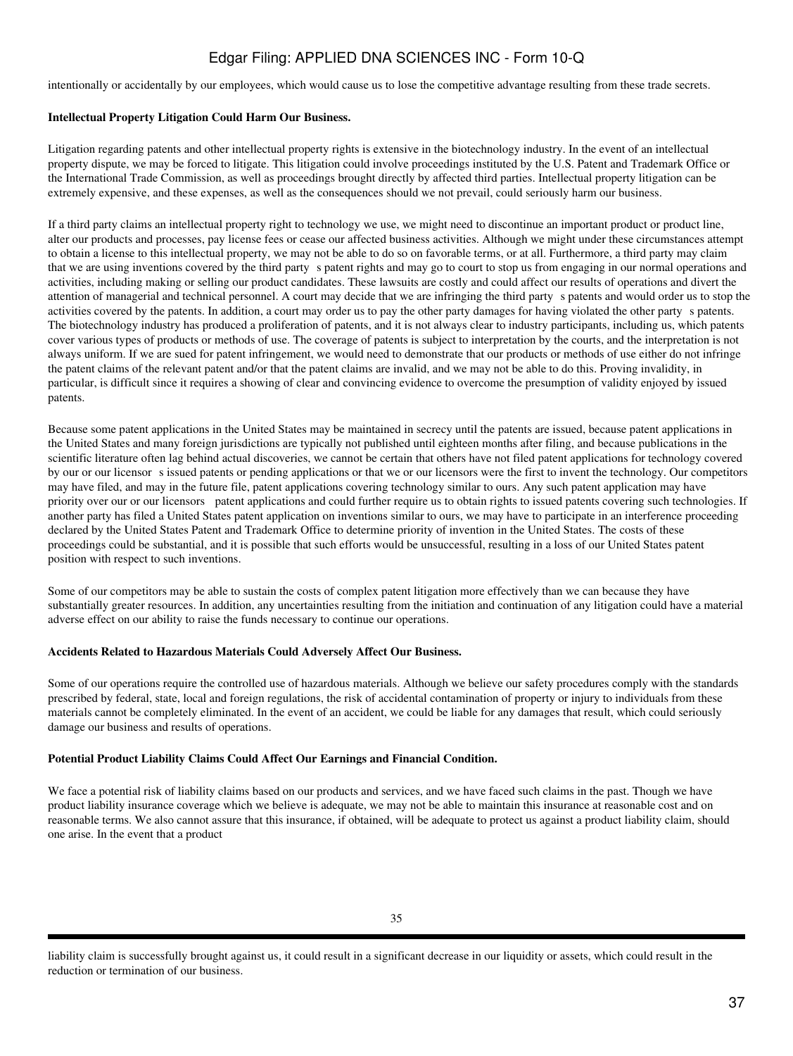intentionally or accidentally by our employees, which would cause us to lose the competitive advantage resulting from these trade secrets.

**Intellectual Property Litigation Could Harm Our Business.**

Litigation regarding patents and other intellectual property rights is extensive in the biotechnology industry. In the event of an intellectual property dispute, we may be forced to litigate. This litigation could involve proceedings instituted by the U.S. Patent and Trademark Office or the International Trade Commission, as well as proceedings brought directly by affected third parties. Intellectual property litigation can be extremely expensive, and these expenses, as well as the consequences should we not prevail, could seriously harm our business.

If a third party claims an intellectual property right to technology we use, we might need to discontinue an important product or product line, alter our products and processes, pay license fees or cease our affected business activities. Although we might under these circumstances attempt to obtain a license to this intellectual property, we may not be able to do so on favorable terms, or at all. Furthermore, a third party may claim that we are using inventions covered by the third party s patent rights and may go to court to stop us from engaging in our normal operations and activities, including making or selling our product candidates. These lawsuits are costly and could affect our results of operations and divert the attention of managerial and technical personnel. A court may decide that we are infringing the third party s patents and would order us to stop the activities covered by the patents. In addition, a court may order us to pay the other party damages for having violated the other party s patents. The biotechnology industry has produced a proliferation of patents, and it is not always clear to industry participants, including us, which patents cover various types of products or methods of use. The coverage of patents is subject to interpretation by the courts, and the interpretation is not always uniform. If we are sued for patent infringement, we would need to demonstrate that our products or methods of use either do not infringe the patent claims of the relevant patent and/or that the patent claims are invalid, and we may not be able to do this. Proving invalidity, in particular, is difficult since it requires a showing of clear and convincing evidence to overcome the presumption of validity enjoyed by issued patents.

Because some patent applications in the United States may be maintained in secrecy until the patents are issued, because patent applications in the United States and many foreign jurisdictions are typically not published until eighteen months after filing, and because publications in the scientific literature often lag behind actual discoveries, we cannot be certain that others have not filed patent applications for technology covered by our or our licensor s issued patents or pending applications or that we or our licensors were the first to invent the technology. Our competitors may have filed, and may in the future file, patent applications covering technology similar to ours. Any such patent application may have priority over our or our licensors patent applications and could further require us to obtain rights to issued patents covering such technologies. If another party has filed a United States patent application on inventions similar to ours, we may have to participate in an interference proceeding declared by the United States Patent and Trademark Office to determine priority of invention in the United States. The costs of these proceedings could be substantial, and it is possible that such efforts would be unsuccessful, resulting in a loss of our United States patent position with respect to such inventions.

Some of our competitors may be able to sustain the costs of complex patent litigation more effectively than we can because they have substantially greater resources. In addition, any uncertainties resulting from the initiation and continuation of any litigation could have a material adverse effect on our ability to raise the funds necessary to continue our operations.

**Accidents Related to Hazardous Materials Could Adversely Affect Our Business.**

Some of our operations require the controlled use of hazardous materials. Although we believe our safety procedures comply with the standards prescribed by federal, state, local and foreign regulations, the risk of accidental contamination of property or injury to individuals from these materials cannot be completely eliminated. In the event of an accident, we could be liable for any damages that result, which could seriously damage our business and results of operations.

**Potential Product Liability Claims Could Affect Our Earnings and Financial Condition.**

We face a potential risk of liability claims based on our products and services, and we have faced such claims in the past. Though we have product liability insurance coverage which we believe is adequate, we may not be able to maintain this insurance at reasonable cost and on reasonable terms. We also cannot assure that this insurance, if obtained, will be adequate to protect us against a product liability claim, should one arise. In the event that a product

liability claim is successfully brought against us, it could result in a significant decrease in our liquidity or assets, which could result in the reduction or termination of our business.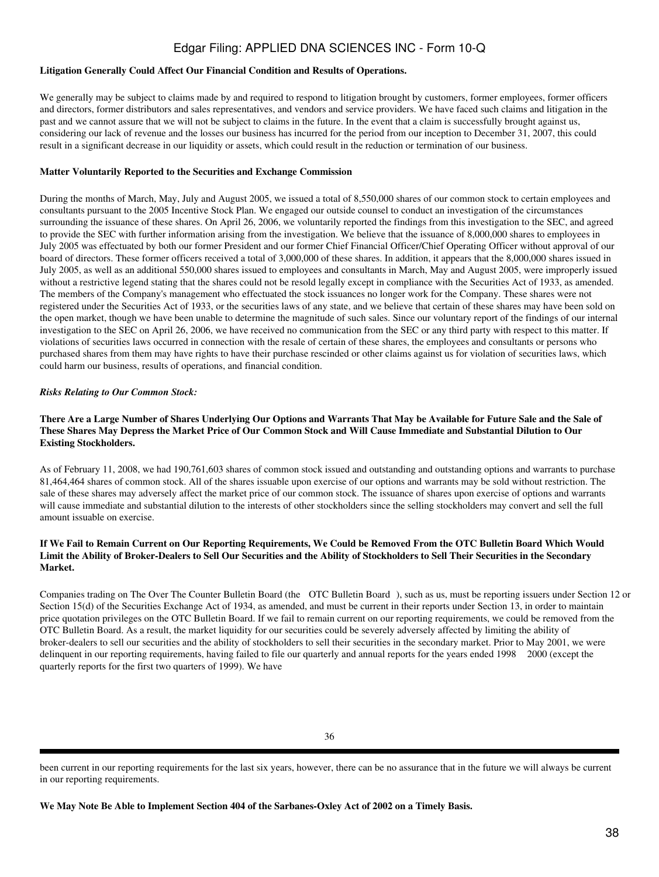**Litigation Generally Could Affect Our Financial Condition and Results of Operations.**

We generally may be subject to claims made by and required to respond to litigation brought by customers, former employees, former officers and directors, former distributors and sales representatives, and vendors and service providers. We have faced such claims and litigation in the past and we cannot assure that we will not be subject to claims in the future. In the event that a claim is successfully brought against us, considering our lack of revenue and the losses our business has incurred for the period from our inception to December 31, 2007, this could result in a significant decrease in our liquidity or assets, which could result in the reduction or termination of our business.

**Matter Voluntarily Reported to the Securities and Exchange Commission**

During the months of March, May, July and August 2005, we issued a total of 8,550,000 shares of our common stock to certain employees and consultants pursuant to the 2005 Incentive Stock Plan. We engaged our outside counsel to conduct an investigation of the circumstances surrounding the issuance of these shares. On April 26, 2006, we voluntarily reported the findings from this investigation to the SEC, and agreed to provide the SEC with further information arising from the investigation. We believe that the issuance of 8,000,000 shares to employees in July 2005 was effectuated by both our former President and our former Chief Financial Officer/Chief Operating Officer without approval of our board of directors. These former officers received a total of 3,000,000 of these shares. In addition, it appears that the 8,000,000 shares issued in July 2005, as well as an additional 550,000 shares issued to employees and consultants in March, May and August 2005, were improperly issued without a restrictive legend stating that the shares could not be resold legally except in compliance with the Securities Act of 1933, as amended. The members of the Company's management who effectuated the stock issuances no longer work for the Company. These shares were not registered under the Securities Act of 1933, or the securities laws of any state, and we believe that certain of these shares may have been sold on the open market, though we have been unable to determine the magnitude of such sales. Since our voluntary report of the findings of our internal investigation to the SEC on April 26, 2006, we have received no communication from the SEC or any third party with respect to this matter. If violations of securities laws occurred in connection with the resale of certain of these shares, the employees and consultants or persons who purchased shares from them may have rights to have their purchase rescinded or other claims against us for violation of securities laws, which could harm our business, results of operations, and financial condition.

***Risks Relating to Our Common Stock:***

**There Are a Large Number of Shares Underlying Our Options and Warrants That May be Available for Future Sale and the Sale of These Shares May Depress the Market Price of Our Common Stock and Will Cause Immediate and Substantial Dilution to Our Existing Stockholders.**

As of February 11, 2008, we had 190,761,603 shares of common stock issued and outstanding and outstanding options and warrants to purchase 81,464,464 shares of common stock. All of the shares issuable upon exercise of our options and warrants may be sold without restriction. The sale of these shares may adversely affect the market price of our common stock. The issuance of shares upon exercise of options and warrants will cause immediate and substantial dilution to the interests of other stockholders since the selling stockholders may convert and sell the full amount issuable on exercise.

**If We Fail to Remain Current on Our Reporting Requirements, We Could be Removed From the OTC Bulletin Board Which Would Limit the Ability of Broker-Dealers to Sell Our Securities and the Ability of Stockholders to Sell Their Securities in the Secondary Market.**

Companies trading on The Over The Counter Bulletin Board (the OTC Bulletin Board ), such as us, must be reporting issuers under Section 12 or Section 15(d) of the Securities Exchange Act of 1934, as amended, and must be current in their reports under Section 13, in order to maintain price quotation privileges on the OTC Bulletin Board. If we fail to remain current on our reporting requirements, we could be removed from the OTC Bulletin Board. As a result, the market liquidity for our securities could be severely adversely affected by limiting the ability of broker-dealers to sell our securities and the ability of stockholders to sell their securities in the secondary market. Prior to May 2001, we were delinquent in our reporting requirements, having failed to file our quarterly and annual reports for the years ended 1998 2000 (except the quarterly reports for the first two quarters of 1999). We have been current in our reporting requirements for the last six years, however, there can be no assurance that in the future we will always be current in our reporting requirements.

**We May Note Be Able to Implement Section 404 of the Sarbanes-Oxley Act of 2002 on a Timely Basis.**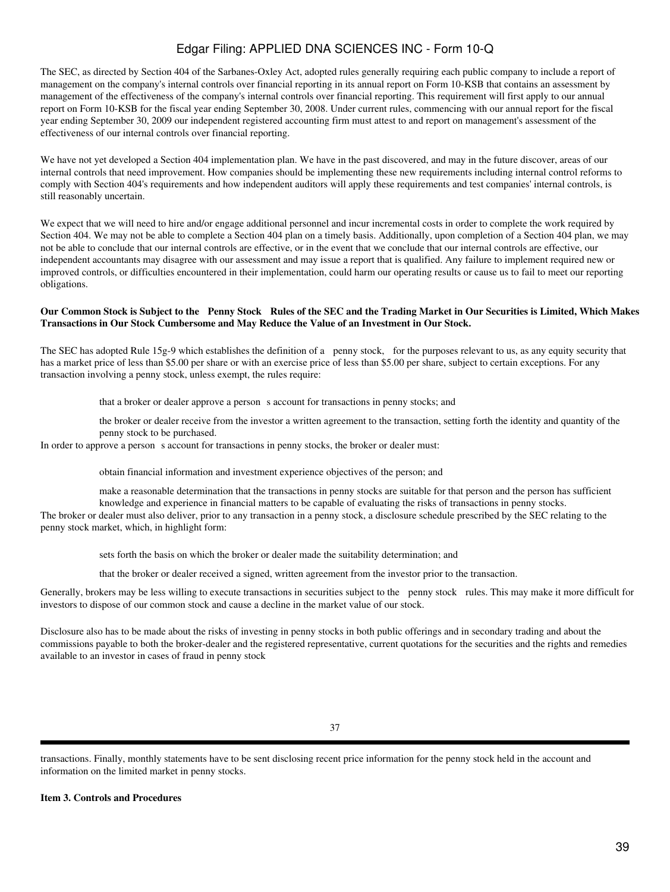The SEC, as directed by Section 404 of the Sarbanes-Oxley Act, adopted rules generally requiring each public company to include a report of management on the company's internal controls over financial reporting in its annual report on Form 10-KSB that contains an assessment by management of the effectiveness of the company's internal controls over financial reporting. This requirement will first apply to our annual report on Form 10-KSB for the fiscal year ending September 30, 2008. Under current rules, commencing with our annual report for the fiscal year ending September 30, 2009 our independent registered accounting firm must attest to and report on management's assessment of the effectiveness of our internal controls over financial reporting.

We have not yet developed a Section 404 implementation plan. We have in the past discovered, and may in the future discover, areas of our internal controls that need improvement. How companies should be implementing these new requirements including internal control reforms to comply with Section 404's requirements and how independent auditors will apply these requirements and test companies' internal controls, is still reasonably uncertain.

We expect that we will need to hire and/or engage additional personnel and incur incremental costs in order to complete the work required by Section 404. We may not be able to complete a Section 404 plan on a timely basis. Additionally, upon completion of a Section 404 plan, we may not be able to conclude that our internal controls are effective, or in the event that we conclude that our internal controls are effective, our independent accountants may disagree with our assessment and may issue a report that is qualified. Any failure to implement required new or improved controls, or difficulties encountered in their implementation, could harm our operating results or cause us to fail to meet our reporting obligations.

**Our Common Stock is Subject to the Penny Stock Rules of the SEC and the Trading Market in Our Securities is Limited, Which Makes Transactions in Our Stock Cumbersome and May Reduce the Value of an Investment in Our Stock.**

The SEC has adopted Rule 15g-9 which establishes the definition of a penny stock, for the purposes relevant to us, as any equity security that has a market price of less than $5.00 per share or with an exercise price of less than $5.00 per share, subject to certain exceptions. For any transaction involving a penny stock, unless exempt, the rules require:

- that a broker or dealer approve a person s account for transactions in penny stocks; and
- the broker or dealer receive from the investor a written agreement to the transaction, setting forth the identity and quantity of the penny stock to be purchased.

In order to approve a person s account for transactions in penny stocks, the broker or dealer must:

- obtain financial information and investment experience objectives of the person; and
- make a reasonable determination that the transactions in penny stocks are suitable for that person and the person has sufficient knowledge and experience in financial matters to be capable of evaluating the risks of transactions in penny stocks.

The broker or dealer must also deliver, prior to any transaction in a penny stock, a disclosure schedule prescribed by the SEC relating to the penny stock market, which, in highlight form:

- sets forth the basis on which the broker or dealer made the suitability determination; and
- that the broker or dealer received a signed, written agreement from the investor prior to the transaction.

Generally, brokers may be less willing to execute transactions in securities subject to the penny stock rules. This may make it more difficult for investors to dispose of our common stock and cause a decline in the market value of our stock.

Disclosure also has to be made about the risks of investing in penny stocks in both public offerings and in secondary trading and about the commissions payable to both the broker-dealer and the registered representative, current quotations for the securities and the rights and remedies available to an investor in cases of fraud in penny stock transactions. Finally, monthly statements have to be sent disclosing recent price information for the penny stock held in the account and information on the limited market in penny stocks.

**Item 3. Controls and Procedures**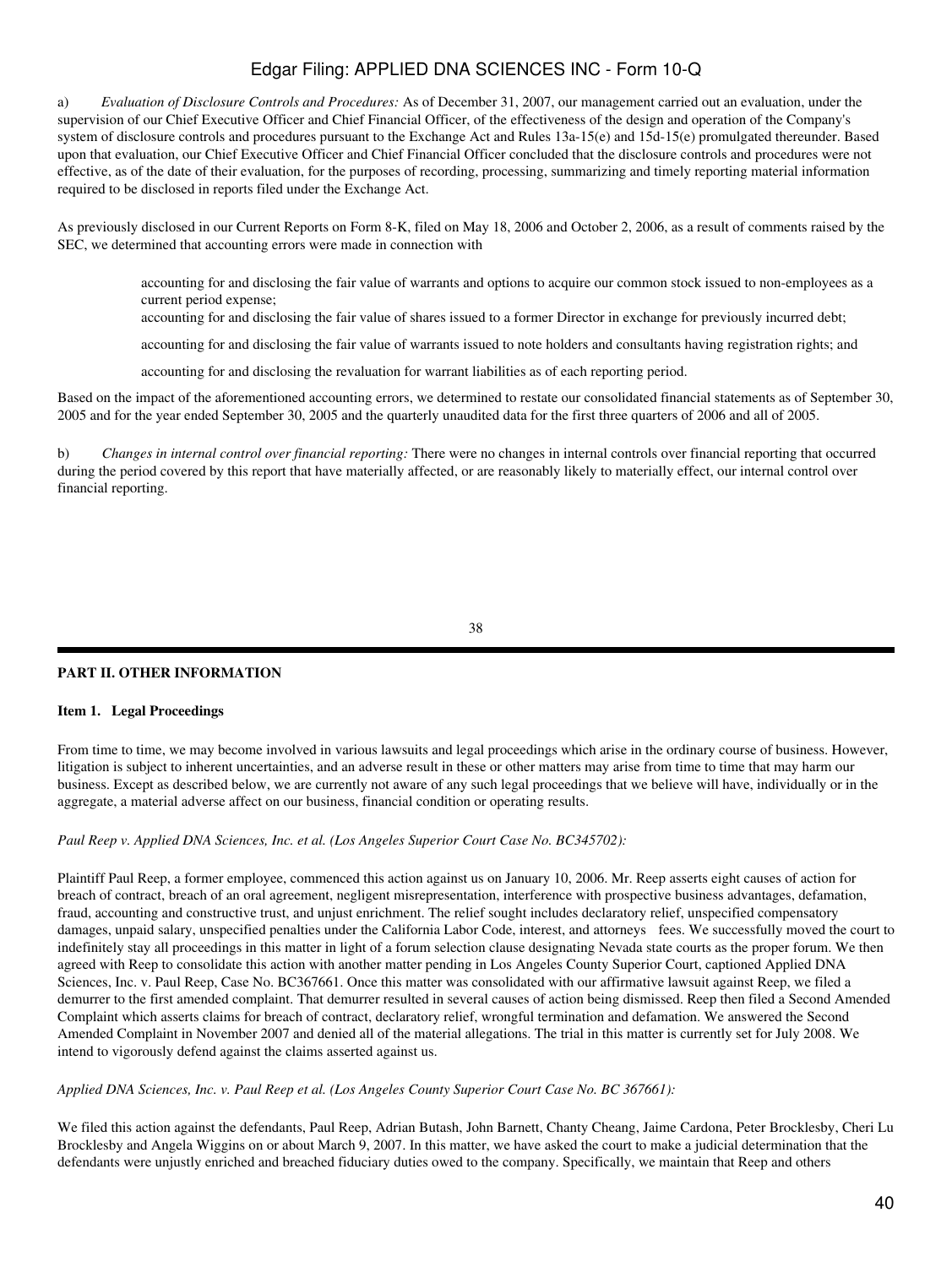a) *Evaluation of Disclosure Controls and Procedures:* As of December 31, 2007, our management carried out an evaluation, under the supervision of our Chief Executive Officer and Chief Financial Officer, of the effectiveness of the design and operation of the Company's system of disclosure controls and procedures pursuant to the Exchange Act and Rules 13a-15(e) and 15d-15(e) promulgated thereunder. Based upon that evaluation, our Chief Executive Officer and Chief Financial Officer concluded that the disclosure controls and procedures were not effective, as of the date of their evaluation, for the purposes of recording, processing, summarizing and timely reporting material information required to be disclosed in reports filed under the Exchange Act.

As previously disclosed in our Current Reports on Form 8-K, filed on May 18, 2006 and October 2, 2006, as a result of comments raised by the SEC, we determined that accounting errors were made in connection with

- accounting for and disclosing the fair value of warrants and options to acquire our common stock issued to non-employees as a current period expense;
- accounting for and disclosing the fair value of shares issued to a former Director in exchange for previously incurred debt;
- accounting for and disclosing the fair value of warrants issued to note holders and consultants having registration rights; and
- accounting for and disclosing the revaluation for warrant liabilities as of each reporting period.

Based on the impact of the aforementioned accounting errors, we determined to restate our consolidated financial statements as of September 30, 2005 and for the year ended September 30, 2005 and the quarterly unaudited data for the first three quarters of 2006 and all of 2005.

b) *Changes in internal control over financial reporting:* There were no changes in internal controls over financial reporting that occurred during the period covered by this report that have materially affected, or are reasonably likely to materially effect, our internal control over financial reporting.

## PART II. OTHER INFORMATION

### Item 1. Legal Proceedings

From time to time, we may become involved in various lawsuits and legal proceedings which arise in the ordinary course of business. However, litigation is subject to inherent uncertainties, and an adverse result in these or other matters may arise from time to time that may harm our business. Except as described below, we are currently not aware of any such legal proceedings that we believe will have, individually or in the aggregate, a material adverse affect on our business, financial condition or operating results.

*Paul Reep v. Applied DNA Sciences, Inc. et al. (Los Angeles Superior Court Case No. BC345702):*

Plaintiff Paul Reep, a former employee, commenced this action against us on January 10, 2006. Mr. Reep asserts eight causes of action for breach of contract, breach of an oral agreement, negligent misrepresentation, interference with prospective business advantages, defamation, fraud, accounting and constructive trust, and unjust enrichment. The relief sought includes declaratory relief, unspecified compensatory damages, unpaid salary, unspecified penalties under the California Labor Code, interest, and attorneys fees. We successfully moved the court to indefinitely stay all proceedings in this matter in light of a forum selection clause designating Nevada state courts as the proper forum. We then agreed with Reep to consolidate this action with another matter pending in Los Angeles County Superior Court, captioned Applied DNA Sciences, Inc. v. Paul Reep, Case No. BC367661. Once this matter was consolidated with our affirmative lawsuit against Reep, we filed a demurrer to the first amended complaint. That demurrer resulted in several causes of action being dismissed. Reep then filed a Second Amended Complaint which asserts claims for breach of contract, declaratory relief, wrongful termination and defamation. We answered the Second Amended Complaint in November 2007 and denied all of the material allegations. The trial in this matter is currently set for July 2008. We intend to vigorously defend against the claims asserted against us.

*Applied DNA Sciences, Inc. v. Paul Reep et al. (Los Angeles County Superior Court Case No. BC 367661):*

We filed this action against the defendants, Paul Reep, Adrian Butash, John Barnett, Chanty Cheang, Jaime Cardona, Peter Brocklesby, Cheri Lu Brocklesby and Angela Wiggins on or about March 9, 2007. In this matter, we have asked the court to make a judicial determination that the defendants were unjustly enriched and breached fiduciary duties owed to the company. Specifically, we maintain that Reep and others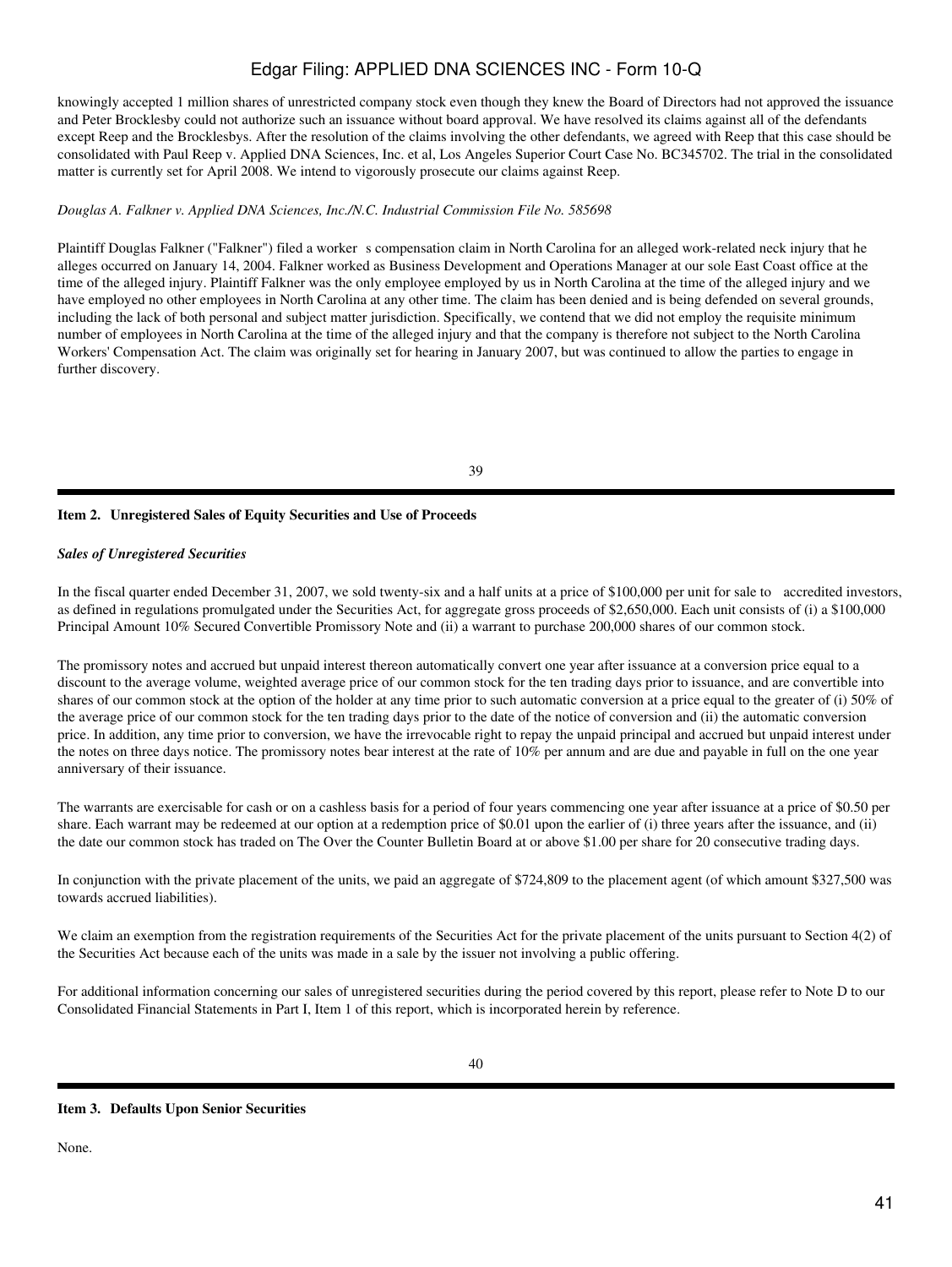knowingly accepted 1 million shares of unrestricted company stock even though they knew the Board of Directors had not approved the issuance and Peter Brocklesby could not authorize such an issuance without board approval. We have resolved its claims against all of the defendants except Reep and the Brocklesbys. After the resolution of the claims involving the other defendants, we agreed with Reep that this case should be consolidated with Paul Reep v. Applied DNA Sciences, Inc. et al, Los Angeles Superior Court Case No. BC345702. The trial in the consolidated matter is currently set for April 2008. We intend to vigorously prosecute our claims against Reep.

*Douglas A. Falkner v. Applied DNA Sciences, Inc./N.C. Industrial Commission File No. 585698*

Plaintiff Douglas Falkner ("Falkner") filed a worker s compensation claim in North Carolina for an alleged work-related neck injury that he alleges occurred on January 14, 2004. Falkner worked as Business Development and Operations Manager at our sole East Coast office at the time of the alleged injury. Plaintiff Falkner was the only employee employed by us in North Carolina at the time of the alleged injury and we have employed no other employees in North Carolina at any other time. The claim has been denied and is being defended on several grounds, including the lack of both personal and subject matter jurisdiction. Specifically, we contend that we did not employ the requisite minimum number of employees in North Carolina at the time of the alleged injury and that the company is therefore not subject to the North Carolina Workers' Compensation Act. The claim was originally set for hearing in January 2007, but was continued to allow the parties to engage in further discovery.

### Item 2. Unregistered Sales of Equity Securities and Use of Proceeds

***Sales of Unregistered Securities***

In the fiscal quarter ended December 31, 2007, we sold twenty-six and a half units at a price of $100,000 per unit for sale to accredited investors, as defined in regulations promulgated under the Securities Act, for aggregate gross proceeds of $2,650,000. Each unit consists of (i) a $100,000 Principal Amount 10% Secured Convertible Promissory Note and (ii) a warrant to purchase 200,000 shares of our common stock.

The promissory notes and accrued but unpaid interest thereon automatically convert one year after issuance at a conversion price equal to a discount to the average volume, weighted average price of our common stock for the ten trading days prior to issuance, and are convertible into shares of our common stock at the option of the holder at any time prior to such automatic conversion at a price equal to the greater of (i) 50% of the average price of our common stock for the ten trading days prior to the date of the notice of conversion and (ii) the automatic conversion price. In addition, any time prior to conversion, we have the irrevocable right to repay the unpaid principal and accrued but unpaid interest under the notes on three days notice. The promissory notes bear interest at the rate of 10% per annum and are due and payable in full on the one year anniversary of their issuance.

The warrants are exercisable for cash or on a cashless basis for a period of four years commencing one year after issuance at a price of $0.50 per share. Each warrant may be redeemed at our option at a redemption price of $0.01 upon the earlier of (i) three years after the issuance, and (ii) the date our common stock has traded on The Over the Counter Bulletin Board at or above $1.00 per share for 20 consecutive trading days.

In conjunction with the private placement of the units, we paid an aggregate of $724,809 to the placement agent (of which amount $327,500 was towards accrued liabilities).

We claim an exemption from the registration requirements of the Securities Act for the private placement of the units pursuant to Section 4(2) of the Securities Act because each of the units was made in a sale by the issuer not involving a public offering.

For additional information concerning our sales of unregistered securities during the period covered by this report, please refer to Note D to our Consolidated Financial Statements in Part I, Item 1 of this report, which is incorporated herein by reference.

### Item 3. Defaults Upon Senior Securities

None.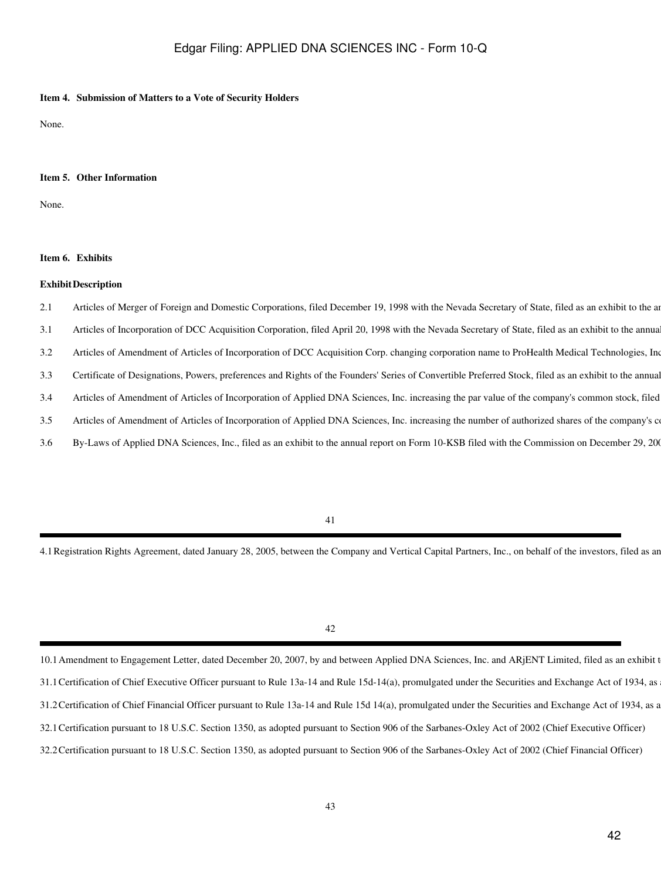**Item 4. Submission of Matters to a Vote of Security Holders**

None.

**Item 5. Other Information**

None.

**Item 6. Exhibits**

| Exhibit | Description |
|---|---|
| 2.1 | Articles of Merger of Foreign and Domestic Corporations, filed December 19, 1998 with the Nevada Secretary of State, filed as an exhibit to the an |
| 3.1 | Articles of Incorporation of DCC Acquisition Corporation, filed April 20, 1998 with the Nevada Secretary of State, filed as an exhibit to the annual |
| 3.2 | Articles of Amendment of Articles of Incorporation of DCC Acquisition Corp. changing corporation name to ProHealth Medical Technologies, Inc |
| 3.3 | Certificate of Designations, Powers, preferences and Rights of the Founders' Series of Convertible Preferred Stock, filed as an exhibit to the annual |
| 3.4 | Articles of Amendment of Articles of Incorporation of Applied DNA Sciences, Inc. increasing the par value of the company's common stock, filed |
| 3.5 | Articles of Amendment of Articles of Incorporation of Applied DNA Sciences, Inc. increasing the number of authorized shares of the company's co |
| 3.6 | By-Laws of Applied DNA Sciences, Inc., filed as an exhibit to the annual report on Form 10-KSB filed with the Commission on December 29, 200 |
| 4.1 | Registration Rights Agreement, dated January 28, 2005, between the Company and Vertical Capital Partners, Inc., on behalf of the investors, filed as an |
| 10.1 | Amendment to Engagement Letter, dated December 20, 2007, by and between Applied DNA Sciences, Inc. and ARjENT Limited, filed as an exhibit t |
| 31.1 | Certification of Chief Executive Officer pursuant to Rule 13a-14 and Rule 15d-14(a), promulgated under the Securities and Exchange Act of 1934, as |
| 31.2 | Certification of Chief Financial Officer pursuant to Rule 13a-14 and Rule 15d 14(a), promulgated under the Securities and Exchange Act of 1934, as a |
| 32.1 | Certification pursuant to 18 U.S.C. Section 1350, as adopted pursuant to Section 906 of the Sarbanes-Oxley Act of 2002 (Chief Executive Officer) |
| 32.2 | Certification pursuant to 18 U.S.C. Section 1350, as adopted pursuant to Section 906 of the Sarbanes-Oxley Act of 2002 (Chief Financial Officer) |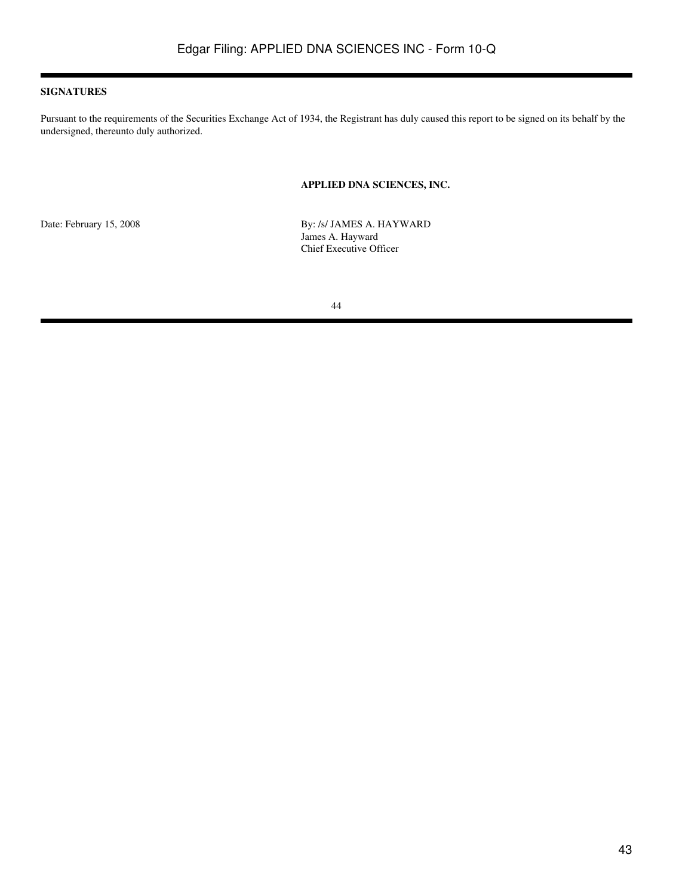**SIGNATURES**

Pursuant to the requirements of the Securities Exchange Act of 1934, the Registrant has duly caused this report to be signed on its behalf by the undersigned, thereunto duly authorized.

**APPLIED DNA SCIENCES, INC.**

Date: February 15, 2008

By: /s/ JAMES A. HAYWARD
James A. Hayward
Chief Executive Officer